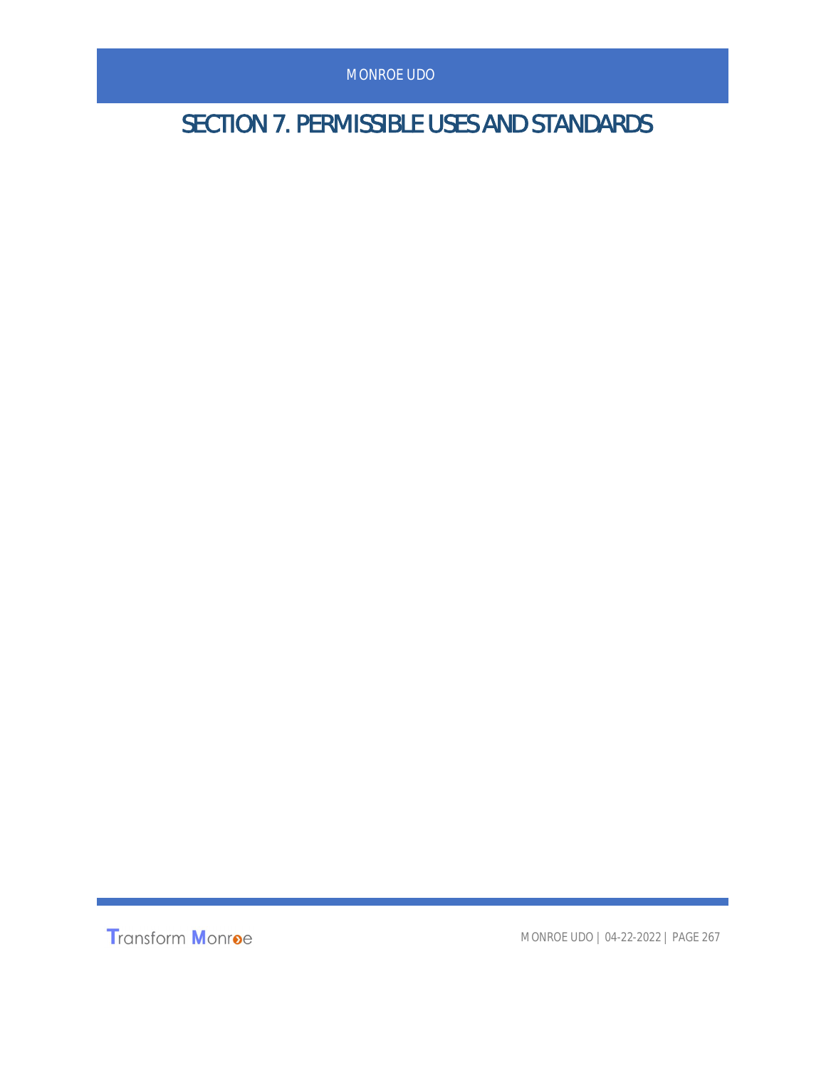# SECTION 7. PERMISSIBLE USES AND STANDARDS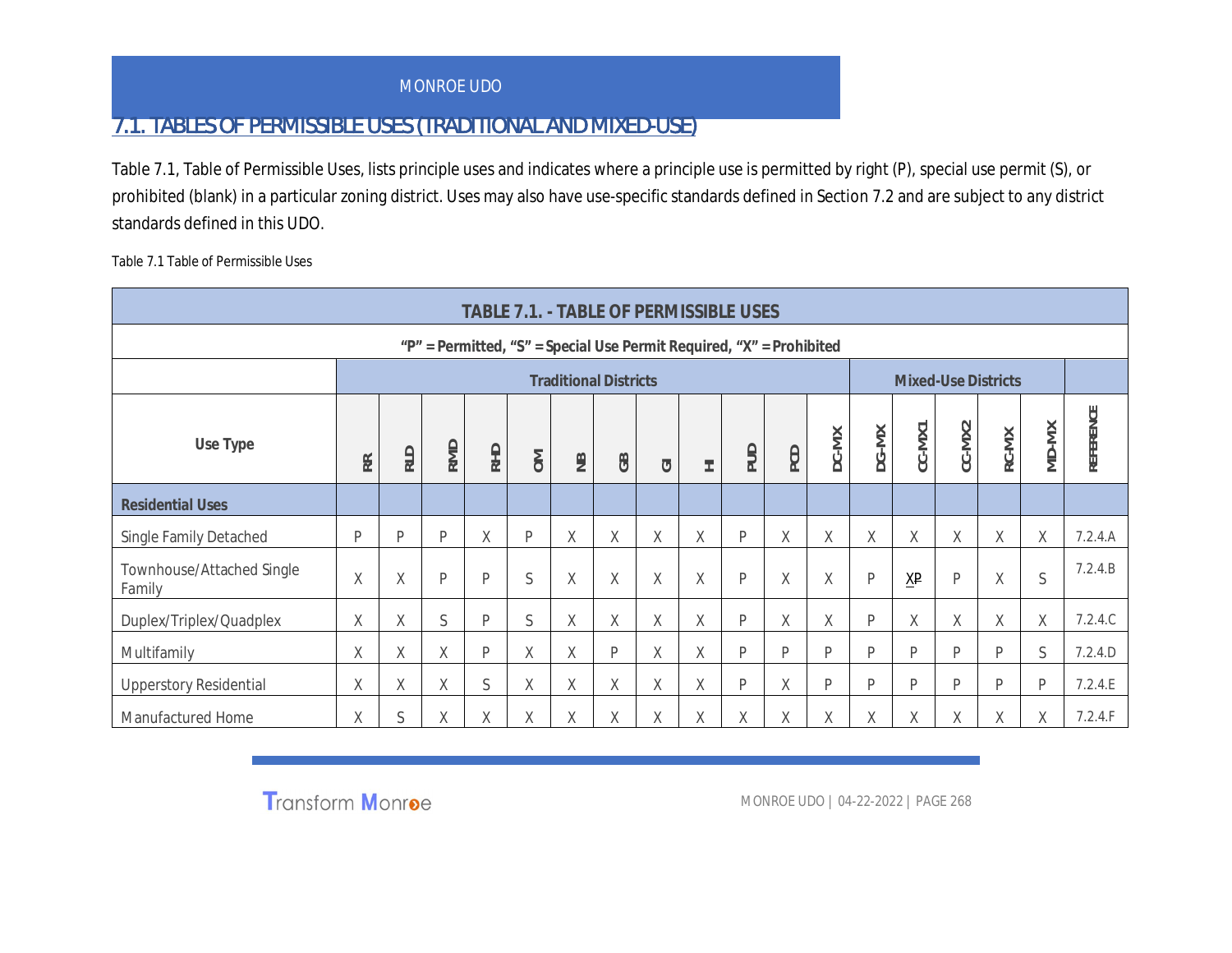## 7.1. TABLES OF PERMISSIBLE USES (TRADITIONAL AND MIXED-USE)

Table 7.1, Table of Permissible Uses, lists principle uses and indicates where a principle use is permitted by right (P), special use permit (S), or prohibited (blank) in a particular zoning district. Uses may also have use-specific standards defined in Section 7.2 and are subject to any district standards defined in this UDO.

Table 7.1 Table of Permissible Uses

| TABLE 7.1. - TABLE OF PERMISSIBLE USES | | | | | | | | | | | | | | | | | | |
|---|---|---|---|---|---|---|---|---|---|---|---|---|---|---|---|---|---|---|
| "P" = Permitted, "S" = Special Use Permit Required, "X" = Prohibited | | | | | | | | | | | | | | | | | | |
| | Traditional Districts | | | | | | | | | | | Mixed-Use Districts | | | | | | |
| Use Type | RR | RLD | RMD | RHD | OM | NB | GB | GI | HI | PUD | PCD | DC-MX | DG-MX | CC-MX1 | CC-MX2 | RC-MX | MD-MX | REFERENCE |
| **Residential Uses** | | | | | | | | | | | | | | | | | | |
| Single Family Detached | P | P | P | X | P | X | X | X | X | P | X | X | X | X | X | X | X | 7.2.4.A |
| Townhouse/Attached Single Family | X | X | P | P | S | X | X | X | X | P | X | X | P | ~~X~~P | P | X | S | 7.2.4.B |
| Duplex/Triplex/Quadplex | X | X | S | P | S | X | X | X | X | P | X | X | P | X | X | X | X | 7.2.4.C |
| Multifamily | X | X | X | P | X | X | P | X | X | P | P | P | P | P | P | P | S | 7.2.4.D |
| Upperstory Residential | X | X | X | S | X | X | X | X | X | P | X | P | P | P | P | P | P | 7.2.4.E |
| Manufactured Home | X | S | X | X | X | X | X | X | X | X | X | X | X | X | X | X | X | 7.2.4.F |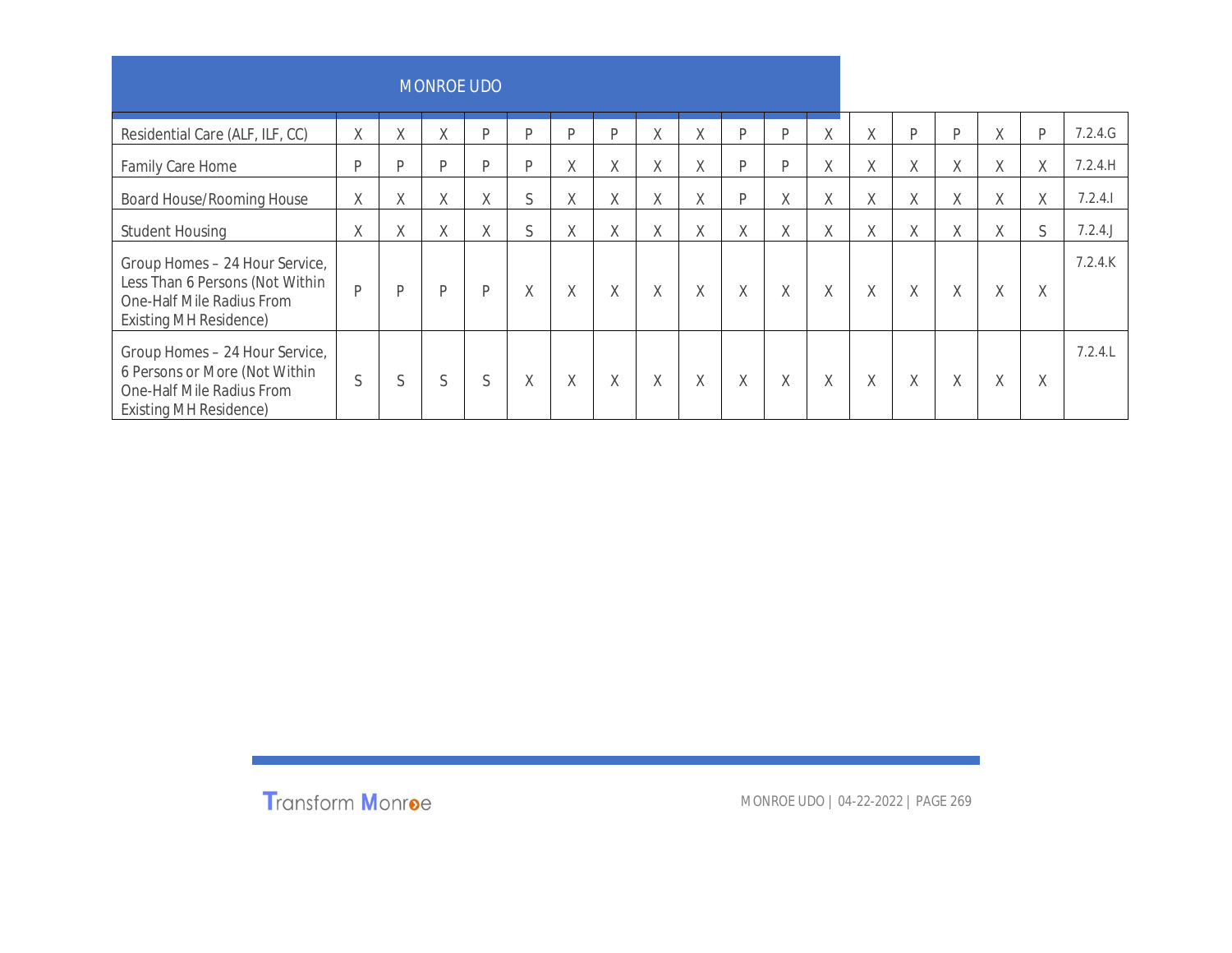| | | | | | | | | | | | | | | | | | | |
|---|---|---|---|---|---|---|---|---|---|---|---|---|---|---|---|---|---|---|
| Residential Care (ALF, ILF, CC) | X | X | X | P | P | P | P | X | X | P | P | X | X | P | P | X | P | 7.2.4.G |
| Family Care Home | P | P | P | P | P | X | X | X | X | P | P | X | X | X | X | X | X | 7.2.4.H |
| Board House/Rooming House | X | X | X | X | S | X | X | X | X | P | X | X | X | X | X | X | X | 7.2.4.I |
| Student Housing | X | X | X | X | S | X | X | X | X | X | X | X | X | X | X | X | S | 7.2.4.J |
| Group Homes – 24 Hour Service, Less Than 6 Persons (Not Within One-Half Mile Radius From Existing MH Residence) | P | P | P | P | X | X | X | X | X | X | X | X | X | X | X | X | X | 7.2.4.K |
| Group Homes – 24 Hour Service, 6 Persons or More (Not Within One-Half Mile Radius From Existing MH Residence) | S | S | S | S | X | X | X | X | X | X | X | X | X | X | X | X | X | 7.2.4.L |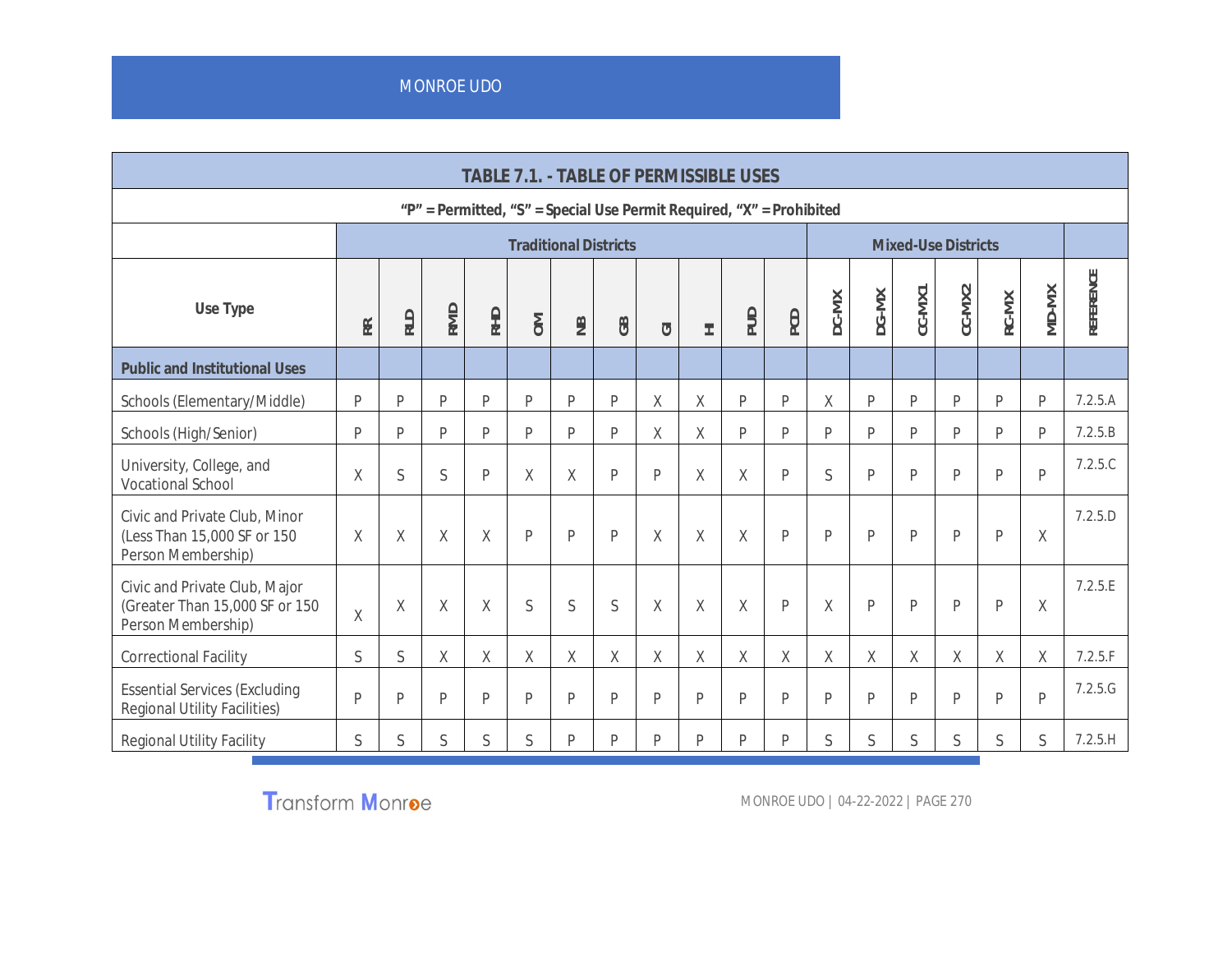| TABLE 7.1. - TABLE OF PERMISSIBLE USES | | | | | | | | | | | | | | | | | | |
|---|---|---|---|---|---|---|---|---|---|---|---|---|---|---|---|---|---|---|
| "P" = Permitted, "S" = Special Use Permit Required, "X" = Prohibited | | | | | | | | | | | | | | | | | | |
| | Traditional Districts | | | | | | | | | | | Mixed-Use Districts | | | | | | |
| Use Type | RR | RLD | RMD | RHD | OM | NB | GB | GI | HI | PUD | PCD | DC-MX | DG-MX | CC-MX1 | CC-MX2 | RC-MX | MD-MX | REFERENCE |
| **Public and Institutional Uses** | | | | | | | | | | | | | | | | | | |
| Schools (Elementary/Middle) | P | P | P | P | P | P | P | X | X | P | P | X | P | P | P | P | P | 7.2.5.A |
| Schools (High/Senior) | P | P | P | P | P | P | P | X | X | P | P | P | P | P | P | P | P | 7.2.5.B |
| University, College, and Vocational School | X | S | S | P | X | X | P | P | X | X | P | S | P | P | P | P | P | 7.2.5.C |
| Civic and Private Club, Minor (Less Than 15,000 SF or 150 Person Membership) | X | X | X | X | P | P | P | X | X | X | P | P | P | P | P | P | X | 7.2.5.D |
| Civic and Private Club, Major (Greater Than 15,000 SF or 150 Person Membership) | X | X | X | X | S | S | S | X | X | X | P | X | P | P | P | P | X | 7.2.5.E |
| Correctional Facility | S | S | X | X | X | X | X | X | X | X | X | X | X | X | X | X | X | 7.2.5.F |
| Essential Services (Excluding Regional Utility Facilities) | P | P | P | P | P | P | P | P | P | P | P | P | P | P | P | P | P | 7.2.5.G |
| Regional Utility Facility | S | S | S | S | S | P | P | P | P | P | P | S | S | S | S | S | S | 7.2.5.H |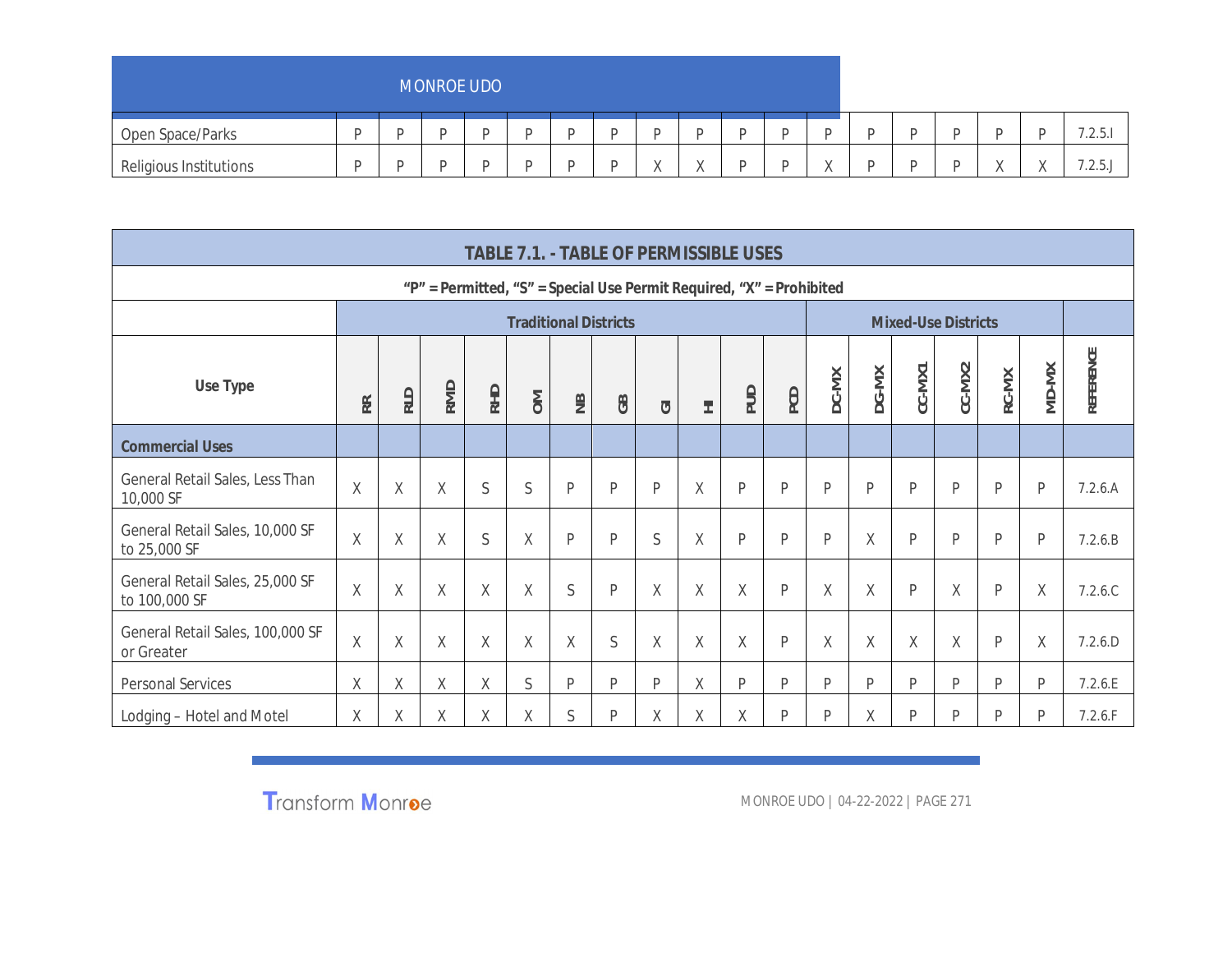| Open Space/Parks | P | P | P | P | P | P | P | P | P | P | P | P | P | P | P | P | P | 7.2.5.I |
|---|---|---|---|---|---|---|---|---|---|---|---|---|---|---|---|---|---|---|
| Religious Institutions | P | P | P | P | P | P | P | X | X | P | P | X | P | P | P | X | X | 7.2.5.J |

| TABLE 7.1. - TABLE OF PERMISSIBLE USES | | | | | | | | | | | | | | | | | | |
|---|---|---|---|---|---|---|---|---|---|---|---|---|---|---|---|---|---|---|
| "P" = Permitted, "S" = Special Use Permit Required, "X" = Prohibited | | | | | | | | | | | | | | | | | | |
| | Traditional Districts | | | | | | | | | | | Mixed-Use Districts | | | | | | |
| Use Type | RR | RLD | RMD | RHD | OM | NB | GB | GI | HI | PUD | PCD | DC-MX | DG-MX | CC-MX1 | CC-MX2 | RC-MX | MD-MX | REFERENCE |
| **Commercial Uses** | | | | | | | | | | | | | | | | | | |
| General Retail Sales, Less Than 10,000 SF | X | X | X | S | S | P | P | P | X | P | P | P | P | P | P | P | P | 7.2.6.A |
| General Retail Sales, 10,000 SF to 25,000 SF | X | X | X | S | X | P | P | S | X | P | P | P | X | P | P | P | P | 7.2.6.B |
| General Retail Sales, 25,000 SF to 100,000 SF | X | X | X | X | X | S | P | X | X | X | P | X | X | P | X | P | X | 7.2.6.C |
| General Retail Sales, 100,000 SF or Greater | X | X | X | X | X | X | S | X | X | X | P | X | X | X | X | P | X | 7.2.6.D |
| Personal Services | X | X | X | X | S | P | P | P | X | P | P | P | P | P | P | P | P | 7.2.6.E |
| Lodging – Hotel and Motel | X | X | X | X | X | S | P | X | X | X | P | P | X | P | P | P | P | 7.2.6.F |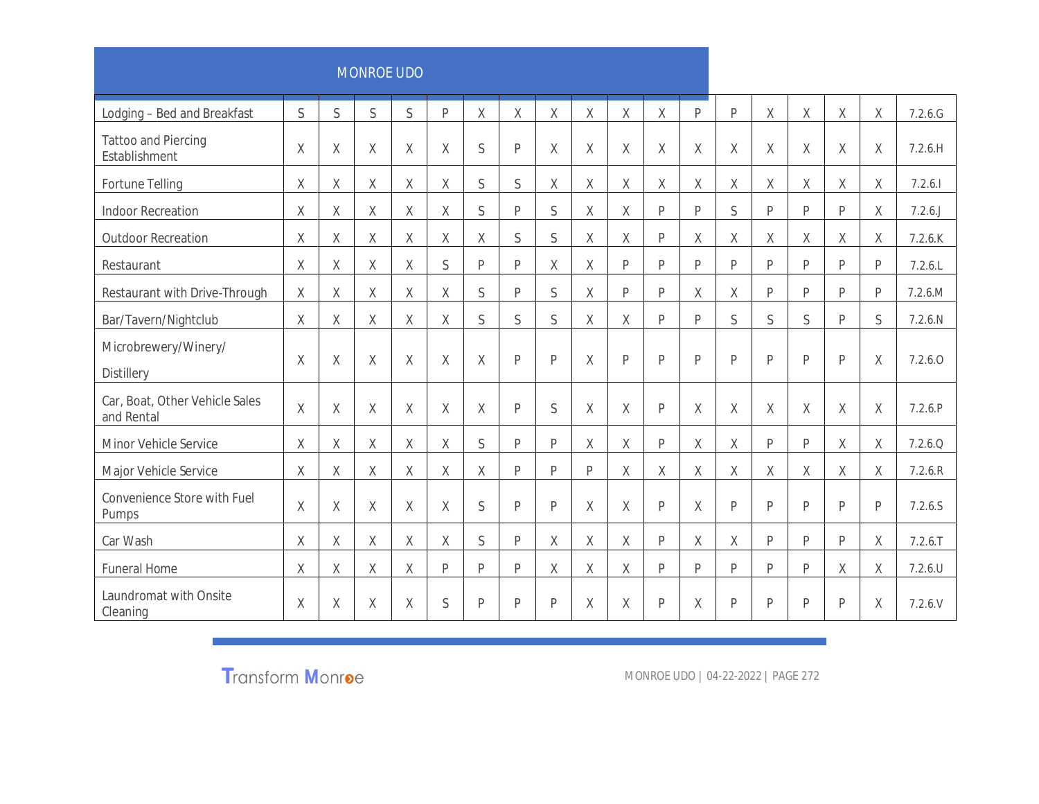| | | | | | | | | | | | | | | | | | | |
|---|---|---|---|---|---|---|---|---|---|---|---|---|---|---|---|---|---|---|
| Lodging – Bed and Breakfast | S | S | S | S | P | X | X | X | X | X | X | P | P | X | X | X | X | 7.2.6.G |
| Tattoo and Piercing Establishment | X | X | X | X | X | S | P | X | X | X | X | X | X | X | X | X | X | 7.2.6.H |
| Fortune Telling | X | X | X | X | X | S | S | X | X | X | X | X | X | X | X | X | X | 7.2.6.I |
| Indoor Recreation | X | X | X | X | X | S | P | S | X | X | P | P | S | P | P | P | X | 7.2.6.J |
| Outdoor Recreation | X | X | X | X | X | X | S | S | X | X | P | X | X | X | X | X | X | 7.2.6.K |
| Restaurant | X | X | X | X | S | P | P | X | X | P | P | P | P | P | P | P | P | 7.2.6.L |
| Restaurant with Drive-Through | X | X | X | X | X | S | P | S | X | P | P | X | X | P | P | P | P | 7.2.6.M |
| Bar/Tavern/Nightclub | X | X | X | X | X | S | S | S | X | X | P | P | S | S | S | P | S | 7.2.6.N |
| Microbrewery/Winery/ Distillery | X | X | X | X | X | X | P | P | X | P | P | P | P | P | P | P | X | 7.2.6.O |
| Car, Boat, Other Vehicle Sales and Rental | X | X | X | X | X | X | P | S | X | X | P | X | X | X | X | X | X | 7.2.6.P |
| Minor Vehicle Service | X | X | X | X | X | S | P | P | X | X | P | X | X | P | P | X | X | 7.2.6.Q |
| Major Vehicle Service | X | X | X | X | X | X | P | P | P | X | X | X | X | X | X | X | X | 7.2.6.R |
| Convenience Store with Fuel Pumps | X | X | X | X | X | S | P | P | X | X | P | X | P | P | P | P | P | 7.2.6.S |
| Car Wash | X | X | X | X | X | S | P | X | X | X | P | X | X | P | P | P | X | 7.2.6.T |
| Funeral Home | X | X | X | X | P | P | P | X | X | X | P | P | P | P | P | X | X | 7.2.6.U |
| Laundromat with Onsite Cleaning | X | X | X | X | S | P | P | P | X | X | P | X | P | P | P | P | X | 7.2.6.V |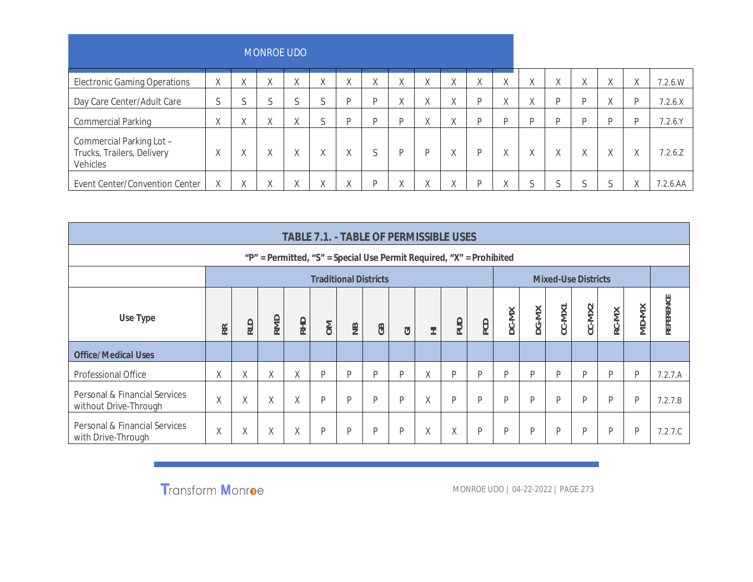| | | | | | | | | | | | | | | | | | | |
|---|---|---|---|---|---|---|---|---|---|---|---|---|---|---|---|---|---|---|
| Electronic Gaming Operations | X | X | X | X | X | X | X | X | X | X | X | X | X | X | X | X | X | 7.2.6.W |
| Day Care Center/Adult Care | S | S | S | S | S | P | P | X | X | X | P | X | X | P | P | X | P | 7.2.6.X |
| Commercial Parking | X | X | X | X | S | P | P | P | X | X | P | P | P | P | P | P | P | 7.2.6.Y |
| Commercial Parking Lot – Trucks, Trailers, Delivery Vehicles | X | X | X | X | X | X | S | P | P | X | P | X | X | X | X | X | X | 7.2.6.Z |
| Event Center/Convention Center | X | X | X | X | X | X | P | X | X | X | P | X | S | S | S | S | X | 7.2.6.AA |

**TABLE 7.1. - TABLE OF PERMISSIBLE USES**

**“P” = Permitted, “S” = Special Use Permit Required, “X” = Prohibited**

| | Traditional Districts | | | | | | | | | | | Mixed-Use Districts | | | | | | |
|---|---|---|---|---|---|---|---|---|---|---|---|---|---|---|---|---|---|---|
| **Use Type** | **RR** | **RLD** | **RMD** | **RHD** | **OM** | **NB** | **GB** | **GI** | **HI** | **PUD** | **PCD** | **DC-MX** | **DG-MX** | **CC-MX1** | **CC-MX2** | **RC-MX** | **MD-MX** | **REFERENCE** |
| **Office/Medical Uses** | | | | | | | | | | | | | | | | | | |
| Professional Office | X | X | X | X | P | P | P | P | X | P | P | P | P | P | P | P | P | 7.2.7.A |
| Personal & Financial Services without Drive-Through | X | X | X | X | P | P | P | P | X | P | P | P | P | P | P | P | P | 7.2.7.B |
| Personal & Financial Services with Drive-Through | X | X | X | X | P | P | P | P | X | X | P | P | P | P | P | P | P | 7.2.7.C |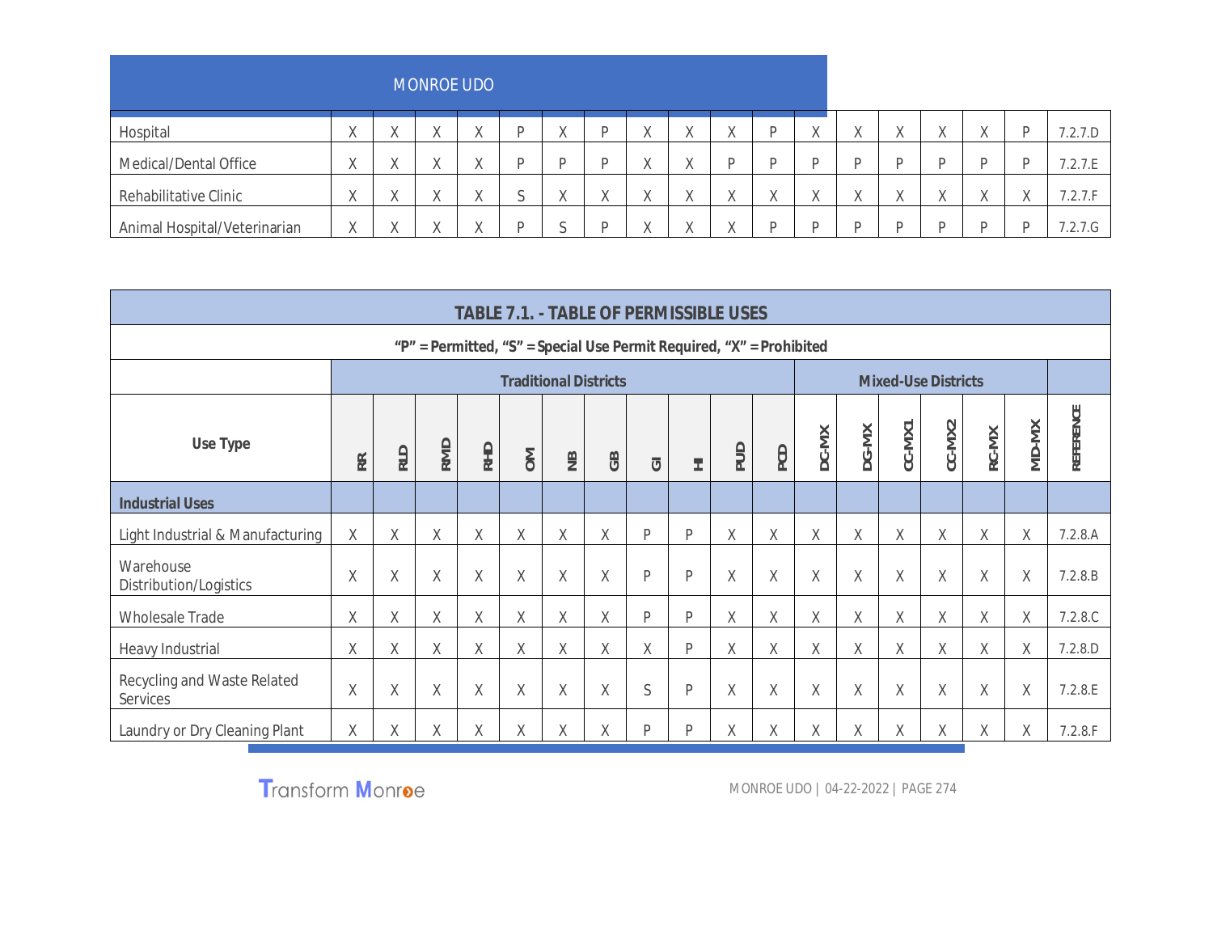| | | | | | | | | | | | | | | | | | | |
|---|---|---|---|---|---|---|---|---|---|---|---|---|---|---|---|---|---|---|
| Hospital | X | X | X | X | P | X | P | X | X | X | P | X | X | X | X | X | P | 7.2.7.D |
| Medical/Dental Office | X | X | X | X | P | P | P | X | X | P | P | P | P | P | P | P | P | 7.2.7.E |
| Rehabilitative Clinic | X | X | X | X | S | X | X | X | X | X | X | X | X | X | X | X | X | 7.2.7.F |
| Animal Hospital/Veterinarian | X | X | X | X | P | S | P | X | X | X | P | P | P | P | P | P | P | 7.2.7.G |

**TABLE 7.1. - TABLE OF PERMISSIBLE USES**

**“P” = Permitted, “S” = Special Use Permit Required, “X” = Prohibited**

| | **Traditional Districts** | | | | | | | | | | | **Mixed-Use Districts** | | | | | | |
|---|---|---|---|---|---|---|---|---|---|---|---|---|---|---|---|---|---|---|
| **Use Type** | **RR** | **RLD** | **RMD** | **RHD** | **OM** | **NB** | **GB** | **GI** | **HI** | **PUD** | **PCD** | **DC-MX** | **DG-MX** | **CC-MX1** | **CC-MX2** | **RC-MX** | **MD-MX** | **REFERENCE** |
| **Industrial Uses** | | | | | | | | | | | | | | | | | | |
| Light Industrial & Manufacturing | X | X | X | X | X | X | X | P | P | X | X | X | X | X | X | X | X | 7.2.8.A |
| Warehouse Distribution/Logistics | X | X | X | X | X | X | X | P | P | X | X | X | X | X | X | X | X | 7.2.8.B |
| Wholesale Trade | X | X | X | X | X | X | X | P | P | X | X | X | X | X | X | X | X | 7.2.8.C |
| Heavy Industrial | X | X | X | X | X | X | X | X | P | X | X | X | X | X | X | X | X | 7.2.8.D |
| Recycling and Waste Related Services | X | X | X | X | X | X | X | S | P | X | X | X | X | X | X | X | X | 7.2.8.E |
| Laundry or Dry Cleaning Plant | X | X | X | X | X | X | X | P | P | X | X | X | X | X | X | X | X | 7.2.8.F |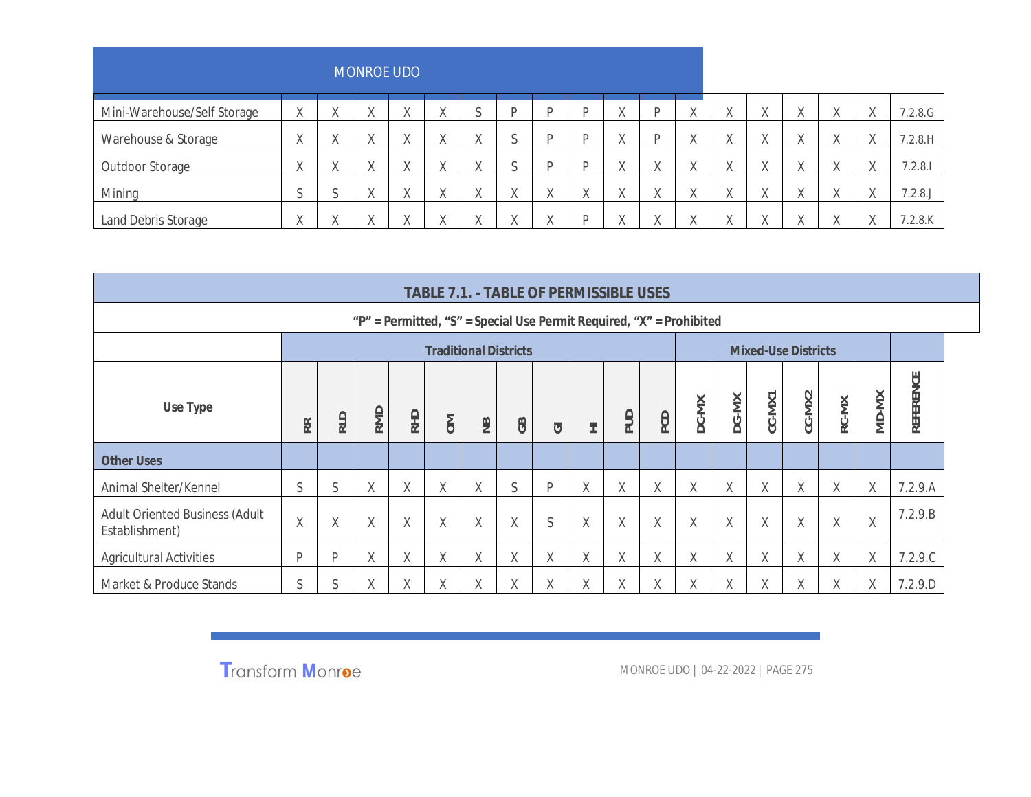| | | | | | | | | | | | | | | | | | |
|---|---|---|---|---|---|---|---|---|---|---|---|---|---|---|---|---|---|
| Mini-Warehouse/Self Storage | X | X | X | X | X | S | P | P | P | X | P | X | X | X | X | X | X | 7.2.8.G |
| Warehouse & Storage | X | X | X | X | X | X | S | P | P | X | P | X | X | X | X | X | X | 7.2.8.H |
| Outdoor Storage | X | X | X | X | X | X | S | P | P | X | X | X | X | X | X | X | X | 7.2.8.I |
| Mining | S | S | X | X | X | X | X | X | X | X | X | X | X | X | X | X | X | 7.2.8.J |
| Land Debris Storage | X | X | X | X | X | X | X | X | P | X | X | X | X | X | X | X | X | 7.2.8.K |

## TABLE 7.1. - TABLE OF PERMISSIBLE USES

**"P" = Permitted, "S" = Special Use Permit Required, "X" = Prohibited**

| | Traditional Districts | | | | | | | | | | | Mixed-Use Districts | | | | | | |
|---|---|---|---|---|---|---|---|---|---|---|---|---|---|---|---|---|---|---|
| **Use Type** | **RR** | **RLD** | **RMD** | **RHD** | **OM** | **NB** | **GB** | **GI** | **HI** | **PUD** | **PCD** | **DC-MX** | **DG-MX** | **CC-MX1** | **CC-MX2** | **RC-MX** | **MD-MX** | **REFERENCE** |
| **Other Uses** | | | | | | | | | | | | | | | | | | |
| Animal Shelter/Kennel | S | S | X | X | X | X | S | P | X | X | X | X | X | X | X | X | X | 7.2.9.A |
| Adult Oriented Business (Adult Establishment) | X | X | X | X | X | X | X | S | X | X | X | X | X | X | X | X | X | 7.2.9.B |
| Agricultural Activities | P | P | X | X | X | X | X | X | X | X | X | X | X | X | X | X | X | 7.2.9.C |
| Market & Produce Stands | S | S | X | X | X | X | X | X | X | X | X | X | X | X | X | X | X | 7.2.9.D |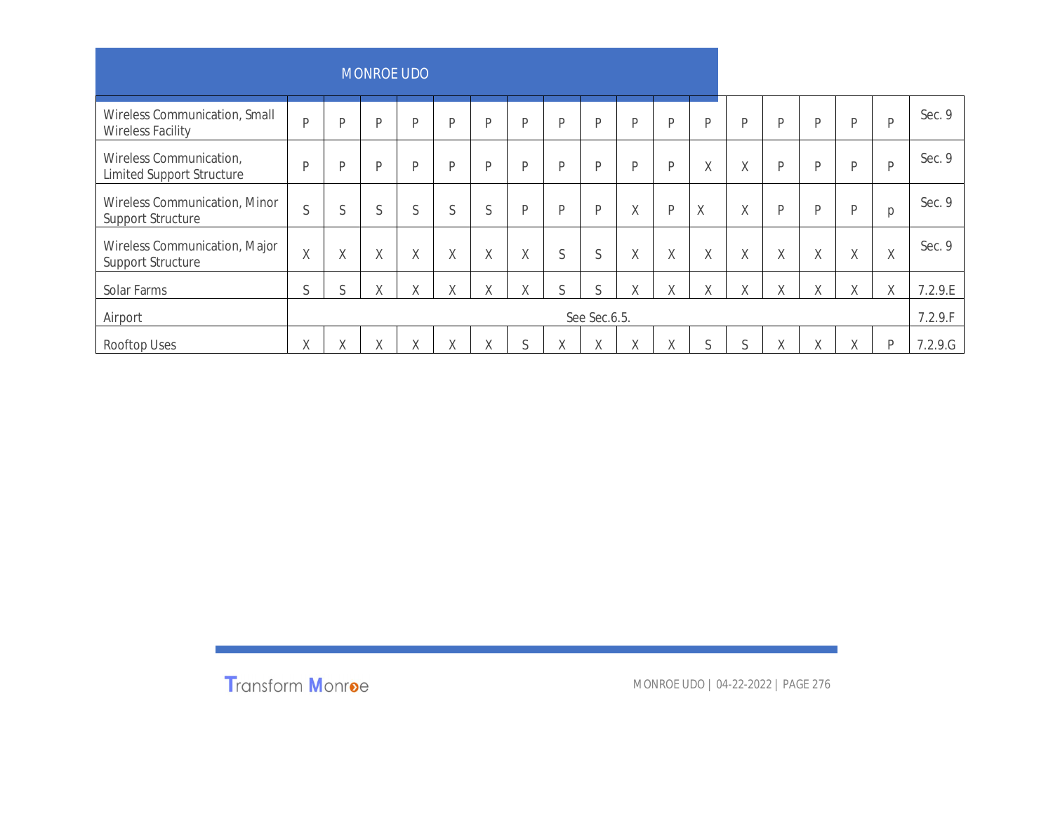| | | | | | | | | | | | | | | | | | | |
|---|---|---|---|---|---|---|---|---|---|---|---|---|---|---|---|---|---|---|
| Wireless Communication, Small Wireless Facility | P | P | P | P | P | P | P | P | P | P | P | P | P | P | P | P | P | Sec. 9 |
| Wireless Communication, Limited Support Structure | P | P | P | P | P | P | P | P | P | P | P | X | X | P | P | P | P | Sec. 9 |
| Wireless Communication, Minor Support Structure | S | S | S | S | S | S | P | P | P | X | P | X | X | P | P | P | p | Sec. 9 |
| Wireless Communication, Major Support Structure | X | X | X | X | X | X | X | S | S | X | X | X | X | X | X | X | X | Sec. 9 |
| Solar Farms | S | S | X | X | X | X | X | S | S | X | X | X | X | X | X | X | X | 7.2.9.E |
| Airport | See Sec.6.5. | | | | | | | | | | | | | | | | | 7.2.9.F |
| Rooftop Uses | X | X | X | X | X | X | S | X | X | X | X | S | S | X | X | X | P | 7.2.9.G |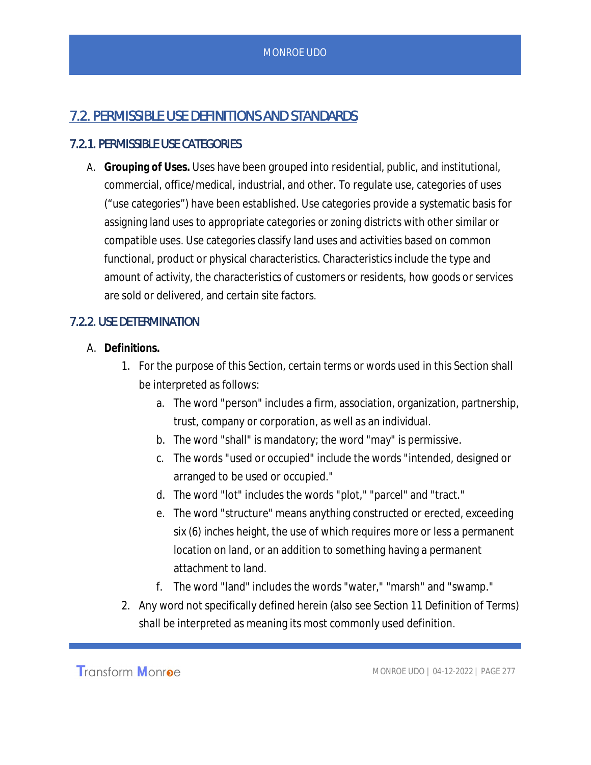## 7.2. PERMISSIBLE USE DEFINITIONS AND STANDARDS

### 7.2.1. PERMISSIBLE USE CATEGORIES

A. **Grouping of Uses.** Uses have been grouped into residential, public, and institutional, commercial, office/medical, industrial, and other. To regulate use, categories of uses ("use categories") have been established. Use categories provide a systematic basis for assigning land uses to appropriate categories or zoning districts with other similar or compatible uses. Use categories classify land uses and activities based on common functional, product or physical characteristics. Characteristics include the type and amount of activity, the characteristics of customers or residents, how goods or services are sold or delivered, and certain site factors.

### 7.2.2. USE DETERMINATION

A. **Definitions.**
   1. For the purpose of this Section, certain terms or words used in this Section shall be interpreted as follows:
      a. The word "person" includes a firm, association, organization, partnership, trust, company or corporation, as well as an individual.
      b. The word "shall" is mandatory; the word "may" is permissive.
      c. The words "used or occupied" include the words "intended, designed or arranged to be used or occupied."
      d. The word "lot" includes the words "plot," "parcel" and "tract."
      e. The word "structure" means anything constructed or erected, exceeding six (6) inches height, the use of which requires more or less a permanent location on land, or an addition to something having a permanent attachment to land.
      f. The word "land" includes the words "water," "marsh" and "swamp."
   2. Any word not specifically defined herein (also see Section 11 Definition of Terms) shall be interpreted as meaning its most commonly used definition.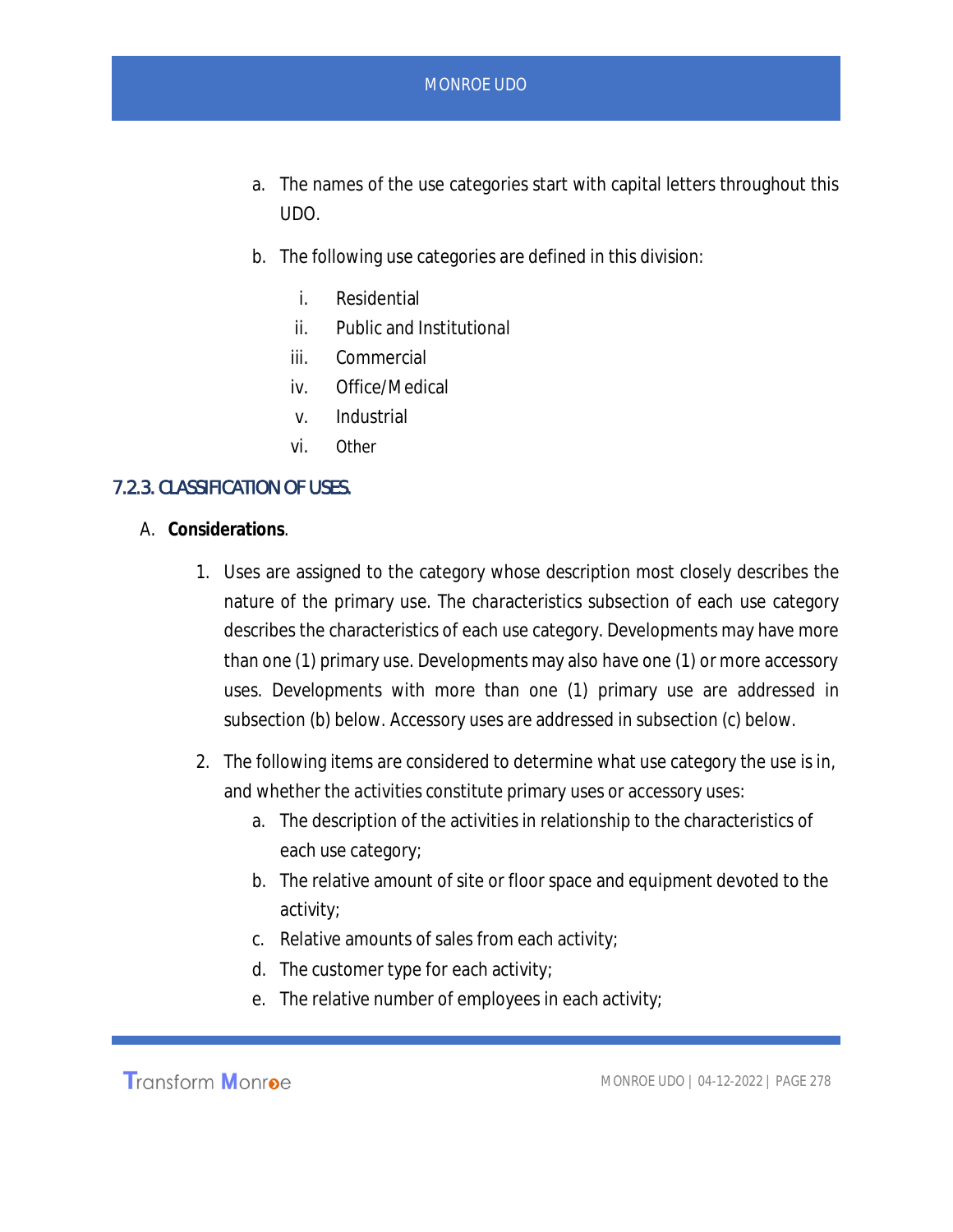a. The names of the use categories start with capital letters throughout this UDO.

b. The following use categories are defined in this division:

   i. Residential
   ii. Public and Institutional
   iii. Commercial
   iv. Office/Medical
   v. Industrial
   vi. Other

### 7.2.3. CLASSIFICATION OF USES.

A. **Considerations**.

1. Uses are assigned to the category whose description most closely describes the nature of the primary use. The characteristics subsection of each use category describes the characteristics of each use category. Developments may have more than one (1) primary use. Developments may also have one (1) or more accessory uses. Developments with more than one (1) primary use are addressed in subsection (b) below. Accessory uses are addressed in subsection (c) below.

2. The following items are considered to determine what use category the use is in, and whether the activities constitute primary uses or accessory uses:
   a. The description of the activities in relationship to the characteristics of each use category;
   b. The relative amount of site or floor space and equipment devoted to the activity;
   c. Relative amounts of sales from each activity;
   d. The customer type for each activity;
   e. The relative number of employees in each activity;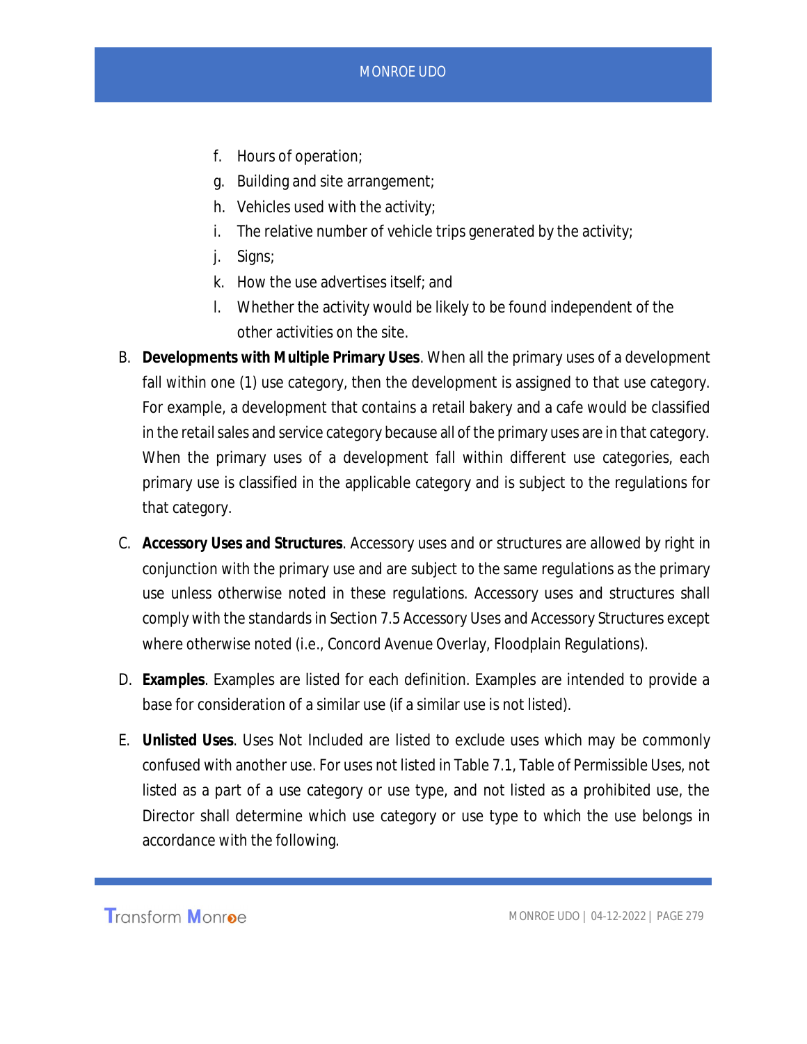f. Hours of operation;
g. Building and site arrangement;
h. Vehicles used with the activity;
i. The relative number of vehicle trips generated by the activity;
j. Signs;
k. How the use advertises itself; and
l. Whether the activity would be likely to be found independent of the other activities on the site.

B. **Developments with Multiple Primary Uses**. When all the primary uses of a development fall within one (1) use category, then the development is assigned to that use category. For example, a development that contains a retail bakery and a cafe would be classified in the retail sales and service category because all of the primary uses are in that category. When the primary uses of a development fall within different use categories, each primary use is classified in the applicable category and is subject to the regulations for that category.

C. **Accessory Uses and Structures**. Accessory uses and or structures are allowed by right in conjunction with the primary use and are subject to the same regulations as the primary use unless otherwise noted in these regulations. Accessory uses and structures shall comply with the standards in Section 7.5 Accessory Uses and Accessory Structures except where otherwise noted (i.e., Concord Avenue Overlay, Floodplain Regulations).

D. **Examples**. Examples are listed for each definition. Examples are intended to provide a base for consideration of a similar use (if a similar use is not listed).

E. **Unlisted Uses**. Uses Not Included are listed to exclude uses which may be commonly confused with another use. For uses not listed in Table 7.1, Table of Permissible Uses, not listed as a part of a use category or use type, and not listed as a prohibited use, the Director shall determine which use category or use type to which the use belongs in accordance with the following.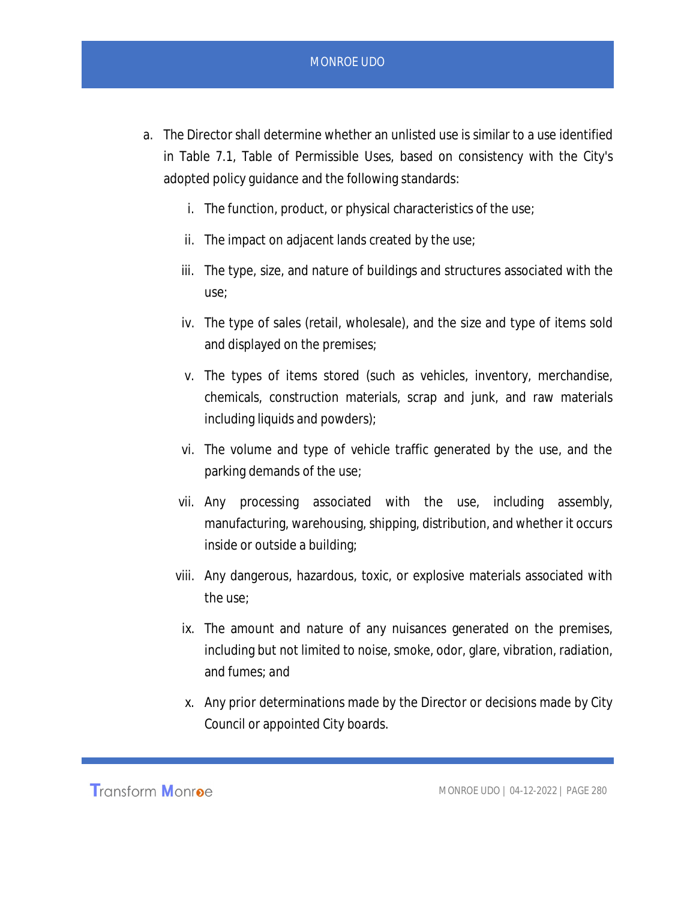a. The Director shall determine whether an unlisted use is similar to a use identified in Table 7.1, Table of Permissible Uses, based on consistency with the City's adopted policy guidance and the following standards:

    i. The function, product, or physical characteristics of the use;

    ii. The impact on adjacent lands created by the use;

    iii. The type, size, and nature of buildings and structures associated with the use;

    iv. The type of sales (retail, wholesale), and the size and type of items sold and displayed on the premises;

    v. The types of items stored (such as vehicles, inventory, merchandise, chemicals, construction materials, scrap and junk, and raw materials including liquids and powders);

    vi. The volume and type of vehicle traffic generated by the use, and the parking demands of the use;

    vii. Any processing associated with the use, including assembly, manufacturing, warehousing, shipping, distribution, and whether it occurs inside or outside a building;

    viii. Any dangerous, hazardous, toxic, or explosive materials associated with the use;

    ix. The amount and nature of any nuisances generated on the premises, including but not limited to noise, smoke, odor, glare, vibration, radiation, and fumes; and

    x. Any prior determinations made by the Director or decisions made by City Council or appointed City boards.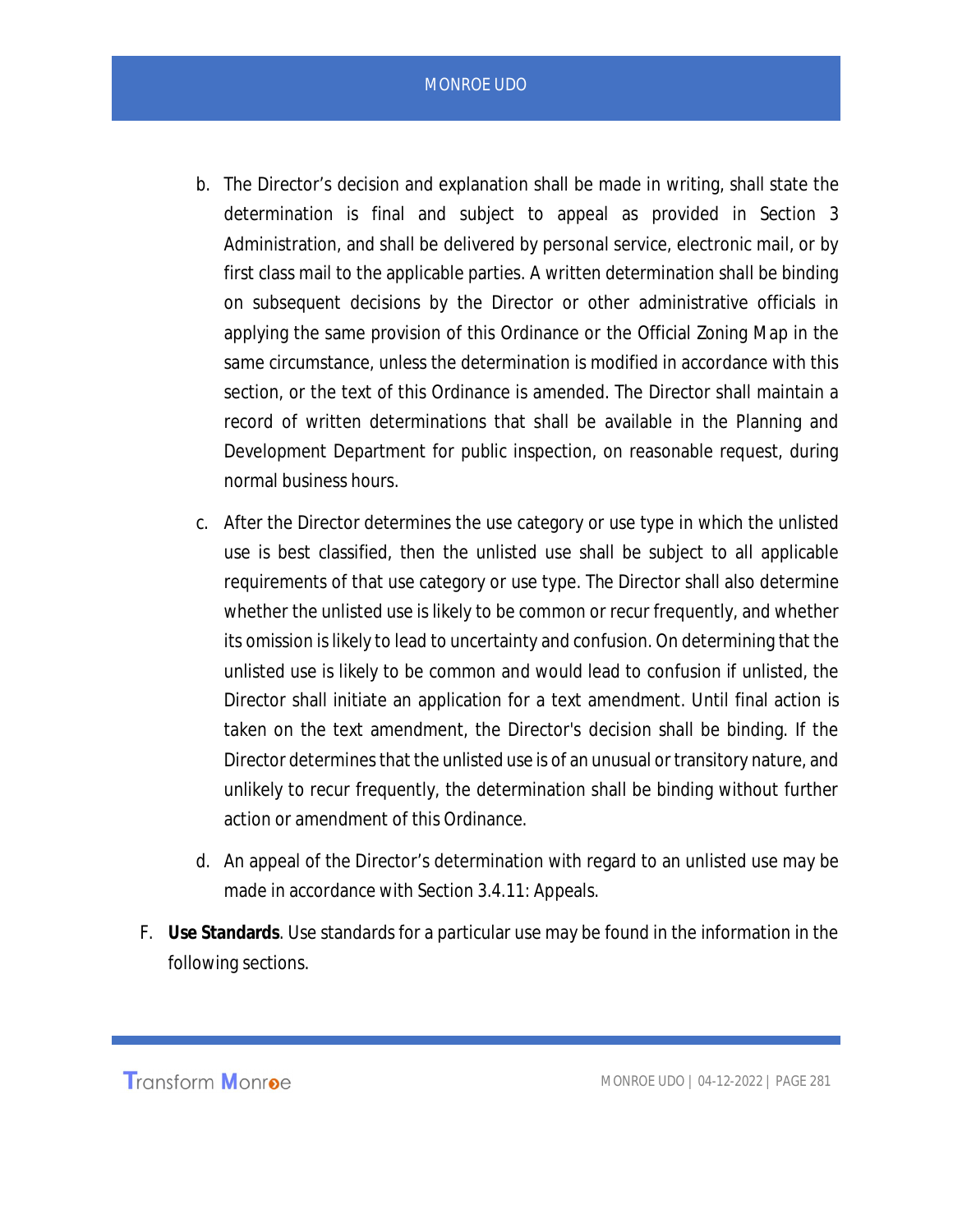b. The Director's decision and explanation shall be made in writing, shall state the determination is final and subject to appeal as provided in Section 3 Administration, and shall be delivered by personal service, electronic mail, or by first class mail to the applicable parties. A written determination shall be binding on subsequent decisions by the Director or other administrative officials in applying the same provision of this Ordinance or the Official Zoning Map in the same circumstance, unless the determination is modified in accordance with this section, or the text of this Ordinance is amended. The Director shall maintain a record of written determinations that shall be available in the Planning and Development Department for public inspection, on reasonable request, during normal business hours.

c. After the Director determines the use category or use type in which the unlisted use is best classified, then the unlisted use shall be subject to all applicable requirements of that use category or use type. The Director shall also determine whether the unlisted use is likely to be common or recur frequently, and whether its omission is likely to lead to uncertainty and confusion. On determining that the unlisted use is likely to be common and would lead to confusion if unlisted, the Director shall initiate an application for a text amendment. Until final action is taken on the text amendment, the Director's decision shall be binding. If the Director determines that the unlisted use is of an unusual or transitory nature, and unlikely to recur frequently, the determination shall be binding without further action or amendment of this Ordinance.

d. An appeal of the Director's determination with regard to an unlisted use may be made in accordance with Section 3.4.11: Appeals.

F. **Use Standards**. Use standards for a particular use may be found in the information in the following sections.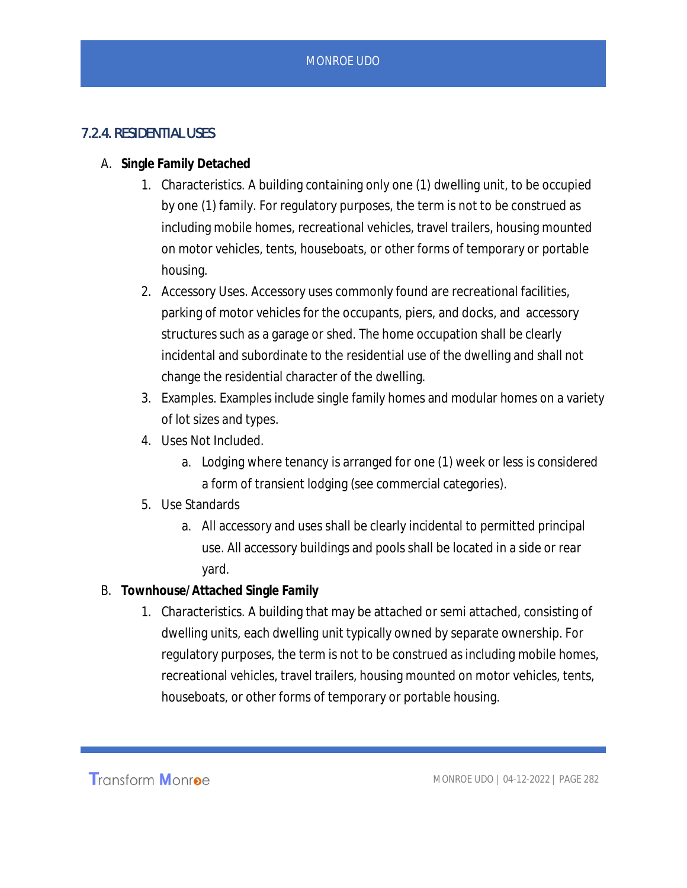### 7.2.4. RESIDENTIAL USES

A. **Single Family Detached**

1. Characteristics. A building containing only one (1) dwelling unit, to be occupied by one (1) family. For regulatory purposes, the term is not to be construed as including mobile homes, recreational vehicles, travel trailers, housing mounted on motor vehicles, tents, houseboats, or other forms of temporary or portable housing.
2. Accessory Uses. Accessory uses commonly found are recreational facilities, parking of motor vehicles for the occupants, piers, and docks, and accessory structures such as a garage or shed. The home occupation shall be clearly incidental and subordinate to the residential use of the dwelling and shall not change the residential character of the dwelling.
3. Examples. Examples include single family homes and modular homes on a variety of lot sizes and types.
4. Uses Not Included.
   a. Lodging where tenancy is arranged for one (1) week or less is considered a form of transient lodging (see commercial categories).
5. Use Standards
   a. All accessory and uses shall be clearly incidental to permitted principal use. All accessory buildings and pools shall be located in a side or rear yard.

B. **Townhouse/Attached Single Family**

1. Characteristics. A building that may be attached or semi attached, consisting of dwelling units, each dwelling unit typically owned by separate ownership. For regulatory purposes, the term is not to be construed as including mobile homes, recreational vehicles, travel trailers, housing mounted on motor vehicles, tents, houseboats, or other forms of temporary or portable housing.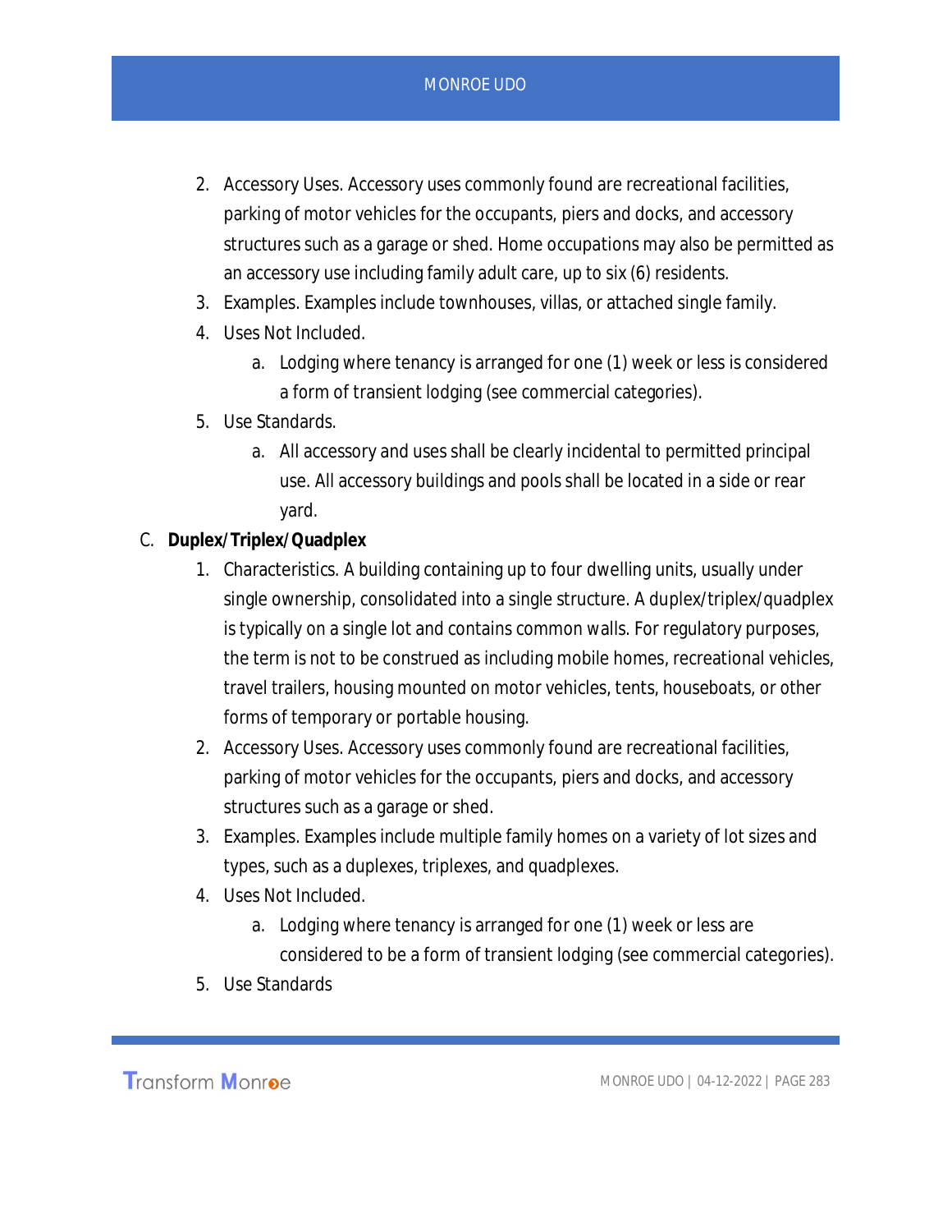2. Accessory Uses. Accessory uses commonly found are recreational facilities, parking of motor vehicles for the occupants, piers and docks, and accessory structures such as a garage or shed. Home occupations may also be permitted as an accessory use including family adult care, up to six (6) residents.
3. Examples. Examples include townhouses, villas, or attached single family.
4. Uses Not Included.
    a. Lodging where tenancy is arranged for one (1) week or less is considered a form of transient lodging (see commercial categories).
5. Use Standards.
    a. All accessory and uses shall be clearly incidental to permitted principal use. All accessory buildings and pools shall be located in a side or rear yard.

C. **Duplex/Triplex/Quadplex**

1. Characteristics. A building containing up to four dwelling units, usually under single ownership, consolidated into a single structure. A duplex/triplex/quadplex is typically on a single lot and contains common walls. For regulatory purposes, the term is not to be construed as including mobile homes, recreational vehicles, travel trailers, housing mounted on motor vehicles, tents, houseboats, or other forms of temporary or portable housing.
2. Accessory Uses. Accessory uses commonly found are recreational facilities, parking of motor vehicles for the occupants, piers and docks, and accessory structures such as a garage or shed.
3. Examples. Examples include multiple family homes on a variety of lot sizes and types, such as a duplexes, triplexes, and quadplexes.
4. Uses Not Included.
    a. Lodging where tenancy is arranged for one (1) week or less are considered to be a form of transient lodging (see commercial categories).
5. Use Standards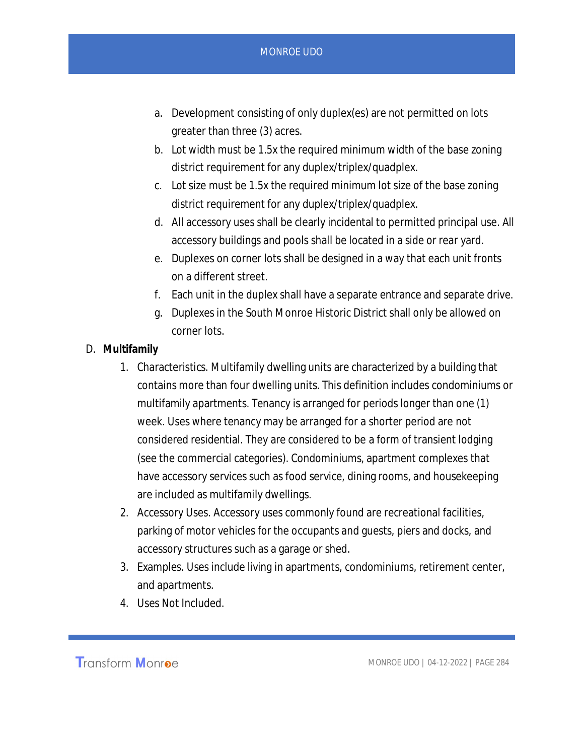a. Development consisting of only duplex(es) are not permitted on lots greater than three (3) acres.
b. Lot width must be 1.5x the required minimum width of the base zoning district requirement for any duplex/triplex/quadplex.
c. Lot size must be 1.5x the required minimum lot size of the base zoning district requirement for any duplex/triplex/quadplex.
d. All accessory uses shall be clearly incidental to permitted principal use. All accessory buildings and pools shall be located in a side or rear yard.
e. Duplexes on corner lots shall be designed in a way that each unit fronts on a different street.
f. Each unit in the duplex shall have a separate entrance and separate drive.
g. Duplexes in the South Monroe Historic District shall only be allowed on corner lots.

D. **Multifamily**

1. Characteristics. Multifamily dwelling units are characterized by a building that contains more than four dwelling units. This definition includes condominiums or multifamily apartments. Tenancy is arranged for periods longer than one (1) week. Uses where tenancy may be arranged for a shorter period are not considered residential. They are considered to be a form of transient lodging (see the commercial categories). Condominiums, apartment complexes that have accessory services such as food service, dining rooms, and housekeeping are included as multifamily dwellings.
2. Accessory Uses. Accessory uses commonly found are recreational facilities, parking of motor vehicles for the occupants and guests, piers and docks, and accessory structures such as a garage or shed.
3. Examples. Uses include living in apartments, condominiums, retirement center, and apartments.
4. Uses Not Included.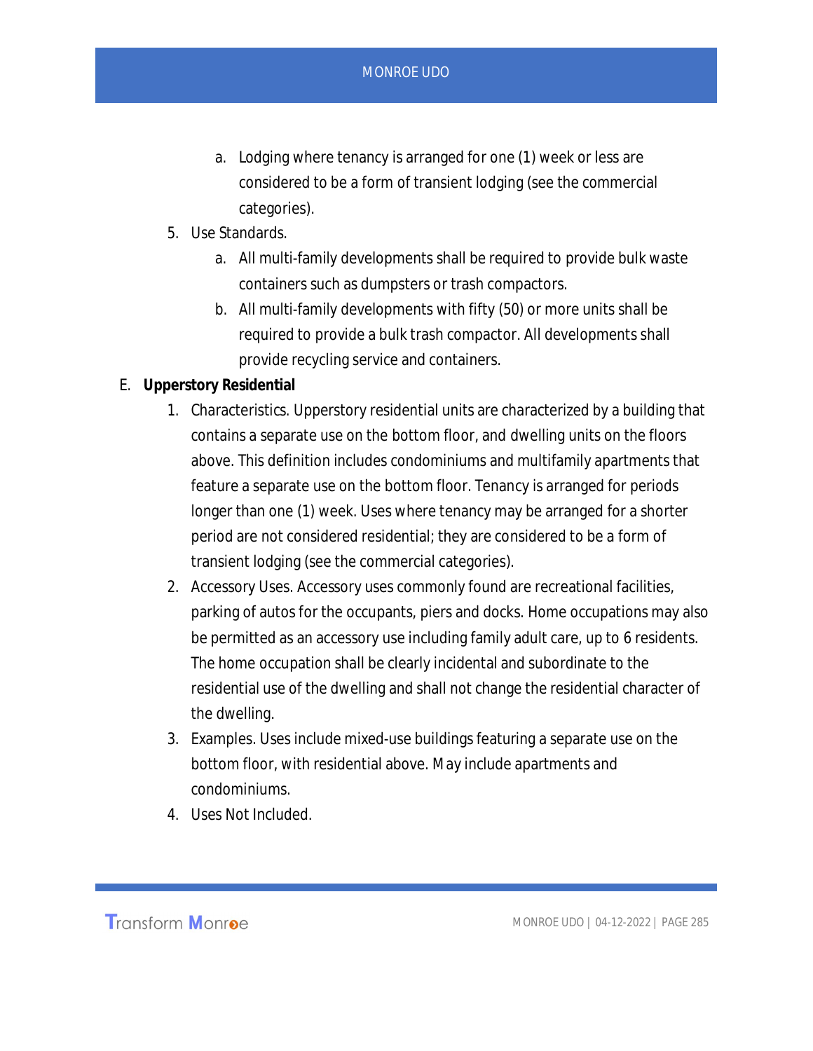a. Lodging where tenancy is arranged for one (1) week or less are considered to be a form of transient lodging (see the commercial categories).

5. Use Standards.
   a. All multi-family developments shall be required to provide bulk waste containers such as dumpsters or trash compactors.
   b. All multi-family developments with fifty (50) or more units shall be required to provide a bulk trash compactor. All developments shall provide recycling service and containers.

E. **Upperstory Residential**

1. Characteristics. Upperstory residential units are characterized by a building that contains a separate use on the bottom floor, and dwelling units on the floors above. This definition includes condominiums and multifamily apartments that feature a separate use on the bottom floor. Tenancy is arranged for periods longer than one (1) week. Uses where tenancy may be arranged for a shorter period are not considered residential; they are considered to be a form of transient lodging (see the commercial categories).
2. Accessory Uses. Accessory uses commonly found are recreational facilities, parking of autos for the occupants, piers and docks. Home occupations may also be permitted as an accessory use including family adult care, up to 6 residents. The home occupation shall be clearly incidental and subordinate to the residential use of the dwelling and shall not change the residential character of the dwelling.
3. Examples. Uses include mixed-use buildings featuring a separate use on the bottom floor, with residential above. May include apartments and condominiums.
4. Uses Not Included.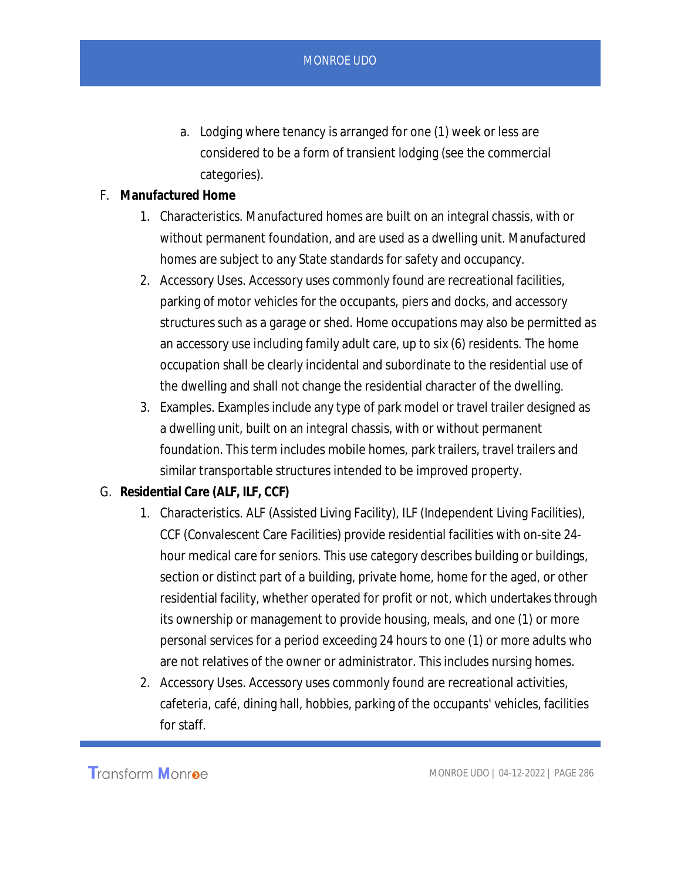a. Lodging where tenancy is arranged for one (1) week or less are considered to be a form of transient lodging (see the commercial categories).

F. **Manufactured Home**

1. Characteristics. Manufactured homes are built on an integral chassis, with or without permanent foundation, and are used as a dwelling unit. Manufactured homes are subject to any State standards for safety and occupancy.
2. Accessory Uses. Accessory uses commonly found are recreational facilities, parking of motor vehicles for the occupants, piers and docks, and accessory structures such as a garage or shed. Home occupations may also be permitted as an accessory use including family adult care, up to six (6) residents. The home occupation shall be clearly incidental and subordinate to the residential use of the dwelling and shall not change the residential character of the dwelling.
3. Examples. Examples include any type of park model or travel trailer designed as a dwelling unit, built on an integral chassis, with or without permanent foundation. This term includes mobile homes, park trailers, travel trailers and similar transportable structures intended to be improved property.

G. **Residential Care (ALF, ILF, CCF)**

1. Characteristics. ALF (Assisted Living Facility), ILF (Independent Living Facilities), CCF (Convalescent Care Facilities) provide residential facilities with on-site 24-hour medical care for seniors. This use category describes building or buildings, section or distinct part of a building, private home, home for the aged, or other residential facility, whether operated for profit or not, which undertakes through its ownership or management to provide housing, meals, and one (1) or more personal services for a period exceeding 24 hours to one (1) or more adults who are not relatives of the owner or administrator. This includes nursing homes.
2. Accessory Uses. Accessory uses commonly found are recreational activities, cafeteria, café, dining hall, hobbies, parking of the occupants' vehicles, facilities for staff.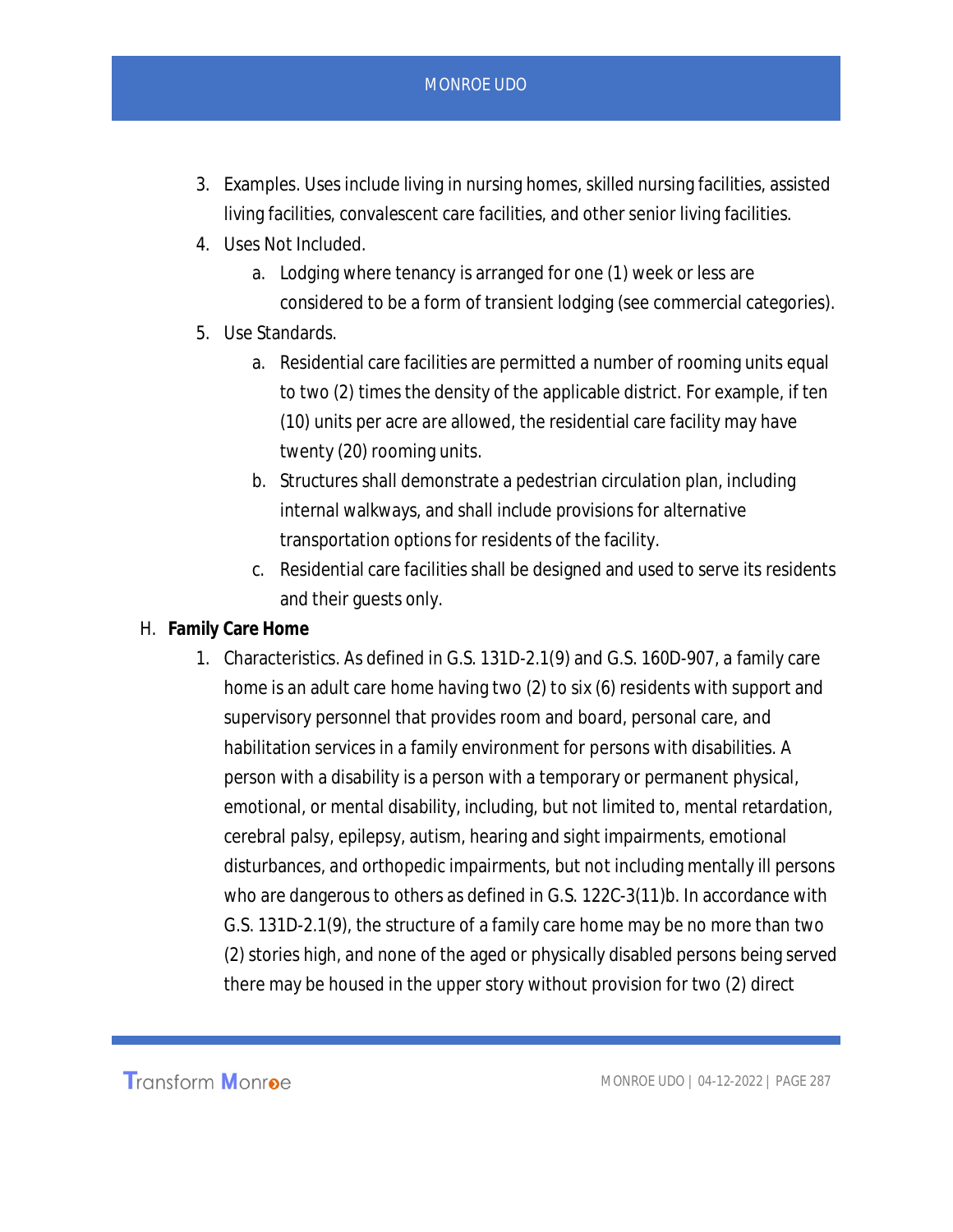3. Examples. Uses include living in nursing homes, skilled nursing facilities, assisted living facilities, convalescent care facilities, and other senior living facilities.
4. Uses Not Included.
   a. Lodging where tenancy is arranged for one (1) week or less are considered to be a form of transient lodging (see commercial categories).
5. Use Standards.
   a. Residential care facilities are permitted a number of rooming units equal to two (2) times the density of the applicable district. For example, if ten (10) units per acre are allowed, the residential care facility may have twenty (20) rooming units.
   b. Structures shall demonstrate a pedestrian circulation plan, including internal walkways, and shall include provisions for alternative transportation options for residents of the facility.
   c. Residential care facilities shall be designed and used to serve its residents and their guests only.

H. **Family Care Home**

1. Characteristics. As defined in G.S. 131D-2.1(9) and G.S. 160D-907, a family care home is an adult care home having two (2) to six (6) residents with support and supervisory personnel that provides room and board, personal care, and habilitation services in a family environment for persons with disabilities. A person with a disability is a person with a temporary or permanent physical, emotional, or mental disability, including, but not limited to, mental retardation, cerebral palsy, epilepsy, autism, hearing and sight impairments, emotional disturbances, and orthopedic impairments, but not including mentally ill persons who are dangerous to others as defined in G.S. 122C-3(11)b. In accordance with G.S. 131D-2.1(9), the structure of a family care home may be no more than two (2) stories high, and none of the aged or physically disabled persons being served there may be housed in the upper story without provision for two (2) direct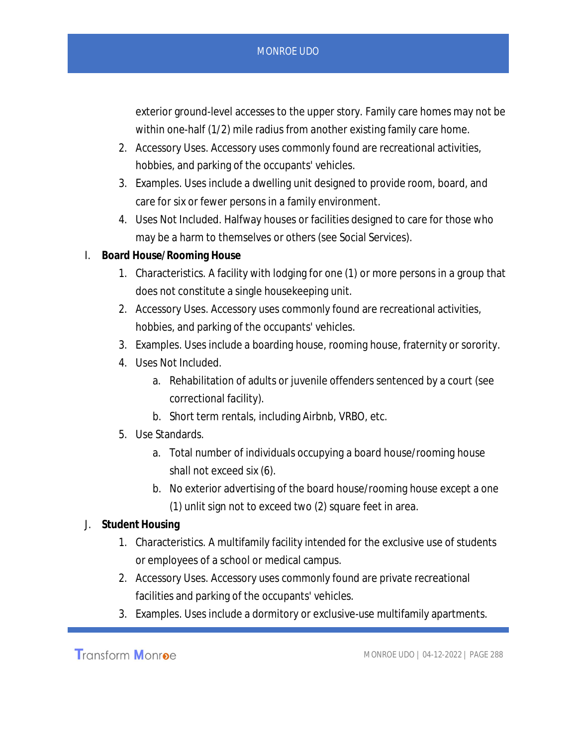exterior ground-level accesses to the upper story. Family care homes may not be within one-half (1/2) mile radius from another existing family care home.

2. Accessory Uses. Accessory uses commonly found are recreational activities, hobbies, and parking of the occupants' vehicles.
3. Examples. Uses include a dwelling unit designed to provide room, board, and care for six or fewer persons in a family environment.
4. Uses Not Included. Halfway houses or facilities designed to care for those who may be a harm to themselves or others (see Social Services).

I. **Board House/Rooming House**

1. Characteristics. A facility with lodging for one (1) or more persons in a group that does not constitute a single housekeeping unit.
2. Accessory Uses. Accessory uses commonly found are recreational activities, hobbies, and parking of the occupants' vehicles.
3. Examples. Uses include a boarding house, rooming house, fraternity or sorority.
4. Uses Not Included.
   a. Rehabilitation of adults or juvenile offenders sentenced by a court (see correctional facility).
   b. Short term rentals, including Airbnb, VRBO, etc.
5. Use Standards.
   a. Total number of individuals occupying a board house/rooming house shall not exceed six (6).
   b. No exterior advertising of the board house/rooming house except a one (1) unlit sign not to exceed two (2) square feet in area.

J. **Student Housing**

1. Characteristics. A multifamily facility intended for the exclusive use of students or employees of a school or medical campus.
2. Accessory Uses. Accessory uses commonly found are private recreational facilities and parking of the occupants' vehicles.
3. Examples. Uses include a dormitory or exclusive-use multifamily apartments.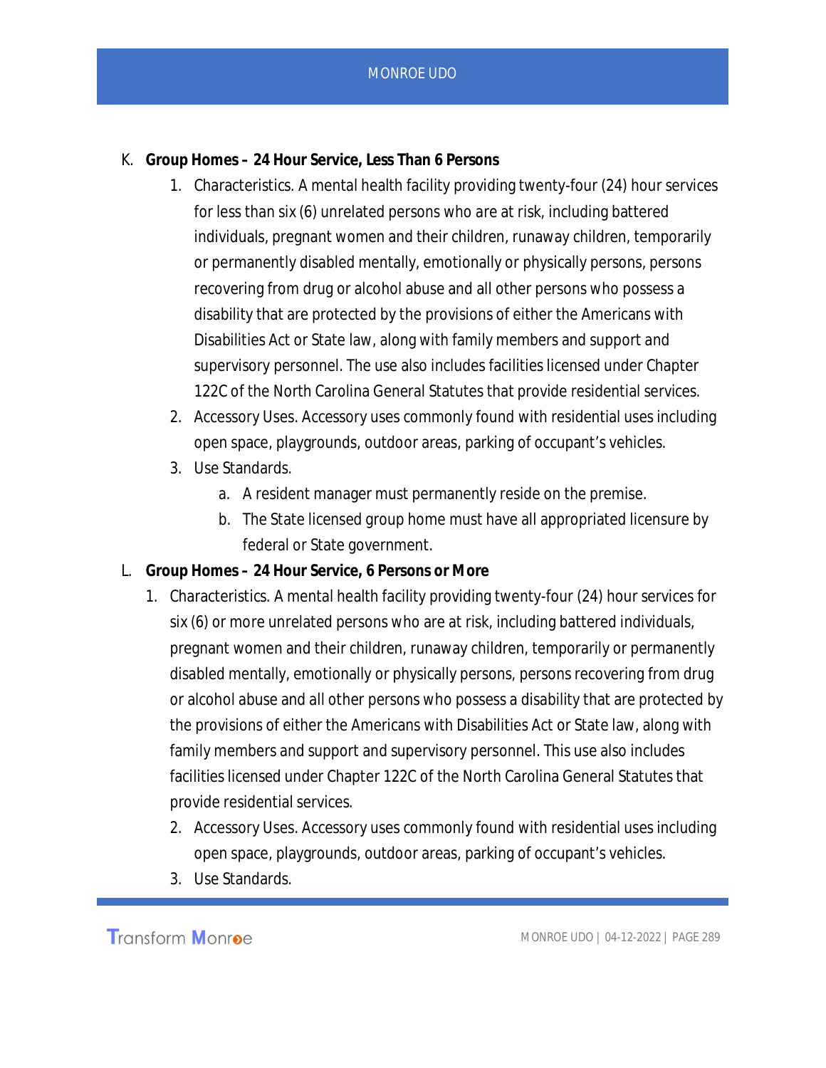K. **Group Homes – 24 Hour Service, Less Than 6 Persons**

1. Characteristics. A mental health facility providing twenty-four (24) hour services for less than six (6) unrelated persons who are at risk, including battered individuals, pregnant women and their children, runaway children, temporarily or permanently disabled mentally, emotionally or physically persons, persons recovering from drug or alcohol abuse and all other persons who possess a disability that are protected by the provisions of either the Americans with Disabilities Act or State law, along with family members and support and supervisory personnel. The use also includes facilities licensed under Chapter 122C of the North Carolina General Statutes that provide residential services.
2. Accessory Uses. Accessory uses commonly found with residential uses including open space, playgrounds, outdoor areas, parking of occupant's vehicles.
3. Use Standards.
   a. A resident manager must permanently reside on the premise.
   b. The State licensed group home must have all appropriated licensure by federal or State government.

L. **Group Homes – 24 Hour Service, 6 Persons or More**

1. Characteristics. A mental health facility providing twenty-four (24) hour services for six (6) or more unrelated persons who are at risk, including battered individuals, pregnant women and their children, runaway children, temporarily or permanently disabled mentally, emotionally or physically persons, persons recovering from drug or alcohol abuse and all other persons who possess a disability that are protected by the provisions of either the Americans with Disabilities Act or State law, along with family members and support and supervisory personnel. This use also includes facilities licensed under Chapter 122C of the North Carolina General Statutes that provide residential services.
2. Accessory Uses. Accessory uses commonly found with residential uses including open space, playgrounds, outdoor areas, parking of occupant's vehicles.
3. Use Standards.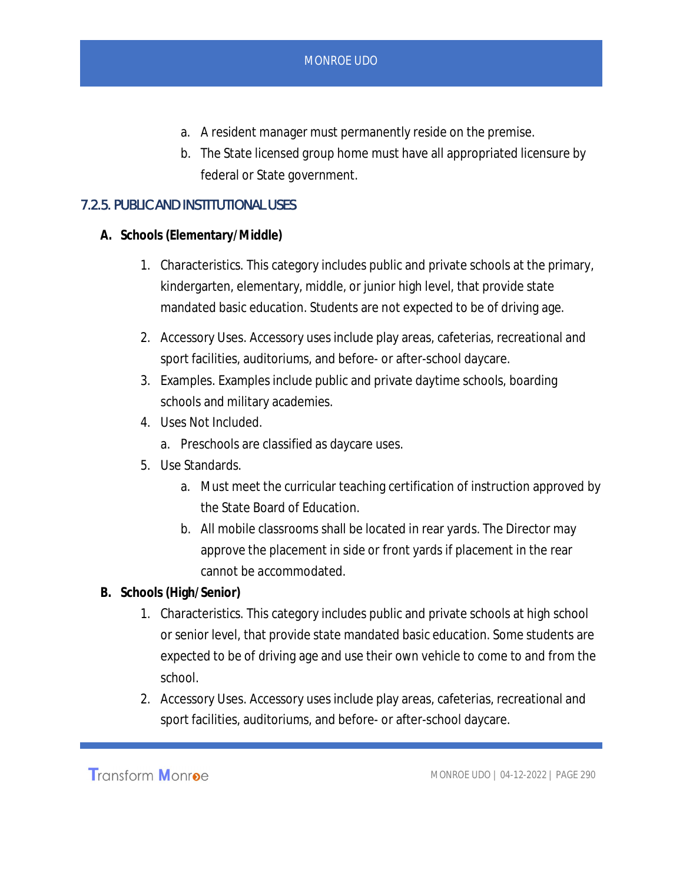a. A resident manager must permanently reside on the premise.
b. The State licensed group home must have all appropriated licensure by federal or State government.

### 7.2.5. PUBLIC AND INSTITUTIONAL USES

**A. Schools (Elementary/Middle)**

1. Characteristics. This category includes public and private schools at the primary, kindergarten, elementary, middle, or junior high level, that provide state mandated basic education. Students are not expected to be of driving age.
2. Accessory Uses. Accessory uses include play areas, cafeterias, recreational and sport facilities, auditoriums, and before- or after-school daycare.
3. Examples. Examples include public and private daytime schools, boarding schools and military academies.
4. Uses Not Included.
   a. Preschools are classified as daycare uses.
5. Use Standards.
   a. Must meet the curricular teaching certification of instruction approved by the State Board of Education.
   b. All mobile classrooms shall be located in rear yards. The Director may approve the placement in side or front yards if placement in the rear cannot be accommodated.

**B. Schools (High/Senior)**

1. Characteristics. This category includes public and private schools at high school or senior level, that provide state mandated basic education. Some students are expected to be of driving age and use their own vehicle to come to and from the school.
2. Accessory Uses. Accessory uses include play areas, cafeterias, recreational and sport facilities, auditoriums, and before- or after-school daycare.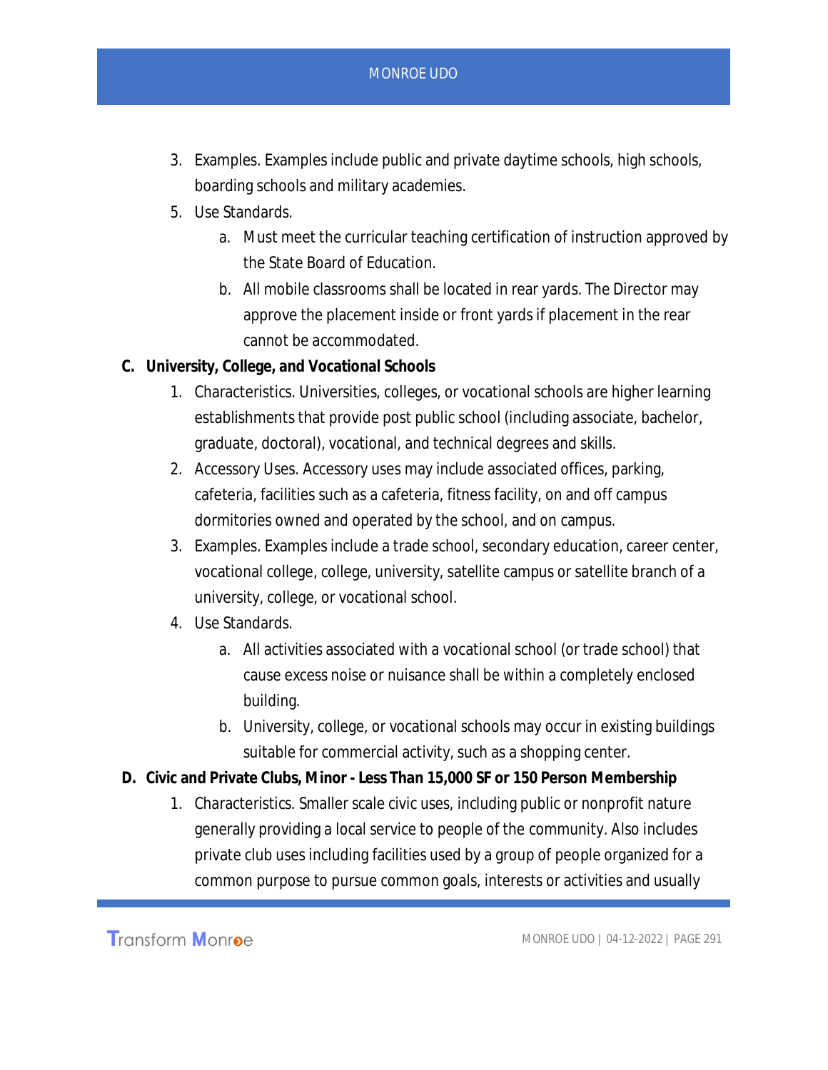3. Examples. Examples include public and private daytime schools, high schools, boarding schools and military academies.
5. Use Standards.
   a. Must meet the curricular teaching certification of instruction approved by the State Board of Education.
   b. All mobile classrooms shall be located in rear yards. The Director may approve the placement inside or front yards if placement in the rear cannot be accommodated.

**C. University, College, and Vocational Schools**

1. Characteristics. Universities, colleges, or vocational schools are higher learning establishments that provide post public school (including associate, bachelor, graduate, doctoral), vocational, and technical degrees and skills.
2. Accessory Uses. Accessory uses may include associated offices, parking, cafeteria, facilities such as a cafeteria, fitness facility, on and off campus dormitories owned and operated by the school, and on campus.
3. Examples. Examples include a trade school, secondary education, career center, vocational college, college, university, satellite campus or satellite branch of a university, college, or vocational school.
4. Use Standards.
   a. All activities associated with a vocational school (or trade school) that cause excess noise or nuisance shall be within a completely enclosed building.
   b. University, college, or vocational schools may occur in existing buildings suitable for commercial activity, such as a shopping center.

**D. Civic and Private Clubs, Minor - Less Than 15,000 SF or 150 Person Membership**

1. Characteristics. Smaller scale civic uses, including public or nonprofit nature generally providing a local service to people of the community. Also includes private club uses including facilities used by a group of people organized for a common purpose to pursue common goals, interests or activities and usually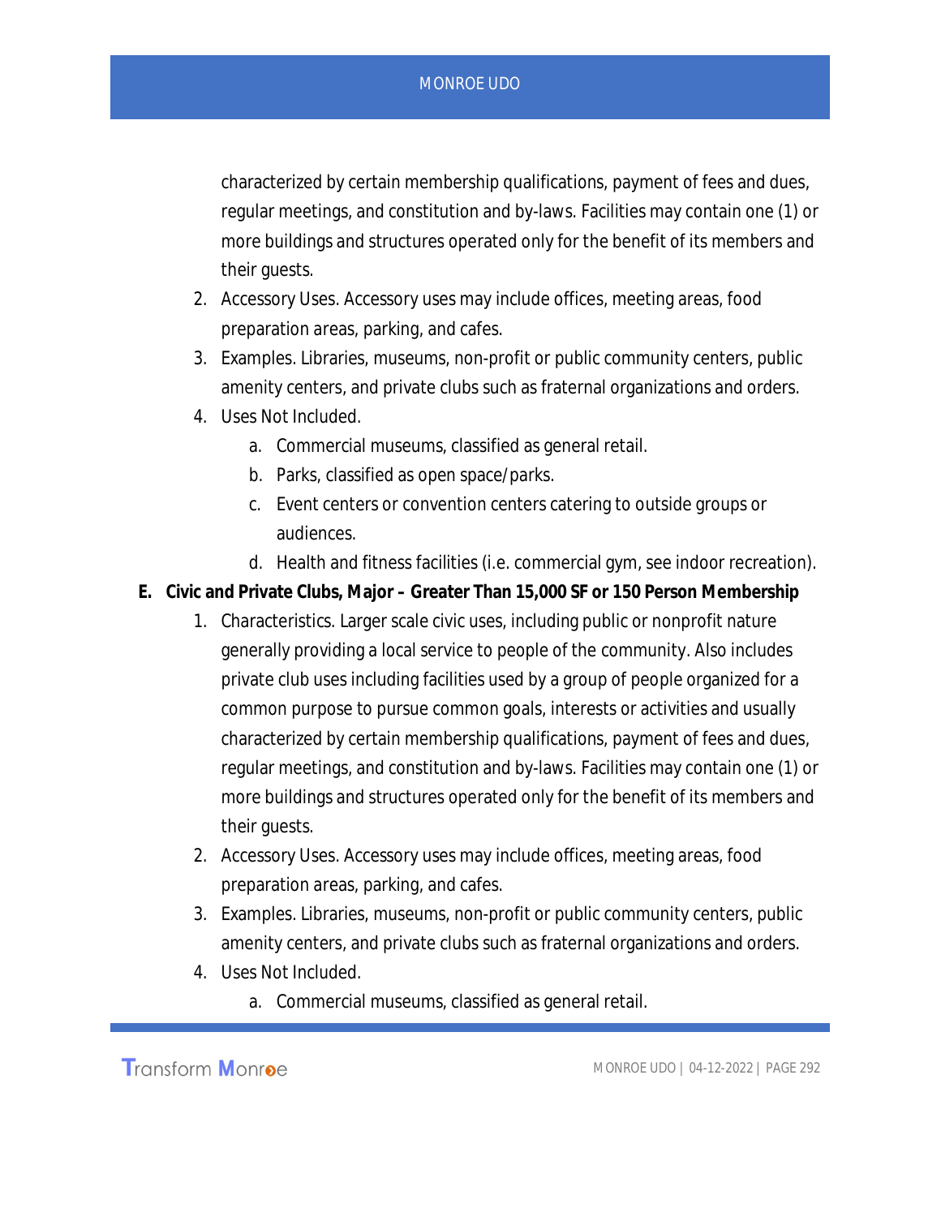characterized by certain membership qualifications, payment of fees and dues, regular meetings, and constitution and by-laws. Facilities may contain one (1) or more buildings and structures operated only for the benefit of its members and their guests.

2. Accessory Uses. Accessory uses may include offices, meeting areas, food preparation areas, parking, and cafes.
3. Examples. Libraries, museums, non-profit or public community centers, public amenity centers, and private clubs such as fraternal organizations and orders.
4. Uses Not Included.
    a. Commercial museums, classified as general retail.
    b. Parks, classified as open space/parks.
    c. Event centers or convention centers catering to outside groups or audiences.
    d. Health and fitness facilities (i.e. commercial gym, see indoor recreation).

**E. Civic and Private Clubs, Major – Greater Than 15,000 SF or 150 Person Membership**

1. Characteristics. Larger scale civic uses, including public or nonprofit nature generally providing a local service to people of the community. Also includes private club uses including facilities used by a group of people organized for a common purpose to pursue common goals, interests or activities and usually characterized by certain membership qualifications, payment of fees and dues, regular meetings, and constitution and by-laws. Facilities may contain one (1) or more buildings and structures operated only for the benefit of its members and their guests.
2. Accessory Uses. Accessory uses may include offices, meeting areas, food preparation areas, parking, and cafes.
3. Examples. Libraries, museums, non-profit or public community centers, public amenity centers, and private clubs such as fraternal organizations and orders.
4. Uses Not Included.
    a. Commercial museums, classified as general retail.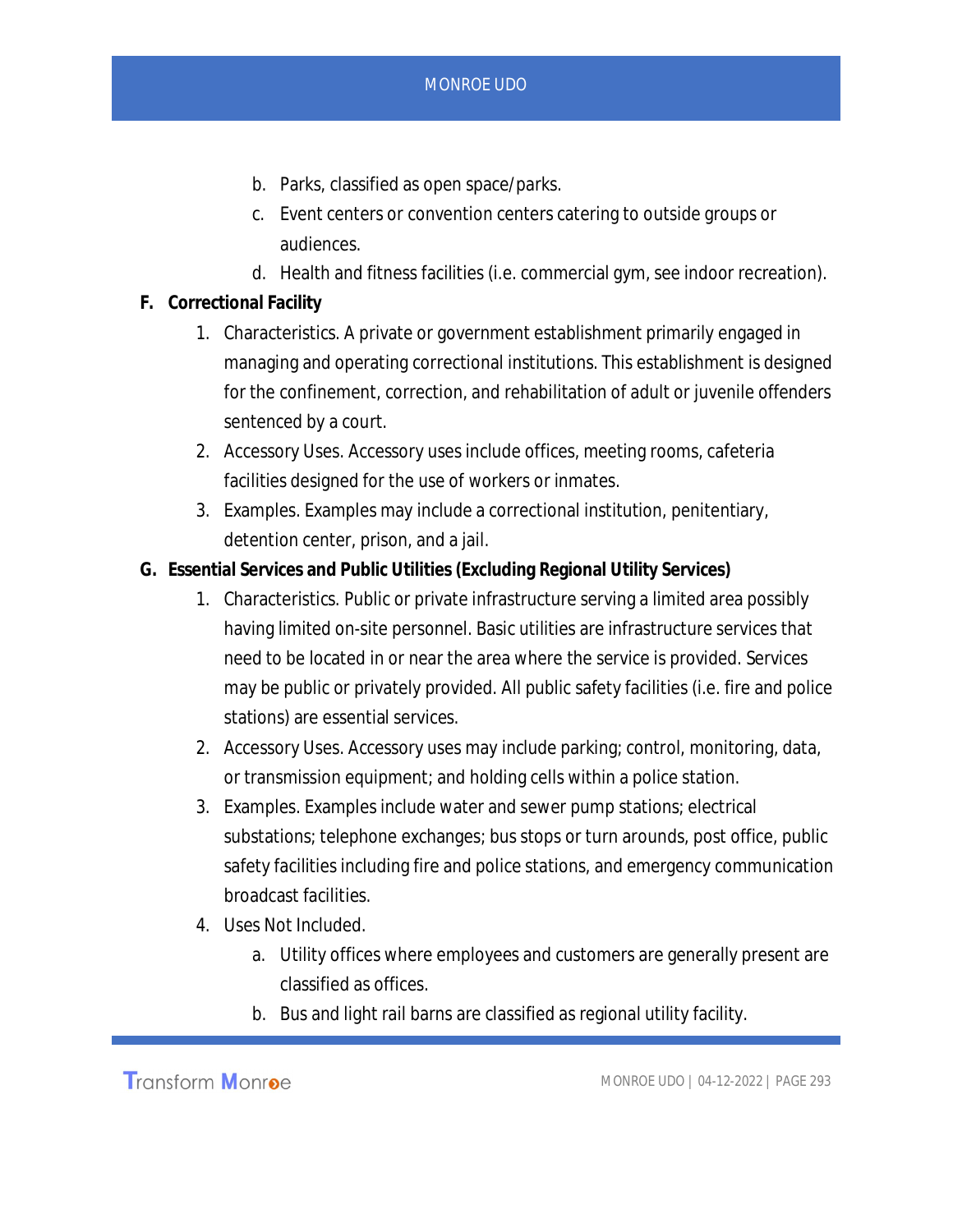b. Parks, classified as open space/parks.
   c. Event centers or convention centers catering to outside groups or audiences.
   d. Health and fitness facilities (i.e. commercial gym, see indoor recreation).

**F. Correctional Facility**

1. Characteristics. A private or government establishment primarily engaged in managing and operating correctional institutions. This establishment is designed for the confinement, correction, and rehabilitation of adult or juvenile offenders sentenced by a court.
2. Accessory Uses. Accessory uses include offices, meeting rooms, cafeteria facilities designed for the use of workers or inmates.
3. Examples. Examples may include a correctional institution, penitentiary, detention center, prison, and a jail.

**G. Essential Services and Public Utilities (Excluding Regional Utility Services)**

1. Characteristics. Public or private infrastructure serving a limited area possibly having limited on-site personnel. Basic utilities are infrastructure services that need to be located in or near the area where the service is provided. Services may be public or privately provided. All public safety facilities (i.e. fire and police stations) are essential services.
2. Accessory Uses. Accessory uses may include parking; control, monitoring, data, or transmission equipment; and holding cells within a police station.
3. Examples. Examples include water and sewer pump stations; electrical substations; telephone exchanges; bus stops or turn arounds, post office, public safety facilities including fire and police stations, and emergency communication broadcast facilities.
4. Uses Not Included.
   a. Utility offices where employees and customers are generally present are classified as offices.
   b. Bus and light rail barns are classified as regional utility facility.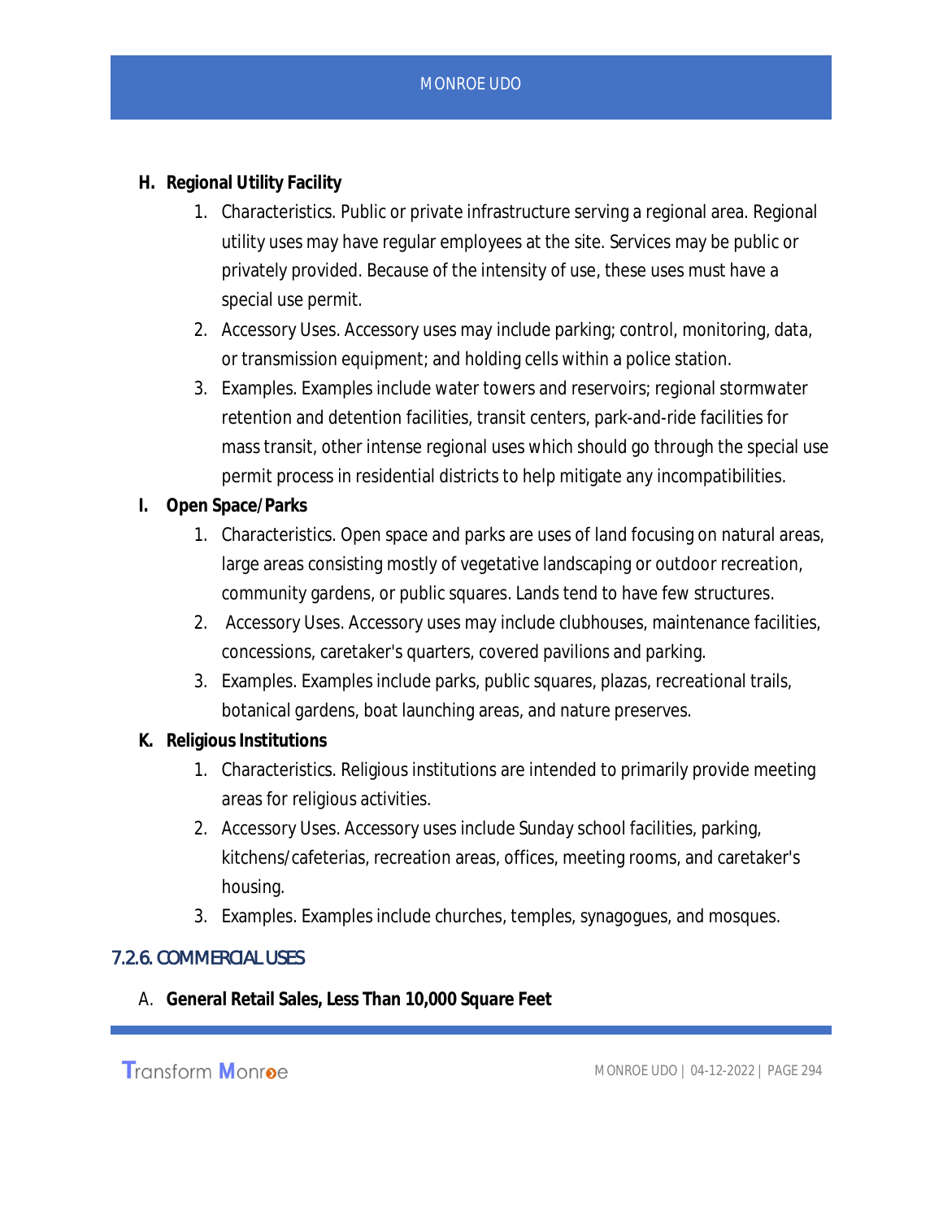**H. Regional Utility Facility**

1. Characteristics. Public or private infrastructure serving a regional area. Regional utility uses may have regular employees at the site. Services may be public or privately provided. Because of the intensity of use, these uses must have a special use permit.
2. Accessory Uses. Accessory uses may include parking; control, monitoring, data, or transmission equipment; and holding cells within a police station.
3. Examples. Examples include water towers and reservoirs; regional stormwater retention and detention facilities, transit centers, park-and-ride facilities for mass transit, other intense regional uses which should go through the special use permit process in residential districts to help mitigate any incompatibilities.

**I. Open Space/Parks**

1. Characteristics. Open space and parks are uses of land focusing on natural areas, large areas consisting mostly of vegetative landscaping or outdoor recreation, community gardens, or public squares. Lands tend to have few structures.
2. Accessory Uses. Accessory uses may include clubhouses, maintenance facilities, concessions, caretaker's quarters, covered pavilions and parking.
3. Examples. Examples include parks, public squares, plazas, recreational trails, botanical gardens, boat launching areas, and nature preserves.

**K. Religious Institutions**

1. Characteristics. Religious institutions are intended to primarily provide meeting areas for religious activities.
2. Accessory Uses. Accessory uses include Sunday school facilities, parking, kitchens/cafeterias, recreation areas, offices, meeting rooms, and caretaker's housing.
3. Examples. Examples include churches, temples, synagogues, and mosques.

## 7.2.6. COMMERCIAL USES

A. **General Retail Sales, Less Than 10,000 Square Feet**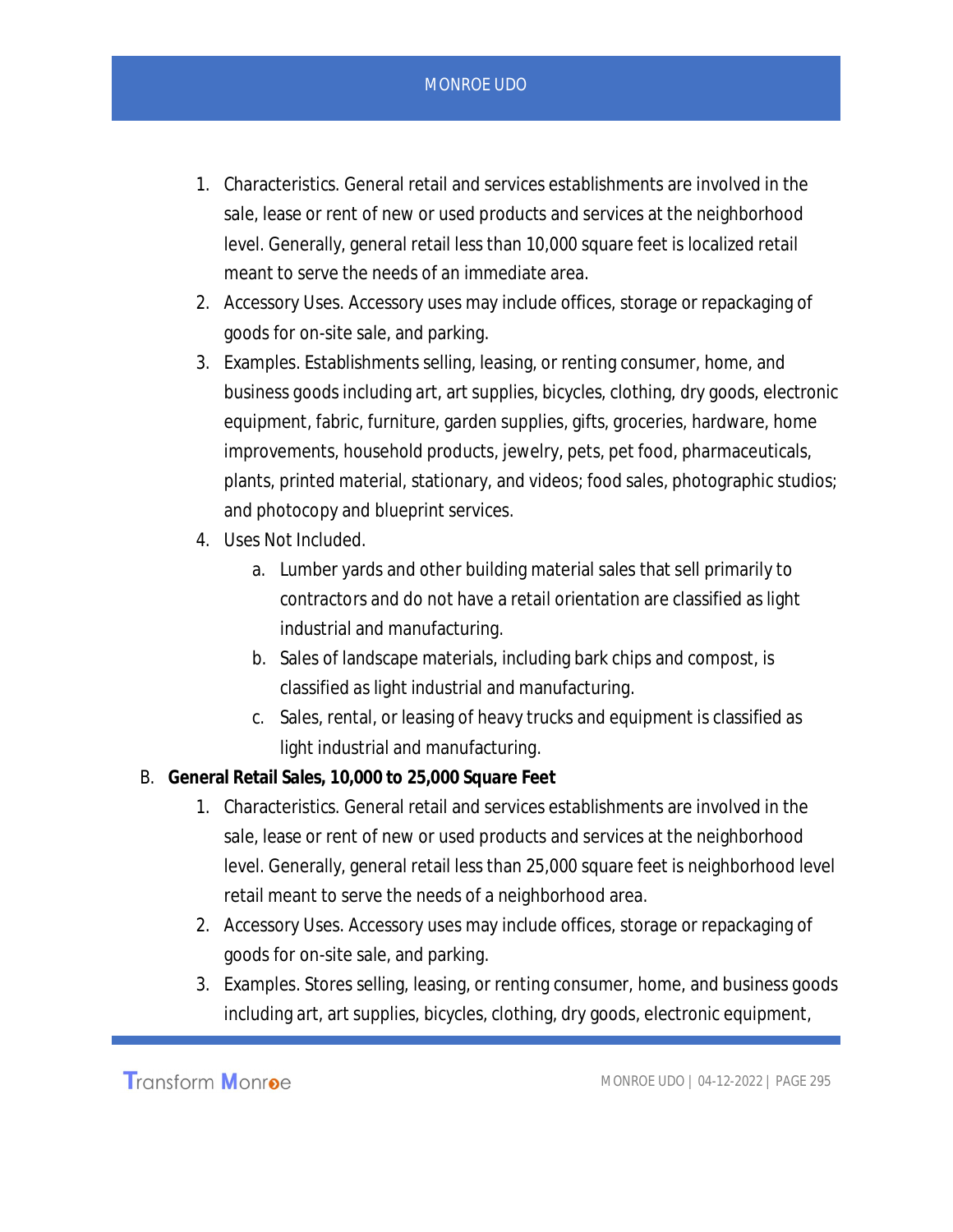1. Characteristics. General retail and services establishments are involved in the sale, lease or rent of new or used products and services at the neighborhood level. Generally, general retail less than 10,000 square feet is localized retail meant to serve the needs of an immediate area.
2. Accessory Uses. Accessory uses may include offices, storage or repackaging of goods for on-site sale, and parking.
3. Examples. Establishments selling, leasing, or renting consumer, home, and business goods including art, art supplies, bicycles, clothing, dry goods, electronic equipment, fabric, furniture, garden supplies, gifts, groceries, hardware, home improvements, household products, jewelry, pets, pet food, pharmaceuticals, plants, printed material, stationary, and videos; food sales, photographic studios; and photocopy and blueprint services.
4. Uses Not Included.
   a. Lumber yards and other building material sales that sell primarily to contractors and do not have a retail orientation are classified as light industrial and manufacturing.
   b. Sales of landscape materials, including bark chips and compost, is classified as light industrial and manufacturing.
   c. Sales, rental, or leasing of heavy trucks and equipment is classified as light industrial and manufacturing.

B. **General Retail Sales, 10,000 to 25,000 Square Feet**

1. Characteristics. General retail and services establishments are involved in the sale, lease or rent of new or used products and services at the neighborhood level. Generally, general retail less than 25,000 square feet is neighborhood level retail meant to serve the needs of a neighborhood area.
2. Accessory Uses. Accessory uses may include offices, storage or repackaging of goods for on-site sale, and parking.
3. Examples. Stores selling, leasing, or renting consumer, home, and business goods including art, art supplies, bicycles, clothing, dry goods, electronic equipment,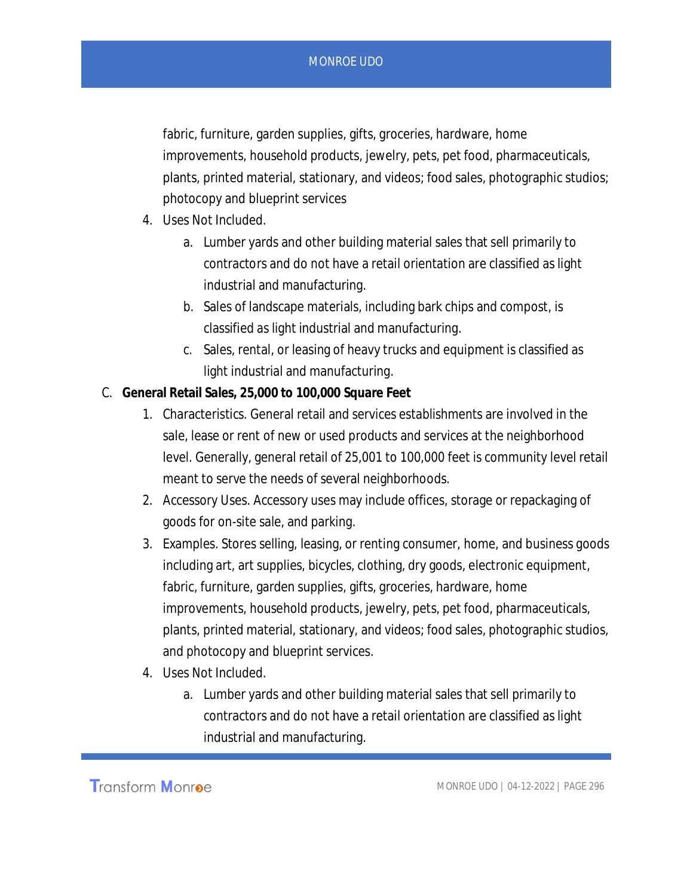fabric, furniture, garden supplies, gifts, groceries, hardware, home improvements, household products, jewelry, pets, pet food, pharmaceuticals, plants, printed material, stationary, and videos; food sales, photographic studios; photocopy and blueprint services

4. Uses Not Included.
   a. Lumber yards and other building material sales that sell primarily to contractors and do not have a retail orientation are classified as light industrial and manufacturing.
   b. Sales of landscape materials, including bark chips and compost, is classified as light industrial and manufacturing.
   c. Sales, rental, or leasing of heavy trucks and equipment is classified as light industrial and manufacturing.

C. **General Retail Sales, 25,000 to 100,000 Square Feet**

1. Characteristics. General retail and services establishments are involved in the sale, lease or rent of new or used products and services at the neighborhood level. Generally, general retail of 25,001 to 100,000 feet is community level retail meant to serve the needs of several neighborhoods.
2. Accessory Uses. Accessory uses may include offices, storage or repackaging of goods for on-site sale, and parking.
3. Examples. Stores selling, leasing, or renting consumer, home, and business goods including art, art supplies, bicycles, clothing, dry goods, electronic equipment, fabric, furniture, garden supplies, gifts, groceries, hardware, home improvements, household products, jewelry, pets, pet food, pharmaceuticals, plants, printed material, stationary, and videos; food sales, photographic studios, and photocopy and blueprint services.
4. Uses Not Included.
   a. Lumber yards and other building material sales that sell primarily to contractors and do not have a retail orientation are classified as light industrial and manufacturing.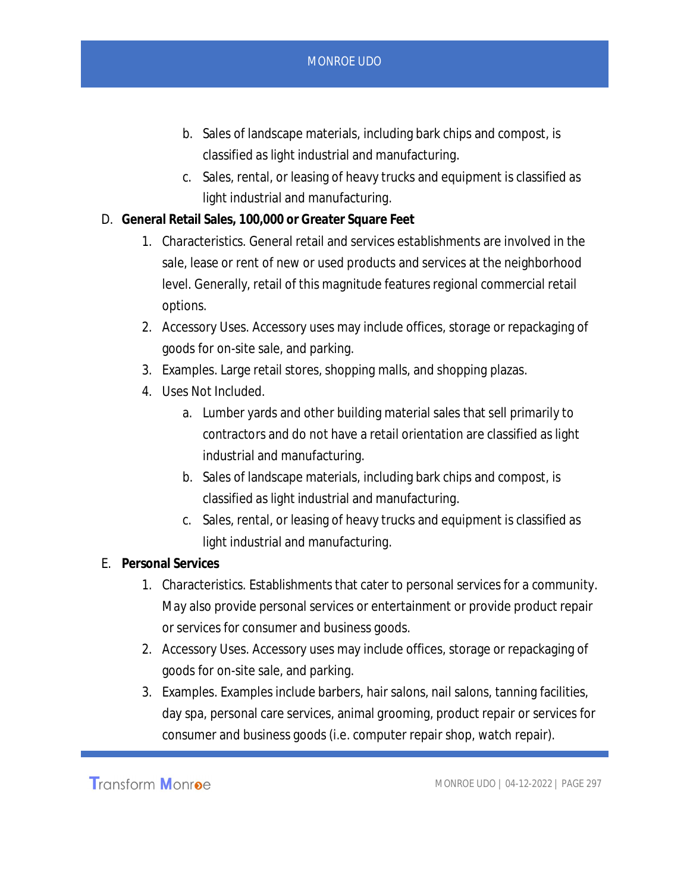b. Sales of landscape materials, including bark chips and compost, is classified as light industrial and manufacturing.

c. Sales, rental, or leasing of heavy trucks and equipment is classified as light industrial and manufacturing.

D. **General Retail Sales, 100,000 or Greater Square Feet**

1. Characteristics. General retail and services establishments are involved in the sale, lease or rent of new or used products and services at the neighborhood level. Generally, retail of this magnitude features regional commercial retail options.
2. Accessory Uses. Accessory uses may include offices, storage or repackaging of goods for on-site sale, and parking.
3. Examples. Large retail stores, shopping malls, and shopping plazas.
4. Uses Not Included.
    a. Lumber yards and other building material sales that sell primarily to contractors and do not have a retail orientation are classified as light industrial and manufacturing.
    b. Sales of landscape materials, including bark chips and compost, is classified as light industrial and manufacturing.
    c. Sales, rental, or leasing of heavy trucks and equipment is classified as light industrial and manufacturing.

E. **Personal Services**

1. Characteristics. Establishments that cater to personal services for a community. May also provide personal services or entertainment or provide product repair or services for consumer and business goods.
2. Accessory Uses. Accessory uses may include offices, storage or repackaging of goods for on-site sale, and parking.
3. Examples. Examples include barbers, hair salons, nail salons, tanning facilities, day spa, personal care services, animal grooming, product repair or services for consumer and business goods (i.e. computer repair shop, watch repair).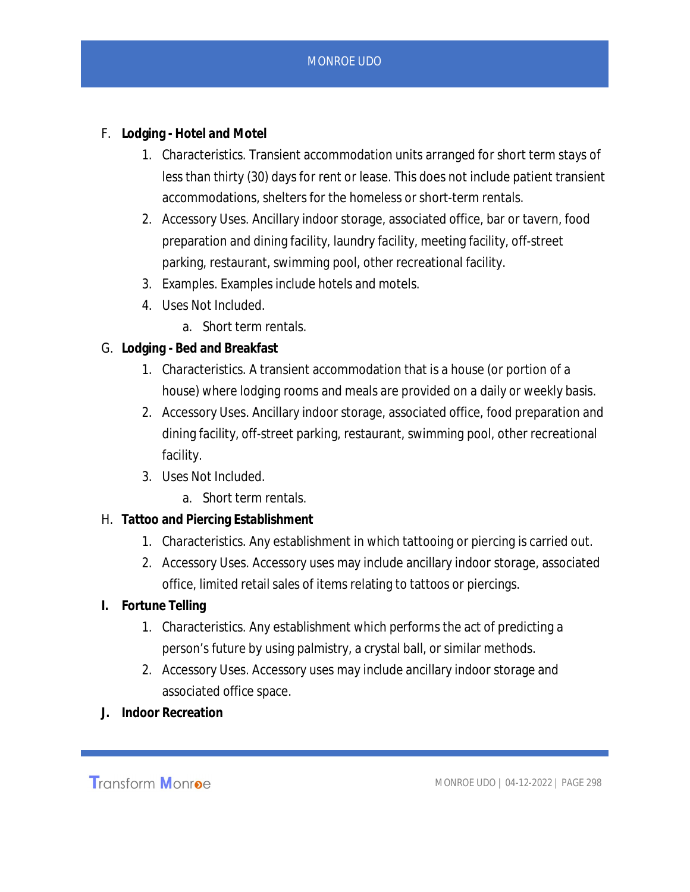F. **Lodging - Hotel and Motel**

   1. Characteristics. Transient accommodation units arranged for short term stays of less than thirty (30) days for rent or lease. This does not include patient transient accommodations, shelters for the homeless or short-term rentals.
   2. Accessory Uses. Ancillary indoor storage, associated office, bar or tavern, food preparation and dining facility, laundry facility, meeting facility, off-street parking, restaurant, swimming pool, other recreational facility.
   3. Examples. Examples include hotels and motels.
   4. Uses Not Included.
      a. Short term rentals.

G. **Lodging - Bed and Breakfast**

   1. Characteristics. A transient accommodation that is a house (or portion of a house) where lodging rooms and meals are provided on a daily or weekly basis.
   2. Accessory Uses. Ancillary indoor storage, associated office, food preparation and dining facility, off-street parking, restaurant, swimming pool, other recreational facility.
   3. Uses Not Included.
      a. Short term rentals.

H. **Tattoo and Piercing Establishment**

   1. Characteristics. Any establishment in which tattooing or piercing is carried out.
   2. Accessory Uses. Accessory uses may include ancillary indoor storage, associated office, limited retail sales of items relating to tattoos or piercings.

**I. Fortune Telling**

   1. Characteristics. Any establishment which performs the act of predicting a person's future by using palmistry, a crystal ball, or similar methods.
   2. Accessory Uses. Accessory uses may include ancillary indoor storage and associated office space.

**J. Indoor Recreation**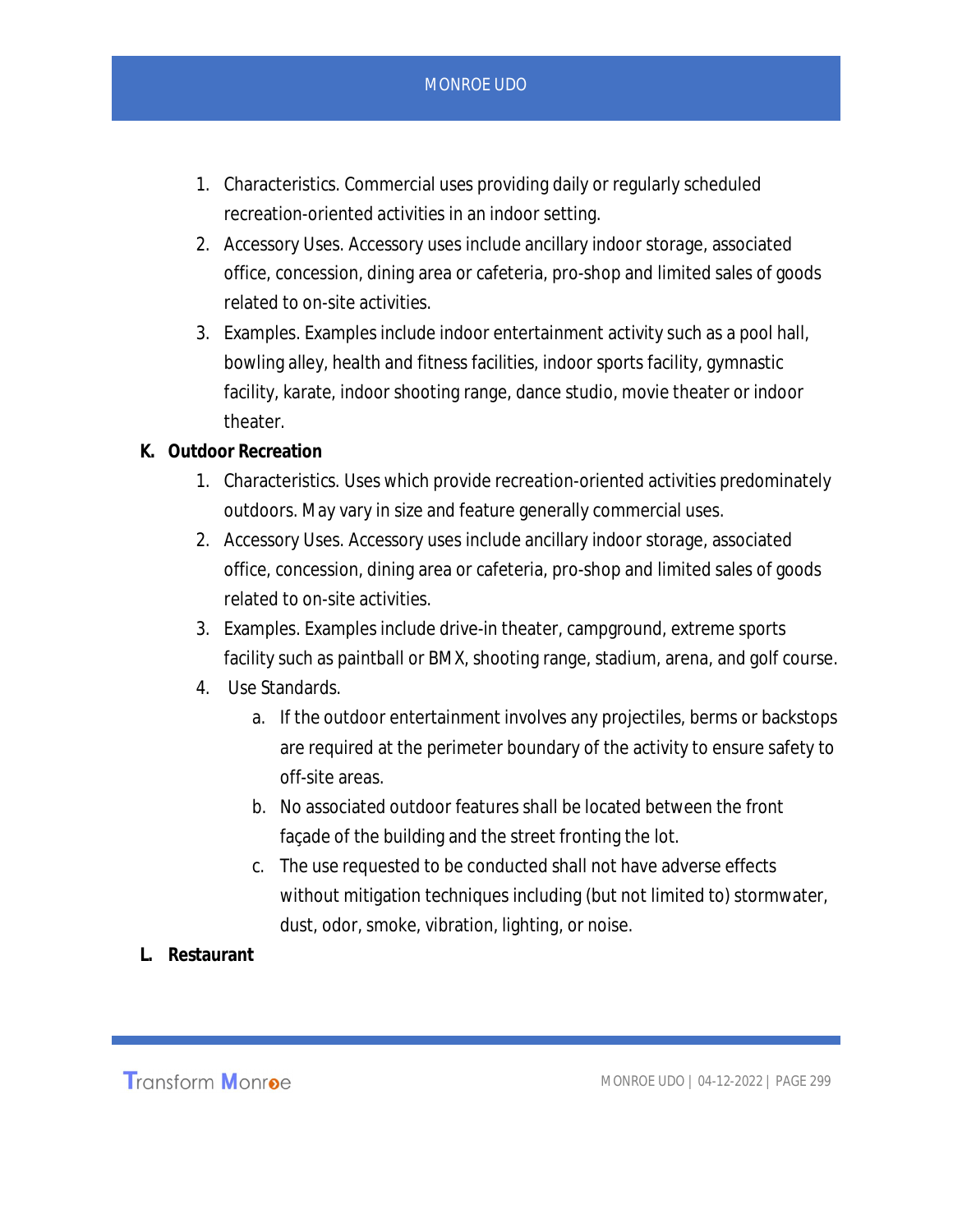1. Characteristics. Commercial uses providing daily or regularly scheduled recreation-oriented activities in an indoor setting.
2. Accessory Uses. Accessory uses include ancillary indoor storage, associated office, concession, dining area or cafeteria, pro-shop and limited sales of goods related to on-site activities.
3. Examples. Examples include indoor entertainment activity such as a pool hall, bowling alley, health and fitness facilities, indoor sports facility, gymnastic facility, karate, indoor shooting range, dance studio, movie theater or indoor theater.

**K. Outdoor Recreation**

1. Characteristics. Uses which provide recreation-oriented activities predominately outdoors. May vary in size and feature generally commercial uses.
2. Accessory Uses. Accessory uses include ancillary indoor storage, associated office, concession, dining area or cafeteria, pro-shop and limited sales of goods related to on-site activities.
3. Examples. Examples include drive-in theater, campground, extreme sports facility such as paintball or BMX, shooting range, stadium, arena, and golf course.
4. Use Standards.
    a. If the outdoor entertainment involves any projectiles, berms or backstops are required at the perimeter boundary of the activity to ensure safety to off-site areas.
    b. No associated outdoor features shall be located between the front façade of the building and the street fronting the lot.
    c. The use requested to be conducted shall not have adverse effects without mitigation techniques including (but not limited to) stormwater, dust, odor, smoke, vibration, lighting, or noise.

**L. Restaurant**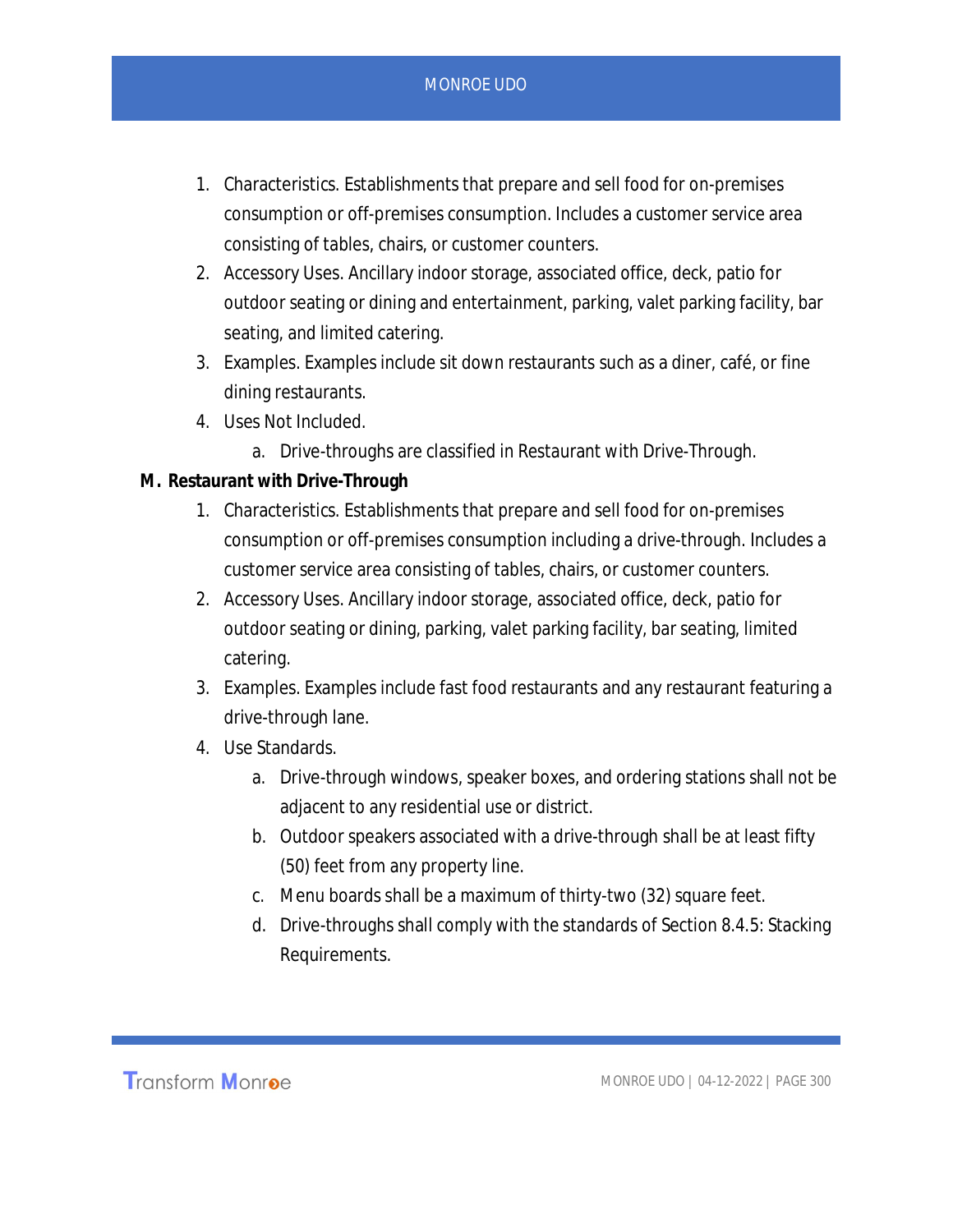1. Characteristics. Establishments that prepare and sell food for on-premises consumption or off-premises consumption. Includes a customer service area consisting of tables, chairs, or customer counters.
2. Accessory Uses. Ancillary indoor storage, associated office, deck, patio for outdoor seating or dining and entertainment, parking, valet parking facility, bar seating, and limited catering.
3. Examples. Examples include sit down restaurants such as a diner, café, or fine dining restaurants.
4. Uses Not Included.
    a. Drive-throughs are classified in Restaurant with Drive-Through.

**M. Restaurant with Drive-Through**

1. Characteristics. Establishments that prepare and sell food for on-premises consumption or off-premises consumption including a drive-through. Includes a customer service area consisting of tables, chairs, or customer counters.
2. Accessory Uses. Ancillary indoor storage, associated office, deck, patio for outdoor seating or dining, parking, valet parking facility, bar seating, limited catering.
3. Examples. Examples include fast food restaurants and any restaurant featuring a drive-through lane.
4. Use Standards.
    a. Drive-through windows, speaker boxes, and ordering stations shall not be adjacent to any residential use or district.
    b. Outdoor speakers associated with a drive-through shall be at least fifty (50) feet from any property line.
    c. Menu boards shall be a maximum of thirty-two (32) square feet.
    d. Drive-throughs shall comply with the standards of Section 8.4.5: Stacking Requirements.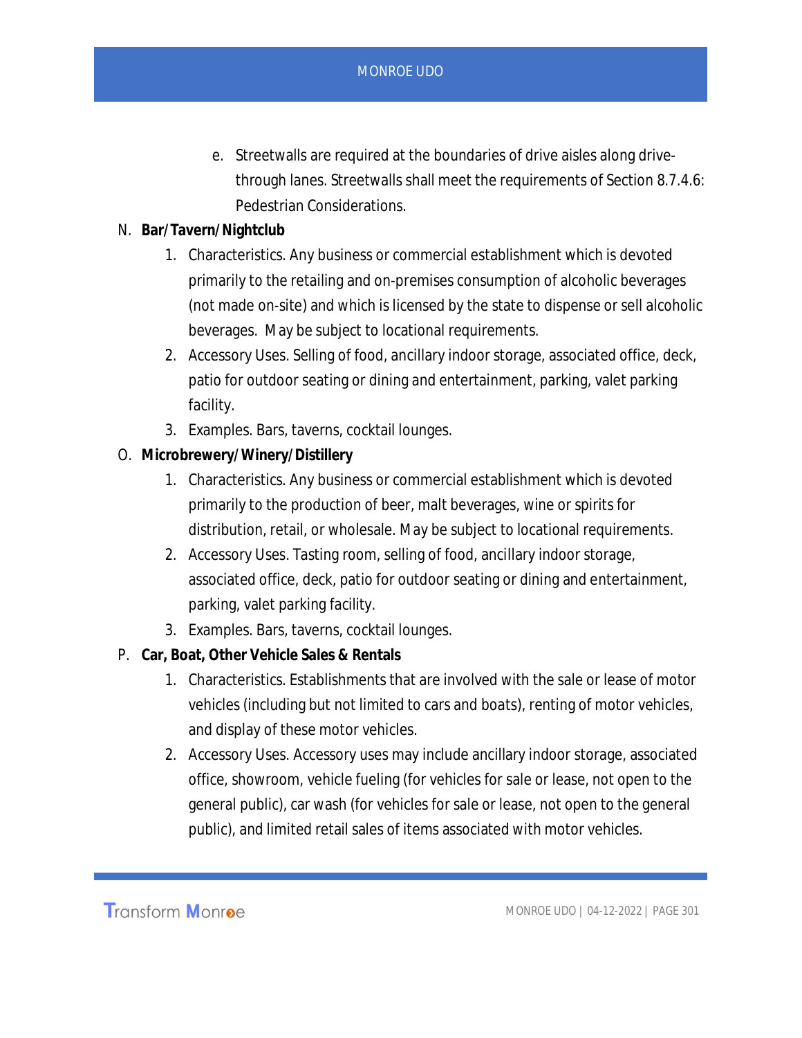e. Streetwalls are required at the boundaries of drive aisles along drive-through lanes. Streetwalls shall meet the requirements of Section 8.7.4.6: Pedestrian Considerations.

N. **Bar/Tavern/Nightclub**

   1. Characteristics. Any business or commercial establishment which is devoted primarily to the retailing and on-premises consumption of alcoholic beverages (not made on-site) and which is licensed by the state to dispense or sell alcoholic beverages. May be subject to locational requirements.
   2. Accessory Uses. Selling of food, ancillary indoor storage, associated office, deck, patio for outdoor seating or dining and entertainment, parking, valet parking facility.
   3. Examples. Bars, taverns, cocktail lounges.

O. **Microbrewery/Winery/Distillery**

   1. Characteristics. Any business or commercial establishment which is devoted primarily to the production of beer, malt beverages, wine or spirits for distribution, retail, or wholesale. May be subject to locational requirements.
   2. Accessory Uses. Tasting room, selling of food, ancillary indoor storage, associated office, deck, patio for outdoor seating or dining and entertainment, parking, valet parking facility.
   3. Examples. Bars, taverns, cocktail lounges.

P. **Car, Boat, Other Vehicle Sales & Rentals**

   1. Characteristics. Establishments that are involved with the sale or lease of motor vehicles (including but not limited to cars and boats), renting of motor vehicles, and display of these motor vehicles.
   2. Accessory Uses. Accessory uses may include ancillary indoor storage, associated office, showroom, vehicle fueling (for vehicles for sale or lease, not open to the general public), car wash (for vehicles for sale or lease, not open to the general public), and limited retail sales of items associated with motor vehicles.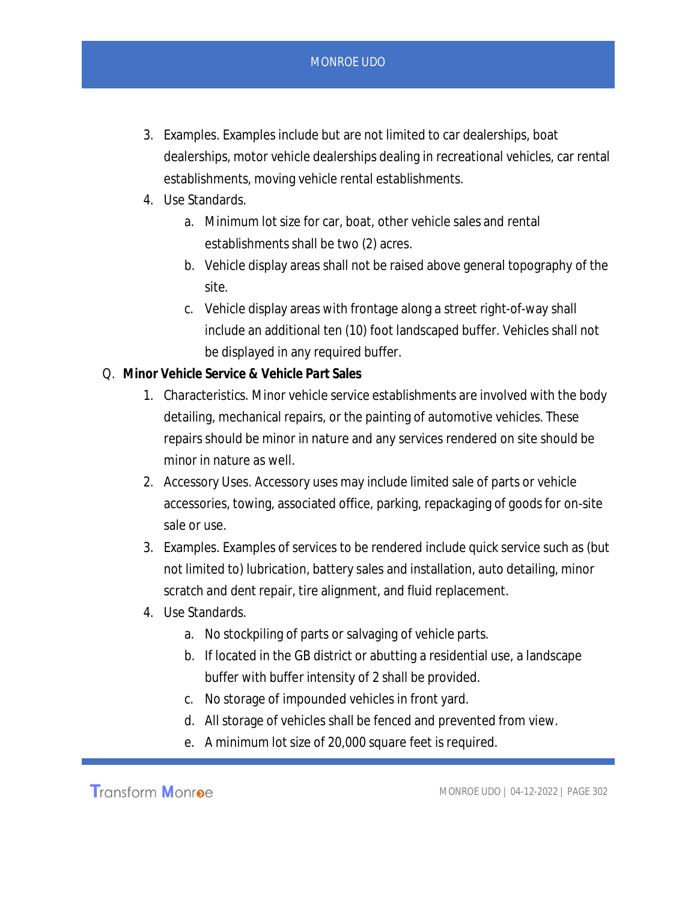3. Examples. Examples include but are not limited to car dealerships, boat dealerships, motor vehicle dealerships dealing in recreational vehicles, car rental establishments, moving vehicle rental establishments.
4. Use Standards.
    a. Minimum lot size for car, boat, other vehicle sales and rental establishments shall be two (2) acres.
    b. Vehicle display areas shall not be raised above general topography of the site.
    c. Vehicle display areas with frontage along a street right-of-way shall include an additional ten (10) foot landscaped buffer. Vehicles shall not be displayed in any required buffer.

Q. **Minor Vehicle Service & Vehicle Part Sales**

1. Characteristics. Minor vehicle service establishments are involved with the body detailing, mechanical repairs, or the painting of automotive vehicles. These repairs should be minor in nature and any services rendered on site should be minor in nature as well.
2. Accessory Uses. Accessory uses may include limited sale of parts or vehicle accessories, towing, associated office, parking, repackaging of goods for on-site sale or use.
3. Examples. Examples of services to be rendered include quick service such as (but not limited to) lubrication, battery sales and installation, auto detailing, minor scratch and dent repair, tire alignment, and fluid replacement.
4. Use Standards.
    a. No stockpiling of parts or salvaging of vehicle parts.
    b. If located in the GB district or abutting a residential use, a landscape buffer with buffer intensity of 2 shall be provided.
    c. No storage of impounded vehicles in front yard.
    d. All storage of vehicles shall be fenced and prevented from view.
    e. A minimum lot size of 20,000 square feet is required.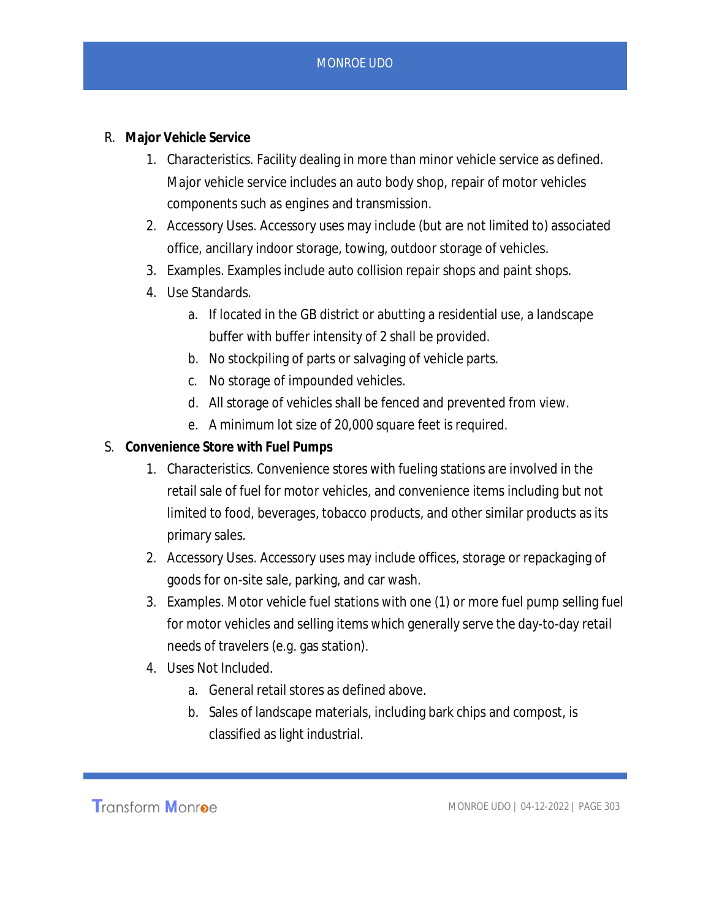R. **Major Vehicle Service**

1. Characteristics. Facility dealing in more than minor vehicle service as defined. Major vehicle service includes an auto body shop, repair of motor vehicles components such as engines and transmission.
2. Accessory Uses. Accessory uses may include (but are not limited to) associated office, ancillary indoor storage, towing, outdoor storage of vehicles.
3. Examples. Examples include auto collision repair shops and paint shops.
4. Use Standards.
    a. If located in the GB district or abutting a residential use, a landscape buffer with buffer intensity of 2 shall be provided.
    b. No stockpiling of parts or salvaging of vehicle parts.
    c. No storage of impounded vehicles.
    d. All storage of vehicles shall be fenced and prevented from view.
    e. A minimum lot size of 20,000 square feet is required.

S. **Convenience Store with Fuel Pumps**

1. Characteristics. Convenience stores with fueling stations are involved in the retail sale of fuel for motor vehicles, and convenience items including but not limited to food, beverages, tobacco products, and other similar products as its primary sales.
2. Accessory Uses. Accessory uses may include offices, storage or repackaging of goods for on-site sale, parking, and car wash.
3. Examples. Motor vehicle fuel stations with one (1) or more fuel pump selling fuel for motor vehicles and selling items which generally serve the day-to-day retail needs of travelers (e.g. gas station).
4. Uses Not Included.
    a. General retail stores as defined above.
    b. Sales of landscape materials, including bark chips and compost, is classified as light industrial.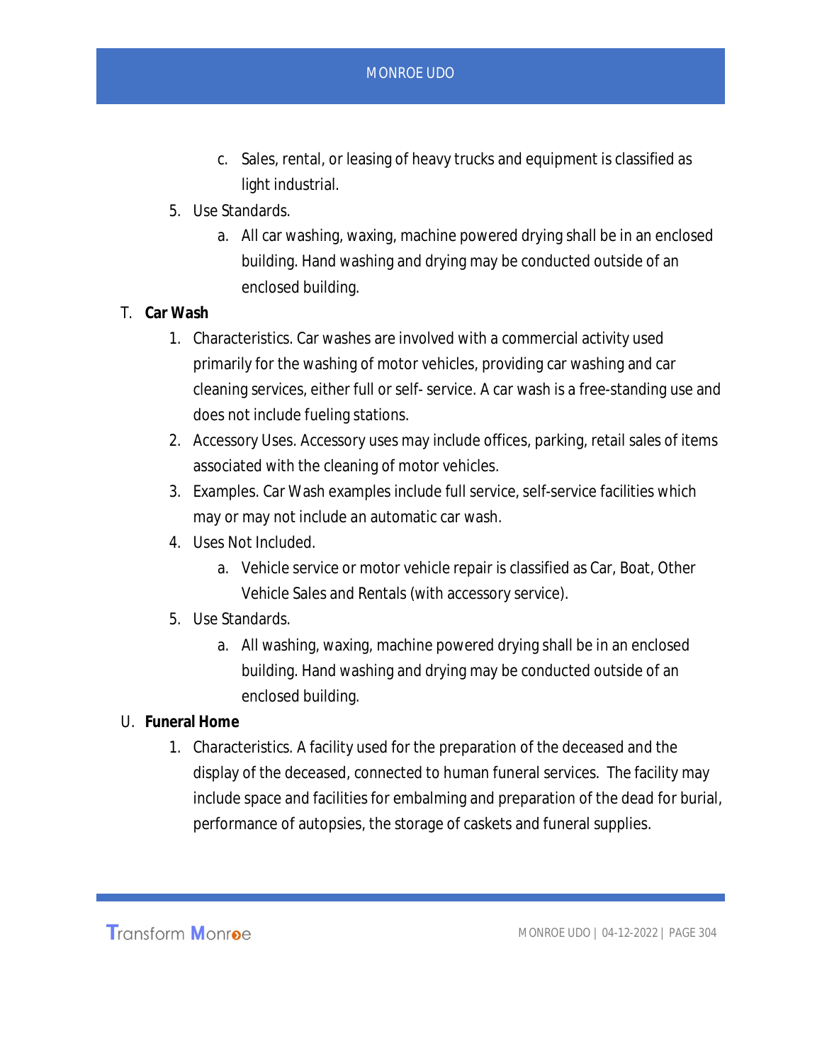c. Sales, rental, or leasing of heavy trucks and equipment is classified as light industrial.

5. Use Standards.
   a. All car washing, waxing, machine powered drying shall be in an enclosed building. Hand washing and drying may be conducted outside of an enclosed building.

T. **Car Wash**

1. Characteristics. Car washes are involved with a commercial activity used primarily for the washing of motor vehicles, providing car washing and car cleaning services, either full or self- service. A car wash is a free-standing use and does not include fueling stations.
2. Accessory Uses. Accessory uses may include offices, parking, retail sales of items associated with the cleaning of motor vehicles.
3. Examples. Car Wash examples include full service, self-service facilities which may or may not include an automatic car wash.
4. Uses Not Included.
   a. Vehicle service or motor vehicle repair is classified as Car, Boat, Other Vehicle Sales and Rentals (with accessory service).
5. Use Standards.
   a. All washing, waxing, machine powered drying shall be in an enclosed building. Hand washing and drying may be conducted outside of an enclosed building.

U. **Funeral Home**

1. Characteristics. A facility used for the preparation of the deceased and the display of the deceased, connected to human funeral services. The facility may include space and facilities for embalming and preparation of the dead for burial, performance of autopsies, the storage of caskets and funeral supplies.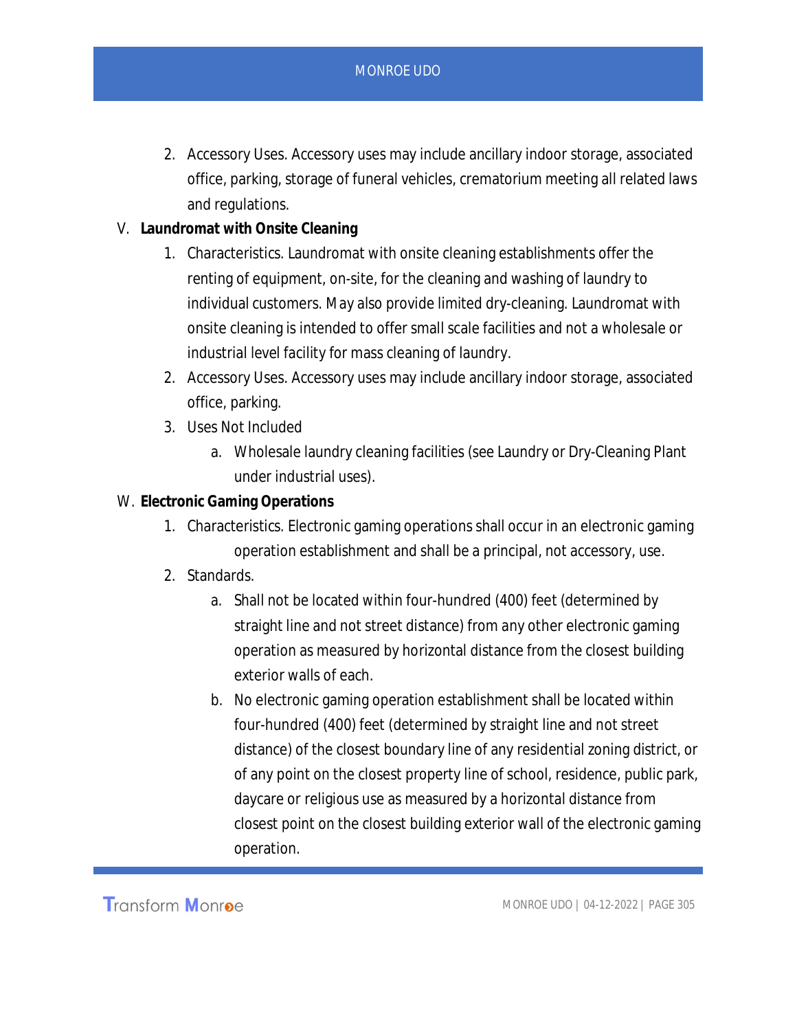2. Accessory Uses. Accessory uses may include ancillary indoor storage, associated office, parking, storage of funeral vehicles, crematorium meeting all related laws and regulations.

V. **Laundromat with Onsite Cleaning**

1. Characteristics. Laundromat with onsite cleaning establishments offer the renting of equipment, on-site, for the cleaning and washing of laundry to individual customers. May also provide limited dry-cleaning. Laundromat with onsite cleaning is intended to offer small scale facilities and not a wholesale or industrial level facility for mass cleaning of laundry.
2. Accessory Uses. Accessory uses may include ancillary indoor storage, associated office, parking.
3. Uses Not Included
   a. Wholesale laundry cleaning facilities (see Laundry or Dry-Cleaning Plant under industrial uses).

W. **Electronic Gaming Operations**

1. Characteristics. Electronic gaming operations shall occur in an electronic gaming operation establishment and shall be a principal, not accessory, use.
2. Standards.
   a. Shall not be located within four-hundred (400) feet (determined by straight line and not street distance) from any other electronic gaming operation as measured by horizontal distance from the closest building exterior walls of each.
   b. No electronic gaming operation establishment shall be located within four-hundred (400) feet (determined by straight line and not street distance) of the closest boundary line of any residential zoning district, or of any point on the closest property line of school, residence, public park, daycare or religious use as measured by a horizontal distance from closest point on the closest building exterior wall of the electronic gaming operation.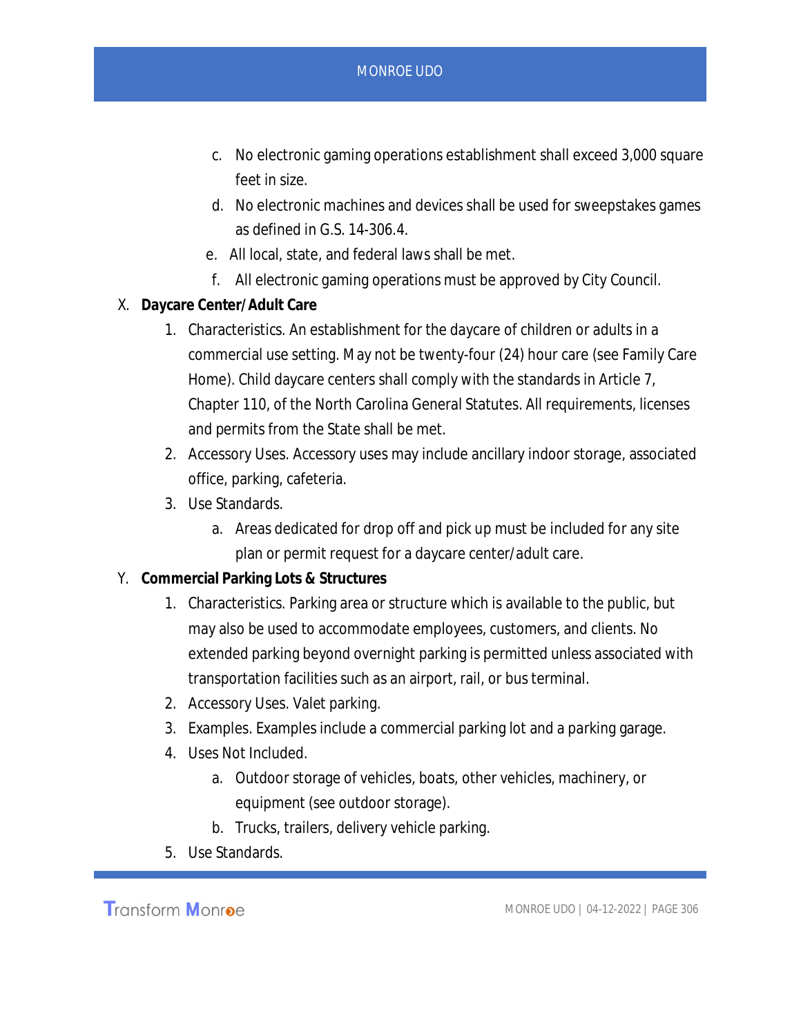c. No electronic gaming operations establishment shall exceed 3,000 square feet in size.

d. No electronic machines and devices shall be used for sweepstakes games as defined in G.S. 14-306.4.

e. All local, state, and federal laws shall be met.

f. All electronic gaming operations must be approved by City Council.

X. **Daycare Center/Adult Care**

1. Characteristics. An establishment for the daycare of children or adults in a commercial use setting. May not be twenty-four (24) hour care (see Family Care Home). Child daycare centers shall comply with the standards in Article 7, Chapter 110, of the North Carolina General Statutes. All requirements, licenses and permits from the State shall be met.
2. Accessory Uses. Accessory uses may include ancillary indoor storage, associated office, parking, cafeteria.
3. Use Standards.
   a. Areas dedicated for drop off and pick up must be included for any site plan or permit request for a daycare center/adult care.

Y. **Commercial Parking Lots & Structures**

1. Characteristics. Parking area or structure which is available to the public, but may also be used to accommodate employees, customers, and clients. No extended parking beyond overnight parking is permitted unless associated with transportation facilities such as an airport, rail, or bus terminal.
2. Accessory Uses. Valet parking.
3. Examples. Examples include a commercial parking lot and a parking garage.
4. Uses Not Included.
   a. Outdoor storage of vehicles, boats, other vehicles, machinery, or equipment (see outdoor storage).
   b. Trucks, trailers, delivery vehicle parking.
5. Use Standards.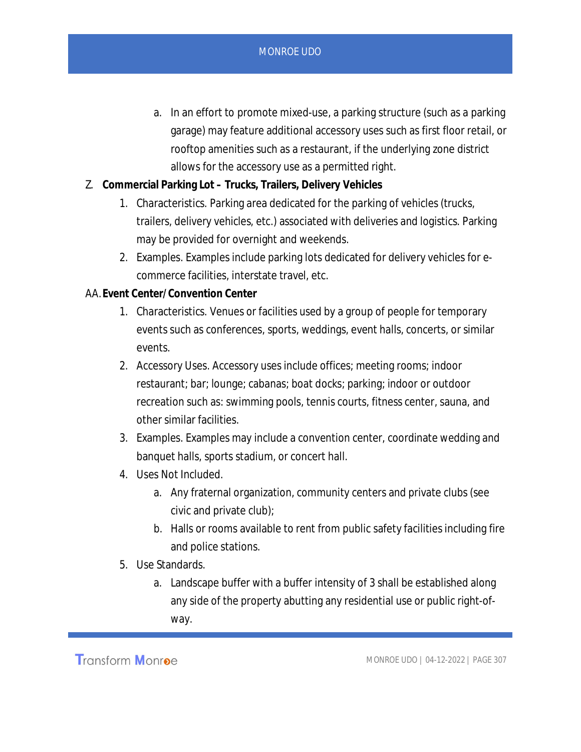a. In an effort to promote mixed-use, a parking structure (such as a parking garage) may feature additional accessory uses such as first floor retail, or rooftop amenities such as a restaurant, if the underlying zone district allows for the accessory use as a permitted right.

Z. **Commercial Parking Lot – Trucks, Trailers, Delivery Vehicles**

1. Characteristics. Parking area dedicated for the parking of vehicles (trucks, trailers, delivery vehicles, etc.) associated with deliveries and logistics. Parking may be provided for overnight and weekends.
2. Examples. Examples include parking lots dedicated for delivery vehicles for e-commerce facilities, interstate travel, etc.

AA. **Event Center/Convention Center**

1. Characteristics. Venues or facilities used by a group of people for temporary events such as conferences, sports, weddings, event halls, concerts, or similar events.
2. Accessory Uses. Accessory uses include offices; meeting rooms; indoor restaurant; bar; lounge; cabanas; boat docks; parking; indoor or outdoor recreation such as: swimming pools, tennis courts, fitness center, sauna, and other similar facilities.
3. Examples. Examples may include a convention center, coordinate wedding and banquet halls, sports stadium, or concert hall.
4. Uses Not Included.
   a. Any fraternal organization, community centers and private clubs (see civic and private club);
   b. Halls or rooms available to rent from public safety facilities including fire and police stations.
5. Use Standards.
   a. Landscape buffer with a buffer intensity of 3 shall be established along any side of the property abutting any residential use or public right-of-way.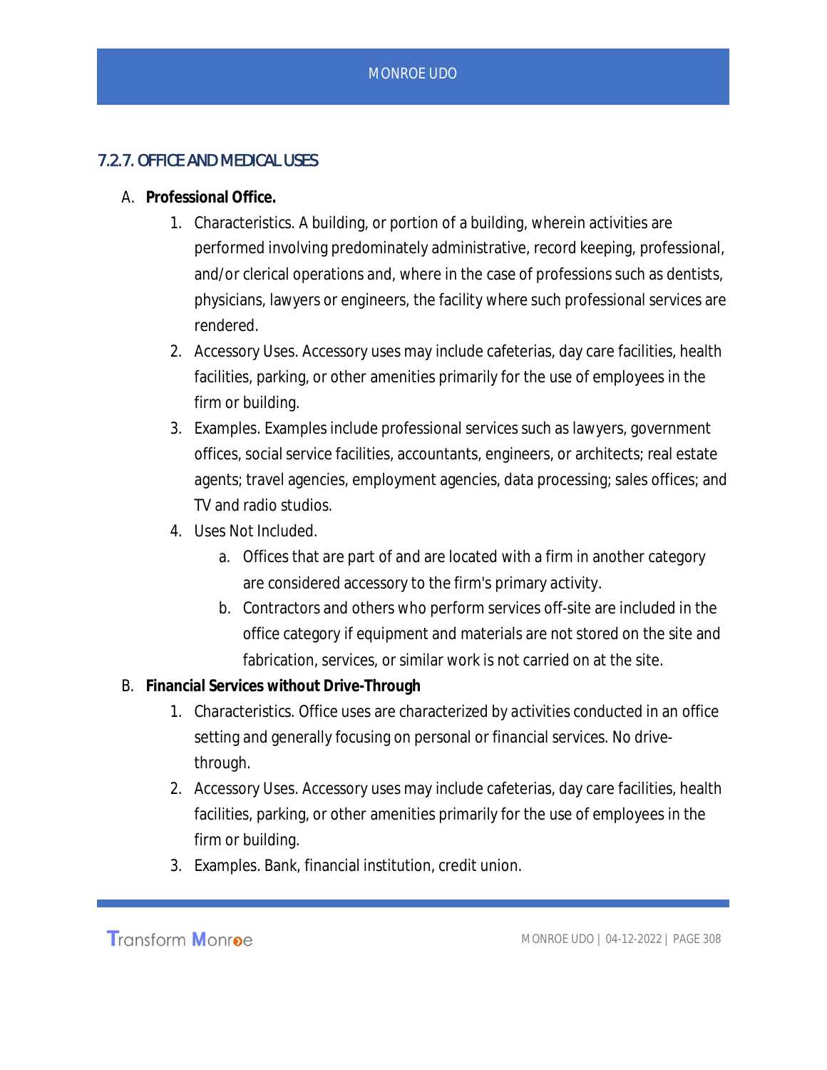### 7.2.7. OFFICE AND MEDICAL USES

A. **Professional Office.**

1. Characteristics. A building, or portion of a building, wherein activities are performed involving predominately administrative, record keeping, professional, and/or clerical operations and, where in the case of professions such as dentists, physicians, lawyers or engineers, the facility where such professional services are rendered.
2. Accessory Uses. Accessory uses may include cafeterias, day care facilities, health facilities, parking, or other amenities primarily for the use of employees in the firm or building.
3. Examples. Examples include professional services such as lawyers, government offices, social service facilities, accountants, engineers, or architects; real estate agents; travel agencies, employment agencies, data processing; sales offices; and TV and radio studios.
4. Uses Not Included.
    a. Offices that are part of and are located with a firm in another category are considered accessory to the firm's primary activity.
    b. Contractors and others who perform services off-site are included in the office category if equipment and materials are not stored on the site and fabrication, services, or similar work is not carried on at the site.

B. **Financial Services without Drive-Through**

1. Characteristics. Office uses are characterized by activities conducted in an office setting and generally focusing on personal or financial services. No drive-through.
2. Accessory Uses. Accessory uses may include cafeterias, day care facilities, health facilities, parking, or other amenities primarily for the use of employees in the firm or building.
3. Examples. Bank, financial institution, credit union.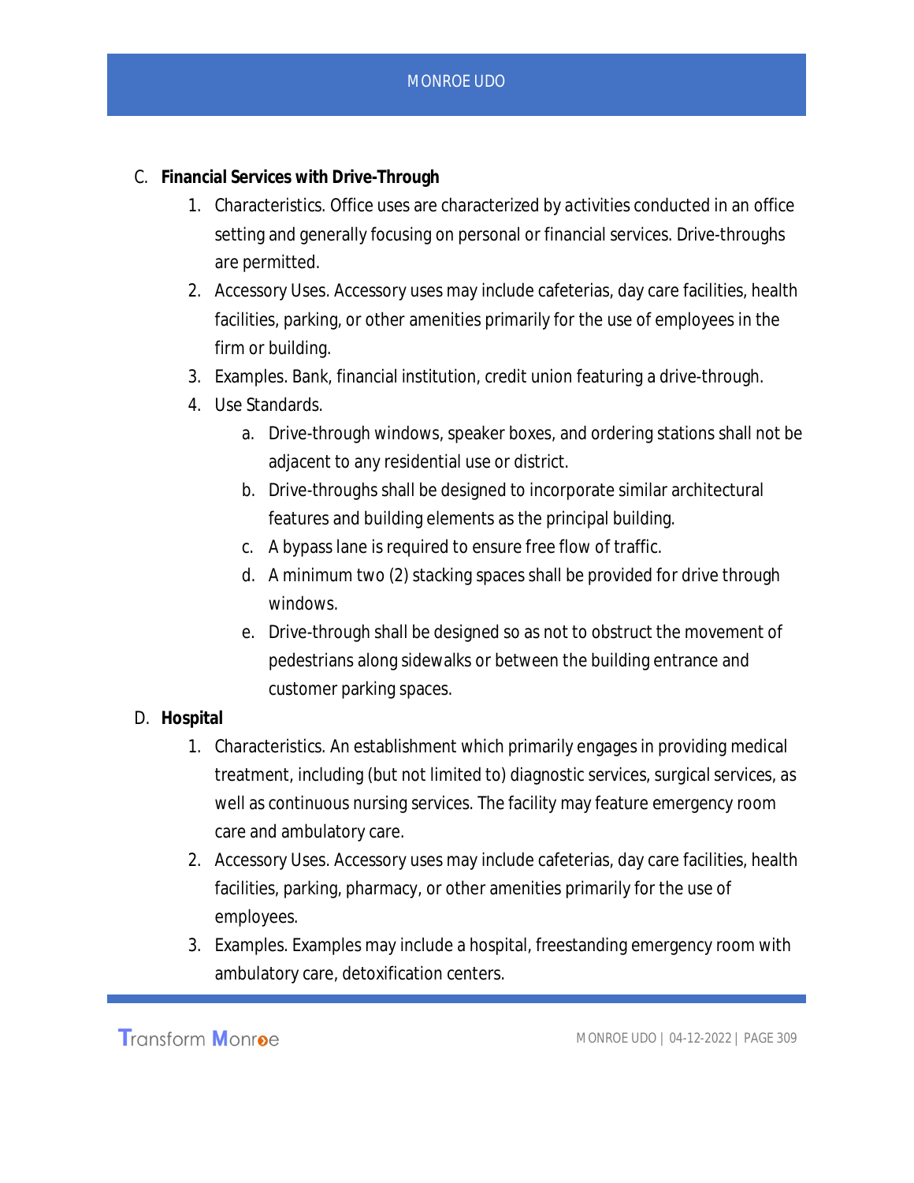C. **Financial Services with Drive-Through**

1. Characteristics. Office uses are characterized by activities conducted in an office setting and generally focusing on personal or financial services. Drive-throughs are permitted.
2. Accessory Uses. Accessory uses may include cafeterias, day care facilities, health facilities, parking, or other amenities primarily for the use of employees in the firm or building.
3. Examples. Bank, financial institution, credit union featuring a drive-through.
4. Use Standards.
    a. Drive-through windows, speaker boxes, and ordering stations shall not be adjacent to any residential use or district.
    b. Drive-throughs shall be designed to incorporate similar architectural features and building elements as the principal building.
    c. A bypass lane is required to ensure free flow of traffic.
    d. A minimum two (2) stacking spaces shall be provided for drive through windows.
    e. Drive-through shall be designed so as not to obstruct the movement of pedestrians along sidewalks or between the building entrance and customer parking spaces.

D. **Hospital**

1. Characteristics. An establishment which primarily engages in providing medical treatment, including (but not limited to) diagnostic services, surgical services, as well as continuous nursing services. The facility may feature emergency room care and ambulatory care.
2. Accessory Uses. Accessory uses may include cafeterias, day care facilities, health facilities, parking, pharmacy, or other amenities primarily for the use of employees.
3. Examples. Examples may include a hospital, freestanding emergency room with ambulatory care, detoxification centers.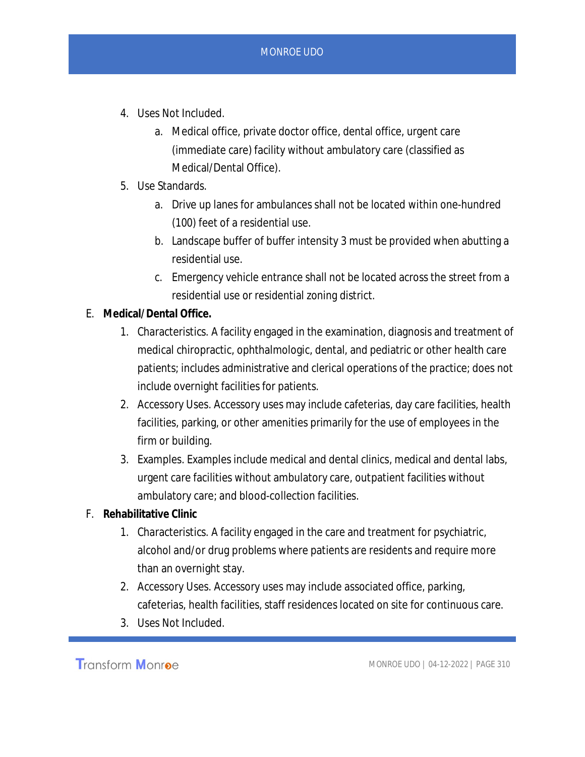4. Uses Not Included.
    a. Medical office, private doctor office, dental office, urgent care (immediate care) facility without ambulatory care (classified as Medical/Dental Office).
5. Use Standards.
    a. Drive up lanes for ambulances shall not be located within one-hundred (100) feet of a residential use.
    b. Landscape buffer of buffer intensity 3 must be provided when abutting a residential use.
    c. Emergency vehicle entrance shall not be located across the street from a residential use or residential zoning district.

E. **Medical/Dental Office.**
1. Characteristics. A facility engaged in the examination, diagnosis and treatment of medical chiropractic, ophthalmologic, dental, and pediatric or other health care patients; includes administrative and clerical operations of the practice; does not include overnight facilities for patients.
2. Accessory Uses. Accessory uses may include cafeterias, day care facilities, health facilities, parking, or other amenities primarily for the use of employees in the firm or building.
3. Examples. Examples include medical and dental clinics, medical and dental labs, urgent care facilities without ambulatory care, outpatient facilities without ambulatory care; and blood-collection facilities.

F. **Rehabilitative Clinic**
1. Characteristics. A facility engaged in the care and treatment for psychiatric, alcohol and/or drug problems where patients are residents and require more than an overnight stay.
2. Accessory Uses. Accessory uses may include associated office, parking, cafeterias, health facilities, staff residences located on site for continuous care.
3. Uses Not Included.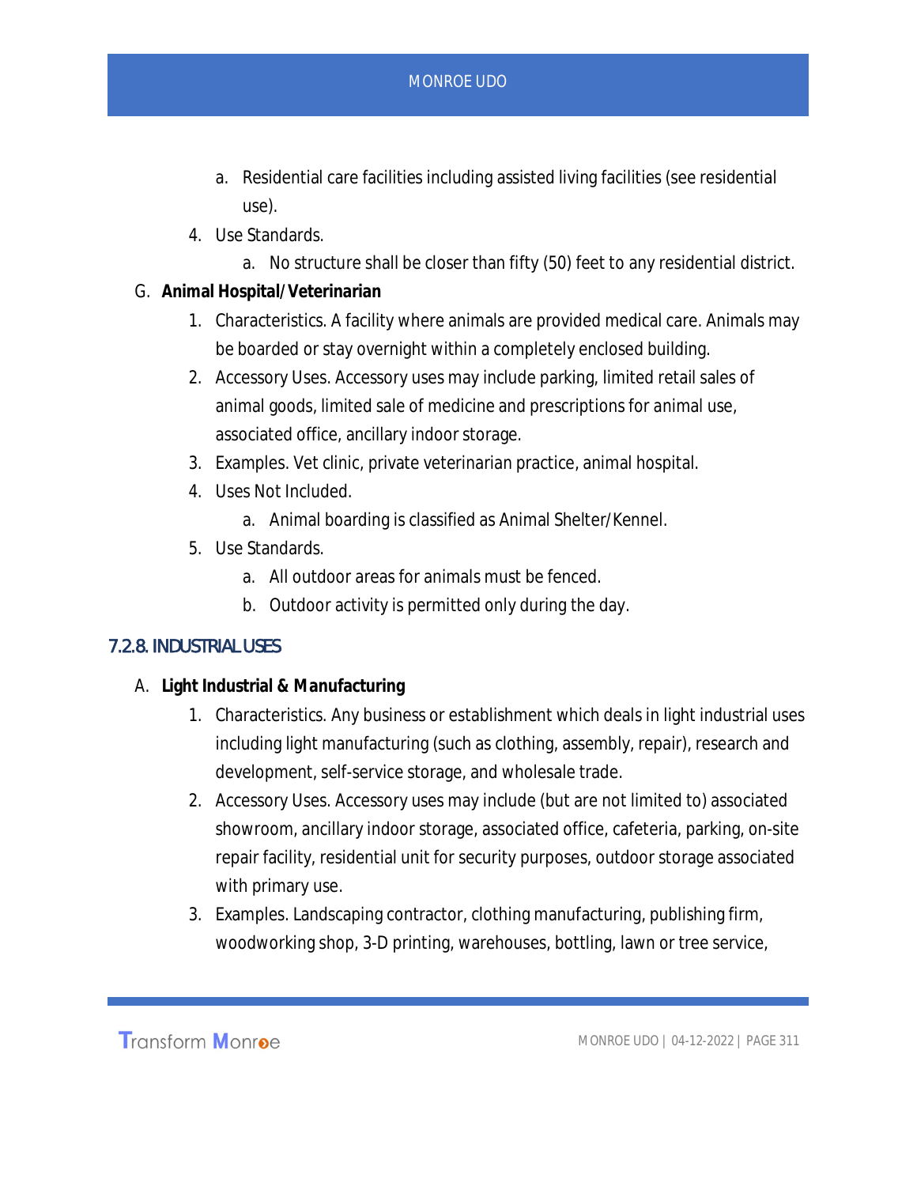a. Residential care facilities including assisted living facilities (see residential use).

4. Use Standards.
   a. No structure shall be closer than fifty (50) feet to any residential district.

G. **Animal Hospital/Veterinarian**

1. Characteristics. A facility where animals are provided medical care. Animals may be boarded or stay overnight within a completely enclosed building.
2. Accessory Uses. Accessory uses may include parking, limited retail sales of animal goods, limited sale of medicine and prescriptions for animal use, associated office, ancillary indoor storage.
3. Examples. Vet clinic, private veterinarian practice, animal hospital.
4. Uses Not Included.
   a. Animal boarding is classified as Animal Shelter/Kennel.
5. Use Standards.
   a. All outdoor areas for animals must be fenced.
   b. Outdoor activity is permitted only during the day.

### 7.2.8. INDUSTRIAL USES

A. **Light Industrial & Manufacturing**

1. Characteristics. Any business or establishment which deals in light industrial uses including light manufacturing (such as clothing, assembly, repair), research and development, self-service storage, and wholesale trade.
2. Accessory Uses. Accessory uses may include (but are not limited to) associated showroom, ancillary indoor storage, associated office, cafeteria, parking, on-site repair facility, residential unit for security purposes, outdoor storage associated with primary use.
3. Examples. Landscaping contractor, clothing manufacturing, publishing firm, woodworking shop, 3-D printing, warehouses, bottling, lawn or tree service,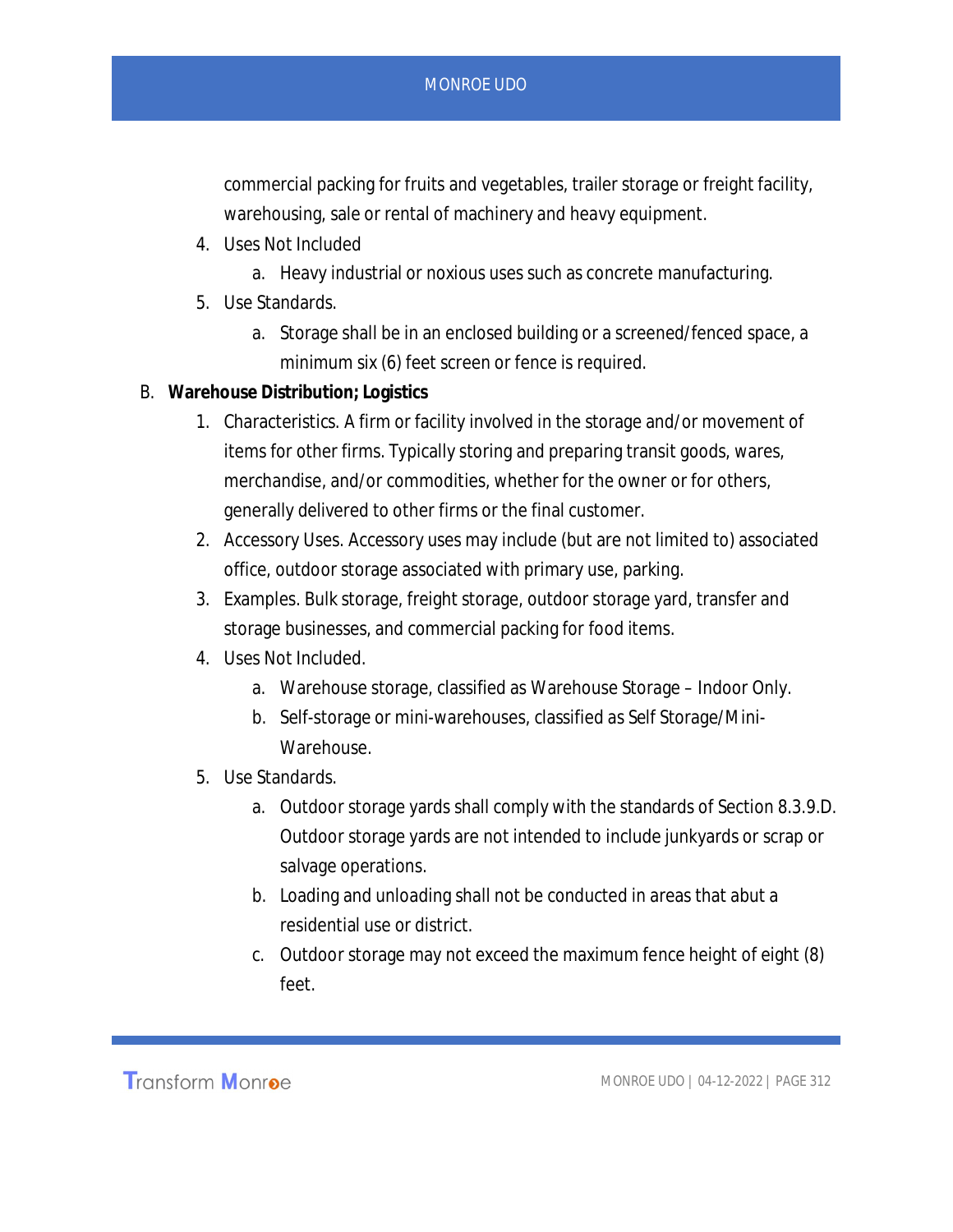commercial packing for fruits and vegetables, trailer storage or freight facility, warehousing, sale or rental of machinery and heavy equipment.

4. Uses Not Included
    a. Heavy industrial or noxious uses such as concrete manufacturing.
5. Use Standards.
    a. Storage shall be in an enclosed building or a screened/fenced space, a minimum six (6) feet screen or fence is required.

B. **Warehouse Distribution; Logistics**

1. Characteristics. A firm or facility involved in the storage and/or movement of items for other firms. Typically storing and preparing transit goods, wares, merchandise, and/or commodities, whether for the owner or for others, generally delivered to other firms or the final customer.
2. Accessory Uses. Accessory uses may include (but are not limited to) associated office, outdoor storage associated with primary use, parking.
3. Examples. Bulk storage, freight storage, outdoor storage yard, transfer and storage businesses, and commercial packing for food items.
4. Uses Not Included.
    a. Warehouse storage, classified as Warehouse Storage – Indoor Only.
    b. Self-storage or mini-warehouses, classified as Self Storage/Mini-Warehouse.
5. Use Standards.
    a. Outdoor storage yards shall comply with the standards of Section 8.3.9.D. Outdoor storage yards are not intended to include junkyards or scrap or salvage operations.
    b. Loading and unloading shall not be conducted in areas that abut a residential use or district.
    c. Outdoor storage may not exceed the maximum fence height of eight (8) feet.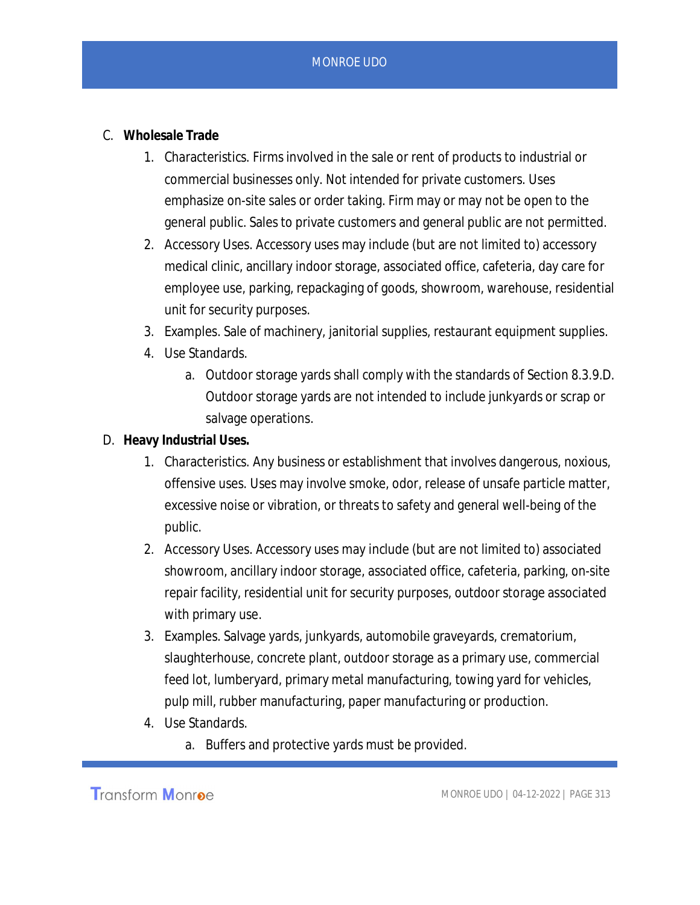C. **Wholesale Trade**

1. Characteristics. Firms involved in the sale or rent of products to industrial or commercial businesses only. Not intended for private customers. Uses emphasize on-site sales or order taking. Firm may or may not be open to the general public. Sales to private customers and general public are not permitted.
2. Accessory Uses. Accessory uses may include (but are not limited to) accessory medical clinic, ancillary indoor storage, associated office, cafeteria, day care for employee use, parking, repackaging of goods, showroom, warehouse, residential unit for security purposes.
3. Examples. Sale of machinery, janitorial supplies, restaurant equipment supplies.
4. Use Standards.
   a. Outdoor storage yards shall comply with the standards of Section 8.3.9.D. Outdoor storage yards are not intended to include junkyards or scrap or salvage operations.

D. **Heavy Industrial Uses.**

1. Characteristics. Any business or establishment that involves dangerous, noxious, offensive uses. Uses may involve smoke, odor, release of unsafe particle matter, excessive noise or vibration, or threats to safety and general well-being of the public.
2. Accessory Uses. Accessory uses may include (but are not limited to) associated showroom, ancillary indoor storage, associated office, cafeteria, parking, on-site repair facility, residential unit for security purposes, outdoor storage associated with primary use.
3. Examples. Salvage yards, junkyards, automobile graveyards, crematorium, slaughterhouse, concrete plant, outdoor storage as a primary use, commercial feed lot, lumberyard, primary metal manufacturing, towing yard for vehicles, pulp mill, rubber manufacturing, paper manufacturing or production.
4. Use Standards.
   a. Buffers and protective yards must be provided.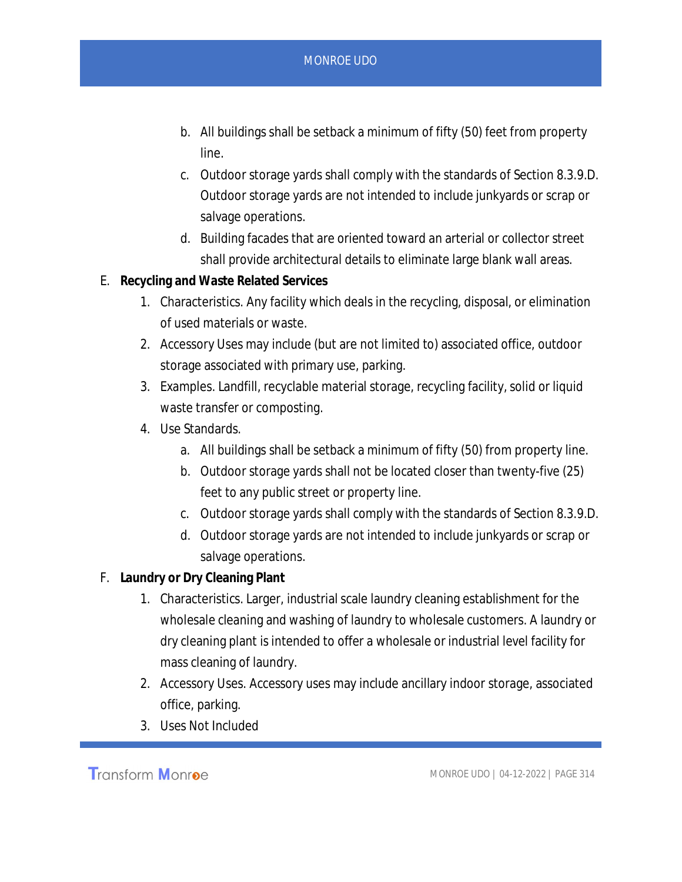b. All buildings shall be setback a minimum of fifty (50) feet from property line.
c. Outdoor storage yards shall comply with the standards of Section 8.3.9.D. Outdoor storage yards are not intended to include junkyards or scrap or salvage operations.
d. Building facades that are oriented toward an arterial or collector street shall provide architectural details to eliminate large blank wall areas.

E. **Recycling and Waste Related Services**

1. Characteristics. Any facility which deals in the recycling, disposal, or elimination of used materials or waste.
2. Accessory Uses may include (but are not limited to) associated office, outdoor storage associated with primary use, parking.
3. Examples. Landfill, recyclable material storage, recycling facility, solid or liquid waste transfer or composting.
4. Use Standards.
    a. All buildings shall be setback a minimum of fifty (50) from property line.
    b. Outdoor storage yards shall not be located closer than twenty-five (25) feet to any public street or property line.
    c. Outdoor storage yards shall comply with the standards of Section 8.3.9.D.
    d. Outdoor storage yards are not intended to include junkyards or scrap or salvage operations.

F. **Laundry or Dry Cleaning Plant**

1. Characteristics. Larger, industrial scale laundry cleaning establishment for the wholesale cleaning and washing of laundry to wholesale customers. A laundry or dry cleaning plant is intended to offer a wholesale or industrial level facility for mass cleaning of laundry.
2. Accessory Uses. Accessory uses may include ancillary indoor storage, associated office, parking.
3. Uses Not Included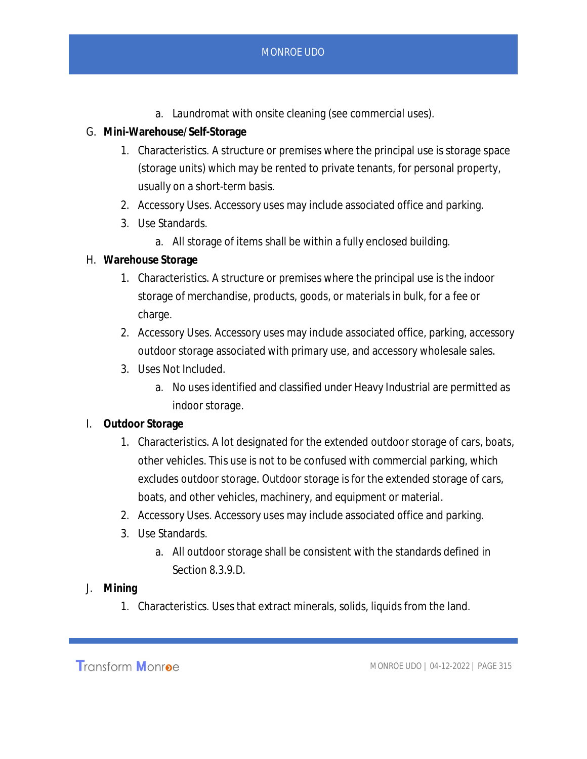a. Laundromat with onsite cleaning (see commercial uses).

G. **Mini-Warehouse/Self-Storage**

1. Characteristics. A structure or premises where the principal use is storage space (storage units) which may be rented to private tenants, for personal property, usually on a short-term basis.
2. Accessory Uses. Accessory uses may include associated office and parking.
3. Use Standards.
    a. All storage of items shall be within a fully enclosed building.

H. **Warehouse Storage**

1. Characteristics. A structure or premises where the principal use is the indoor storage of merchandise, products, goods, or materials in bulk, for a fee or charge.
2. Accessory Uses. Accessory uses may include associated office, parking, accessory outdoor storage associated with primary use, and accessory wholesale sales.
3. Uses Not Included.
    a. No uses identified and classified under Heavy Industrial are permitted as indoor storage.

I. **Outdoor Storage**

1. Characteristics. A lot designated for the extended outdoor storage of cars, boats, other vehicles. This use is not to be confused with commercial parking, which excludes outdoor storage. Outdoor storage is for the extended storage of cars, boats, and other vehicles, machinery, and equipment or material.
2. Accessory Uses. Accessory uses may include associated office and parking.
3. Use Standards.
    a. All outdoor storage shall be consistent with the standards defined in Section 8.3.9.D.

J. **Mining**

1. Characteristics. Uses that extract minerals, solids, liquids from the land.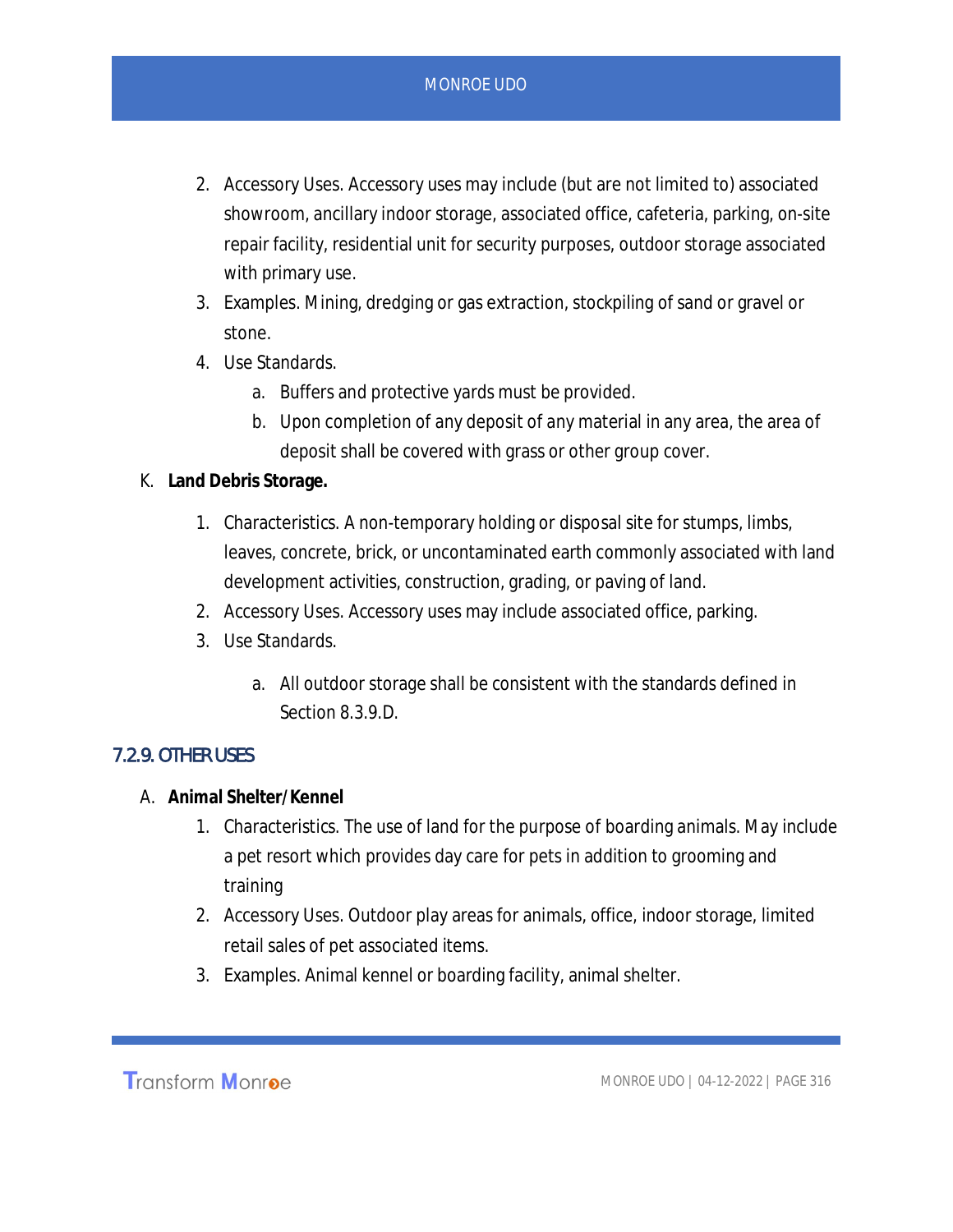2. Accessory Uses. Accessory uses may include (but are not limited to) associated showroom, ancillary indoor storage, associated office, cafeteria, parking, on-site repair facility, residential unit for security purposes, outdoor storage associated with primary use.
3. Examples. Mining, dredging or gas extraction, stockpiling of sand or gravel or stone.
4. Use Standards.
    a. Buffers and protective yards must be provided.
    b. Upon completion of any deposit of any material in any area, the area of deposit shall be covered with grass or other group cover.

K. **Land Debris Storage.**

1. Characteristics. A non-temporary holding or disposal site for stumps, limbs, leaves, concrete, brick, or uncontaminated earth commonly associated with land development activities, construction, grading, or paving of land.
2. Accessory Uses. Accessory uses may include associated office, parking.
3. Use Standards.
    a. All outdoor storage shall be consistent with the standards defined in Section 8.3.9.D.

## 7.2.9. OTHER USES

A. **Animal Shelter/Kennel**

1. Characteristics. The use of land for the purpose of boarding animals. May include a pet resort which provides day care for pets in addition to grooming and training
2. Accessory Uses. Outdoor play areas for animals, office, indoor storage, limited retail sales of pet associated items.
3. Examples. Animal kennel or boarding facility, animal shelter.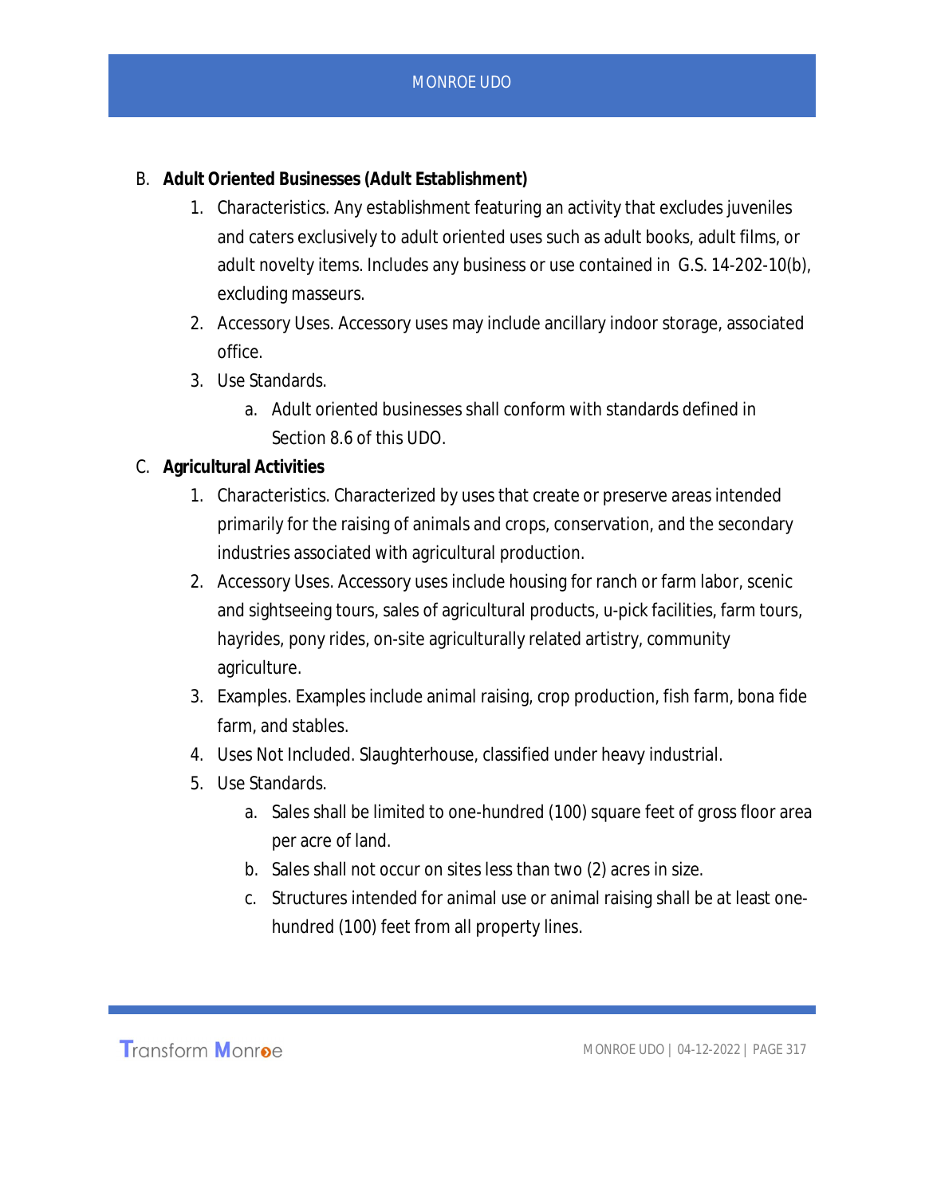B. **Adult Oriented Businesses (Adult Establishment)**
   1. Characteristics. Any establishment featuring an activity that excludes juveniles and caters exclusively to adult oriented uses such as adult books, adult films, or adult novelty items. Includes any business or use contained in G.S. 14-202-10(b), excluding masseurs.
   2. Accessory Uses. Accessory uses may include ancillary indoor storage, associated office.
   3. Use Standards.
      a. Adult oriented businesses shall conform with standards defined in Section 8.6 of this UDO.

C. **Agricultural Activities**
   1. Characteristics. Characterized by uses that create or preserve areas intended primarily for the raising of animals and crops, conservation, and the secondary industries associated with agricultural production.
   2. Accessory Uses. Accessory uses include housing for ranch or farm labor, scenic and sightseeing tours, sales of agricultural products, u-pick facilities, farm tours, hayrides, pony rides, on-site agriculturally related artistry, community agriculture.
   3. Examples. Examples include animal raising, crop production, fish farm, bona fide farm, and stables.
   4. Uses Not Included. Slaughterhouse, classified under heavy industrial.
   5. Use Standards.
      a. Sales shall be limited to one-hundred (100) square feet of gross floor area per acre of land.
      b. Sales shall not occur on sites less than two (2) acres in size.
      c. Structures intended for animal use or animal raising shall be at least one-hundred (100) feet from all property lines.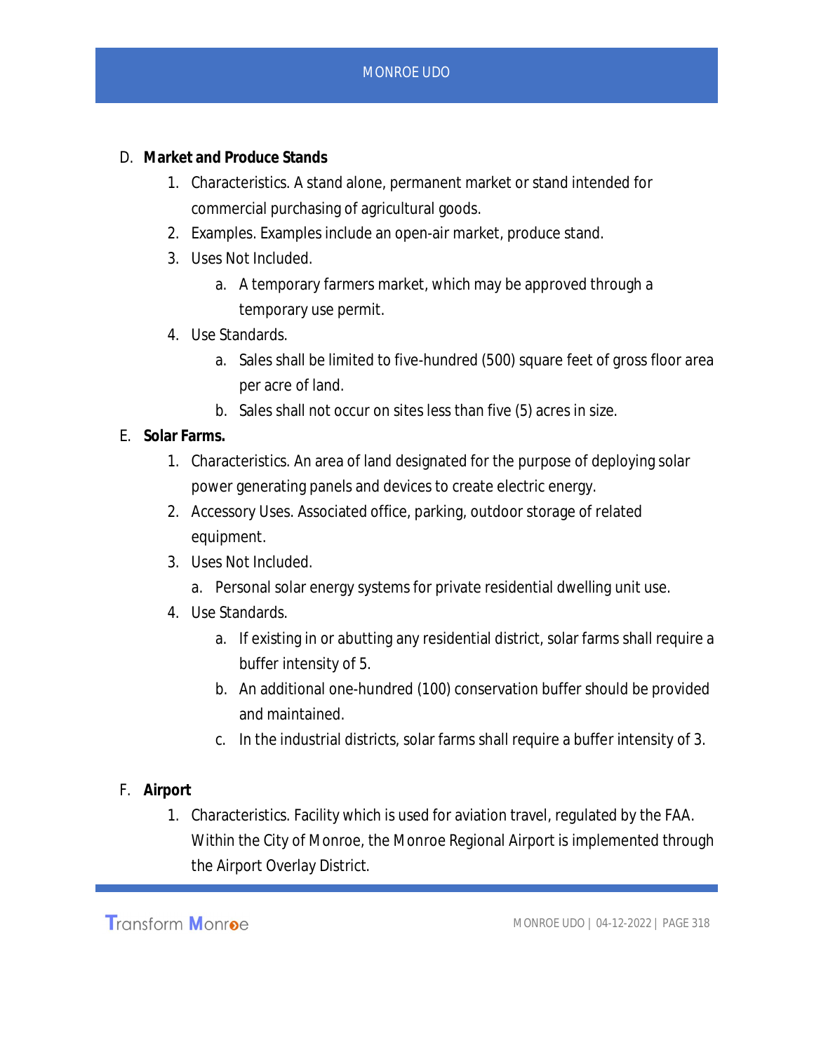D. **Market and Produce Stands**

1. Characteristics. A stand alone, permanent market or stand intended for commercial purchasing of agricultural goods.
2. Examples. Examples include an open-air market, produce stand.
3. Uses Not Included.
    a. A temporary farmers market, which may be approved through a temporary use permit.
4. Use Standards.
    a. Sales shall be limited to five-hundred (500) square feet of gross floor area per acre of land.
    b. Sales shall not occur on sites less than five (5) acres in size.

E. **Solar Farms.**

1. Characteristics. An area of land designated for the purpose of deploying solar power generating panels and devices to create electric energy.
2. Accessory Uses. Associated office, parking, outdoor storage of related equipment.
3. Uses Not Included.
    a. Personal solar energy systems for private residential dwelling unit use.
4. Use Standards.
    a. If existing in or abutting any residential district, solar farms shall require a buffer intensity of 5.
    b. An additional one-hundred (100) conservation buffer should be provided and maintained.
    c. In the industrial districts, solar farms shall require a buffer intensity of 3.

F. **Airport**

1. Characteristics. Facility which is used for aviation travel, regulated by the FAA. Within the City of Monroe, the Monroe Regional Airport is implemented through the Airport Overlay District.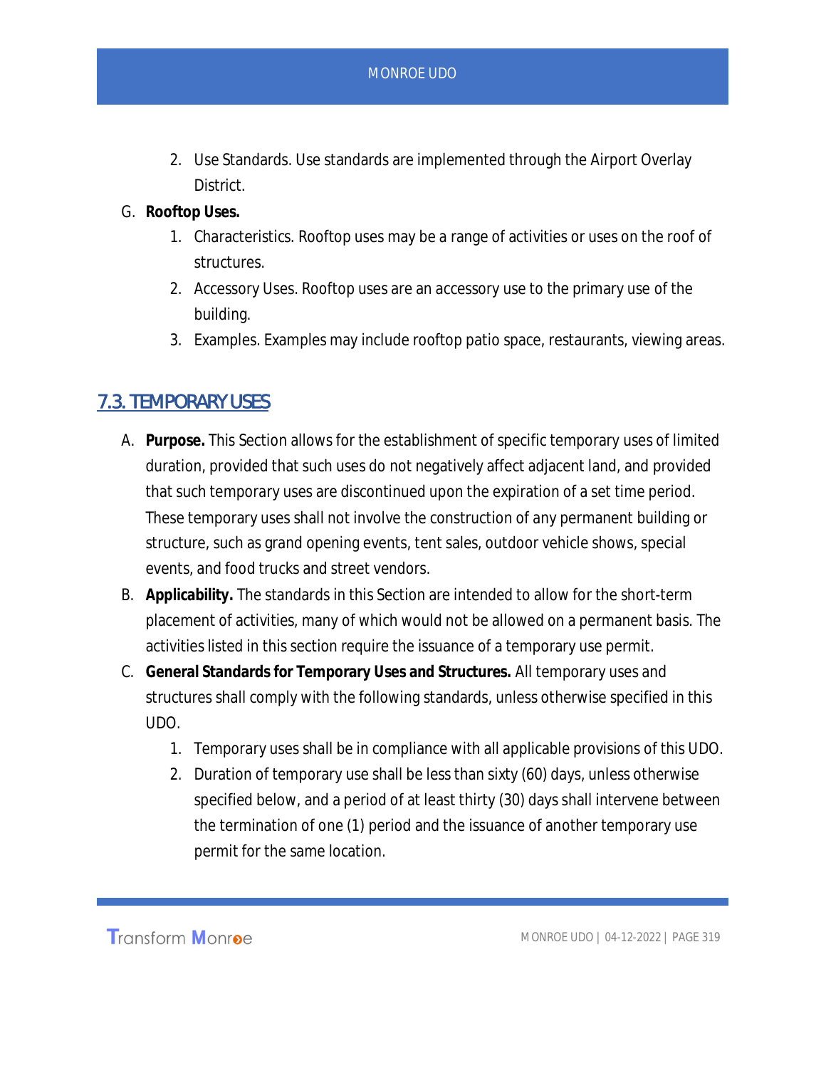2. Use Standards. Use standards are implemented through the Airport Overlay District.

G. **Rooftop Uses.**

1. Characteristics. Rooftop uses may be a range of activities or uses on the roof of structures.
2. Accessory Uses. Rooftop uses are an accessory use to the primary use of the building.
3. Examples. Examples may include rooftop patio space, restaurants, viewing areas.

## 7.3. TEMPORARY USES

A. **Purpose.** This Section allows for the establishment of specific temporary uses of limited duration, provided that such uses do not negatively affect adjacent land, and provided that such temporary uses are discontinued upon the expiration of a set time period. These temporary uses shall not involve the construction of any permanent building or structure, such as grand opening events, tent sales, outdoor vehicle shows, special events, and food trucks and street vendors.

B. **Applicability.** The standards in this Section are intended to allow for the short-term placement of activities, many of which would not be allowed on a permanent basis. The activities listed in this section require the issuance of a temporary use permit.

C. **General Standards for Temporary Uses and Structures.** All temporary uses and structures shall comply with the following standards, unless otherwise specified in this UDO.

1. Temporary uses shall be in compliance with all applicable provisions of this UDO.
2. Duration of temporary use shall be less than sixty (60) days, unless otherwise specified below, and a period of at least thirty (30) days shall intervene between the termination of one (1) period and the issuance of another temporary use permit for the same location.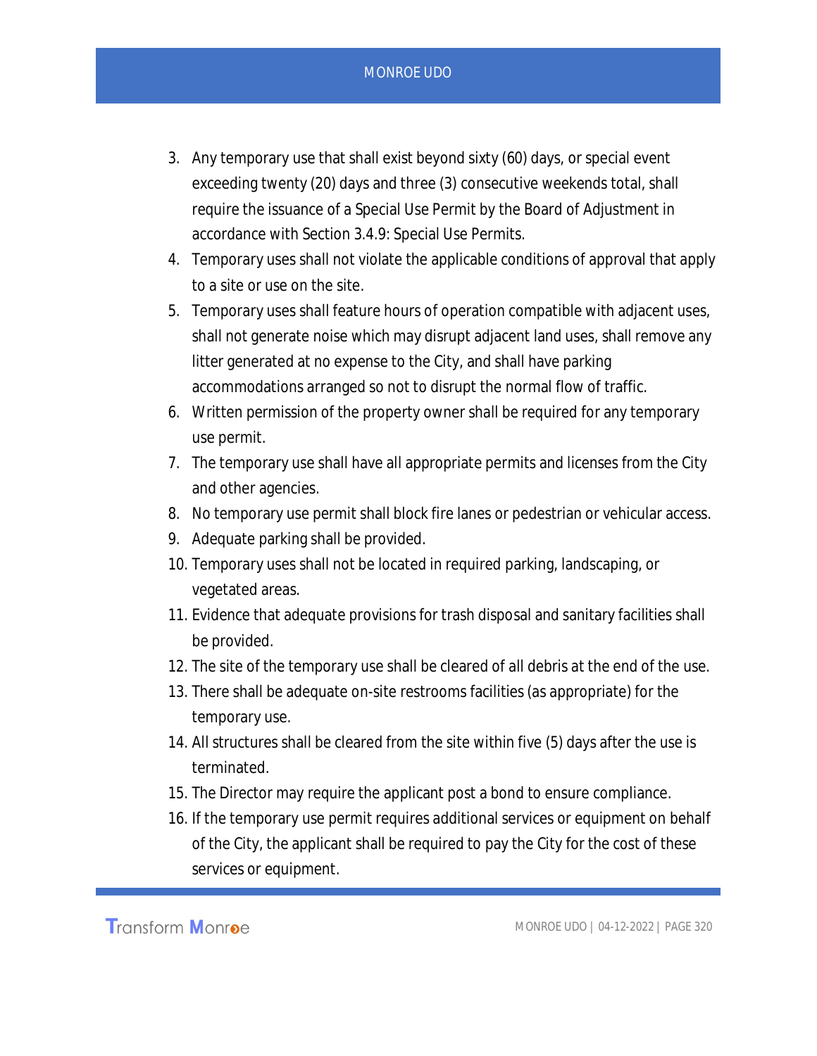3. Any temporary use that shall exist beyond sixty (60) days, or special event exceeding twenty (20) days and three (3) consecutive weekends total, shall require the issuance of a Special Use Permit by the Board of Adjustment in accordance with Section 3.4.9: Special Use Permits.
4. Temporary uses shall not violate the applicable conditions of approval that apply to a site or use on the site.
5. Temporary uses shall feature hours of operation compatible with adjacent uses, shall not generate noise which may disrupt adjacent land uses, shall remove any litter generated at no expense to the City, and shall have parking accommodations arranged so not to disrupt the normal flow of traffic.
6. Written permission of the property owner shall be required for any temporary use permit.
7. The temporary use shall have all appropriate permits and licenses from the City and other agencies.
8. No temporary use permit shall block fire lanes or pedestrian or vehicular access.
9. Adequate parking shall be provided.
10. Temporary uses shall not be located in required parking, landscaping, or vegetated areas.
11. Evidence that adequate provisions for trash disposal and sanitary facilities shall be provided.
12. The site of the temporary use shall be cleared of all debris at the end of the use.
13. There shall be adequate on-site restrooms facilities (as appropriate) for the temporary use.
14. All structures shall be cleared from the site within five (5) days after the use is terminated.
15. The Director may require the applicant post a bond to ensure compliance.
16. If the temporary use permit requires additional services or equipment on behalf of the City, the applicant shall be required to pay the City for the cost of these services or equipment.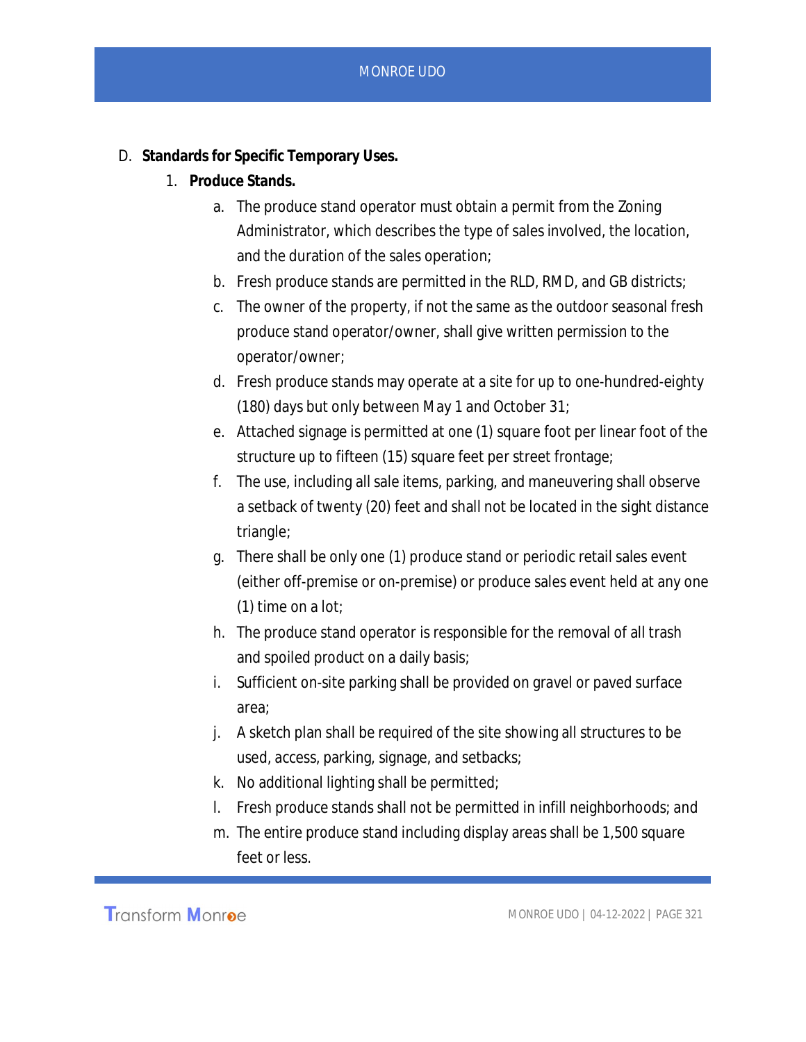D. **Standards for Specific Temporary Uses.**

1. **Produce Stands.**
   a. The produce stand operator must obtain a permit from the Zoning Administrator, which describes the type of sales involved, the location, and the duration of the sales operation;
   b. Fresh produce stands are permitted in the RLD, RMD, and GB districts;
   c. The owner of the property, if not the same as the outdoor seasonal fresh produce stand operator/owner, shall give written permission to the operator/owner;
   d. Fresh produce stands may operate at a site for up to one-hundred-eighty (180) days but only between May 1 and October 31;
   e. Attached signage is permitted at one (1) square foot per linear foot of the structure up to fifteen (15) square feet per street frontage;
   f. The use, including all sale items, parking, and maneuvering shall observe a setback of twenty (20) feet and shall not be located in the sight distance triangle;
   g. There shall be only one (1) produce stand or periodic retail sales event (either off-premise or on-premise) or produce sales event held at any one (1) time on a lot;
   h. The produce stand operator is responsible for the removal of all trash and spoiled product on a daily basis;
   i. Sufficient on-site parking shall be provided on gravel or paved surface area;
   j. A sketch plan shall be required of the site showing all structures to be used, access, parking, signage, and setbacks;
   k. No additional lighting shall be permitted;
   l. Fresh produce stands shall not be permitted in infill neighborhoods; and
   m. The entire produce stand including display areas shall be 1,500 square feet or less.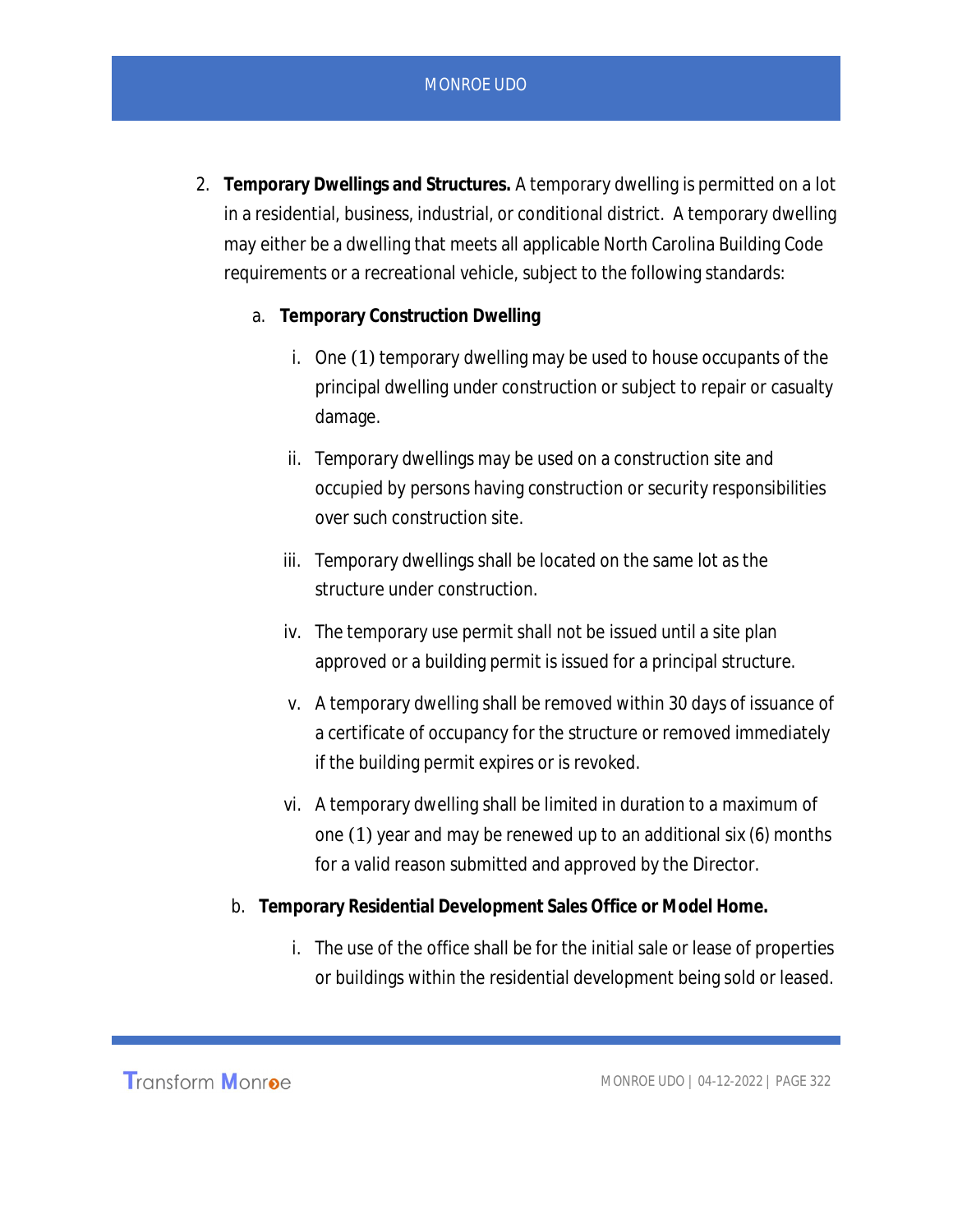2. **Temporary Dwellings and Structures.** A temporary dwelling is permitted on a lot in a residential, business, industrial, or conditional district. A temporary dwelling may either be a dwelling that meets all applicable North Carolina Building Code requirements or a recreational vehicle, subject to the following standards:

   a. **Temporary Construction Dwelling**

      i. One (1) temporary dwelling may be used to house occupants of the principal dwelling under construction or subject to repair or casualty damage.

      ii. Temporary dwellings may be used on a construction site and occupied by persons having construction or security responsibilities over such construction site.

      iii. Temporary dwellings shall be located on the same lot as the structure under construction.

      iv. The temporary use permit shall not be issued until a site plan approved or a building permit is issued for a principal structure.

      v. A temporary dwelling shall be removed within 30 days of issuance of a certificate of occupancy for the structure or removed immediately if the building permit expires or is revoked.

      vi. A temporary dwelling shall be limited in duration to a maximum of one (1) year and may be renewed up to an additional six (6) months for a valid reason submitted and approved by the Director.

   b. **Temporary Residential Development Sales Office or Model Home.**

      i. The use of the office shall be for the initial sale or lease of properties or buildings within the residential development being sold or leased.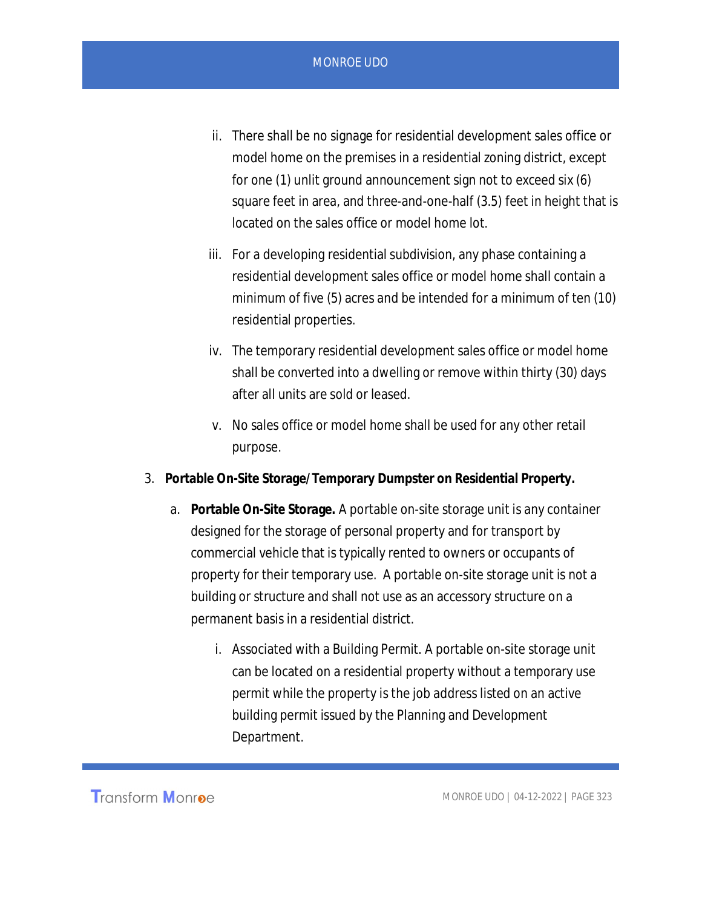ii. There shall be no signage for residential development sales office or model home on the premises in a residential zoning district, except for one (1) unlit ground announcement sign not to exceed six (6) square feet in area, and three-and-one-half (3.5) feet in height that is located on the sales office or model home lot.

iii. For a developing residential subdivision, any phase containing a residential development sales office or model home shall contain a minimum of five (5) acres and be intended for a minimum of ten (10) residential properties.

iv. The temporary residential development sales office or model home shall be converted into a dwelling or remove within thirty (30) days after all units are sold or leased.

v. No sales office or model home shall be used for any other retail purpose.

3. **Portable On-Site Storage/Temporary Dumpster on Residential Property.**

   a. **Portable On-Site Storage.** A portable on-site storage unit is any container designed for the storage of personal property and for transport by commercial vehicle that is typically rented to owners or occupants of property for their temporary use. A portable on-site storage unit is not a building or structure and shall not use as an accessory structure on a permanent basis in a residential district.

      i. Associated with a Building Permit. A portable on-site storage unit can be located on a residential property without a temporary use permit while the property is the job address listed on an active building permit issued by the Planning and Development Department.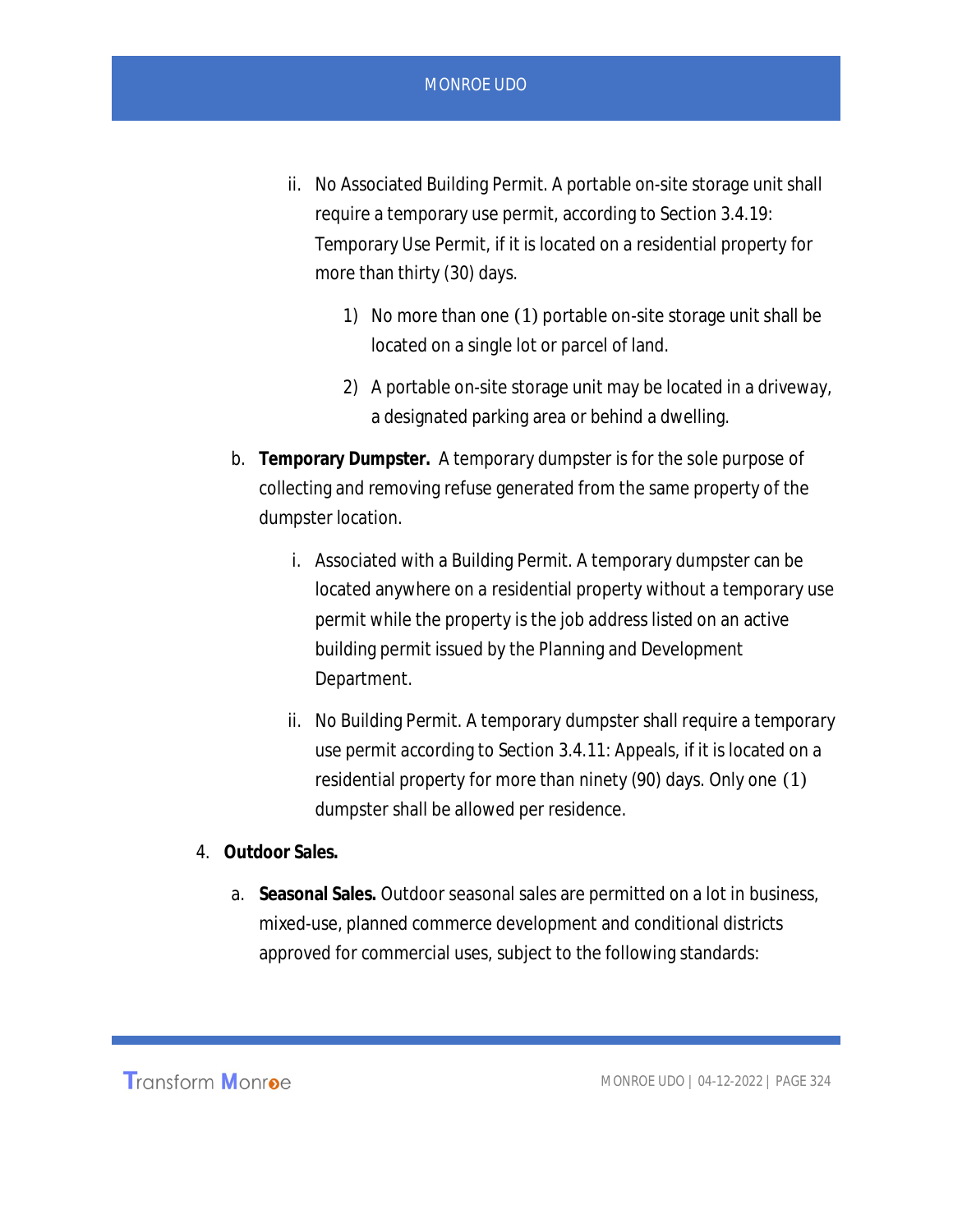ii. No Associated Building Permit. A portable on-site storage unit shall require a temporary use permit, according to Section 3.4.19: Temporary Use Permit, if it is located on a residential property for more than thirty (30) days.

   1) No more than one (1) portable on-site storage unit shall be located on a single lot or parcel of land.

   2) A portable on-site storage unit may be located in a driveway, a designated parking area or behind a dwelling.

b. **Temporary Dumpster.** A temporary dumpster is for the sole purpose of collecting and removing refuse generated from the same property of the dumpster location.

   i. Associated with a Building Permit. A temporary dumpster can be located anywhere on a residential property without a temporary use permit while the property is the job address listed on an active building permit issued by the Planning and Development Department.

   ii. No Building Permit. A temporary dumpster shall require a temporary use permit according to Section 3.4.11: Appeals, if it is located on a residential property for more than ninety (90) days. Only one (1) dumpster shall be allowed per residence.

4. **Outdoor Sales.**

   a. **Seasonal Sales.** Outdoor seasonal sales are permitted on a lot in business, mixed-use, planned commerce development and conditional districts approved for commercial uses, subject to the following standards: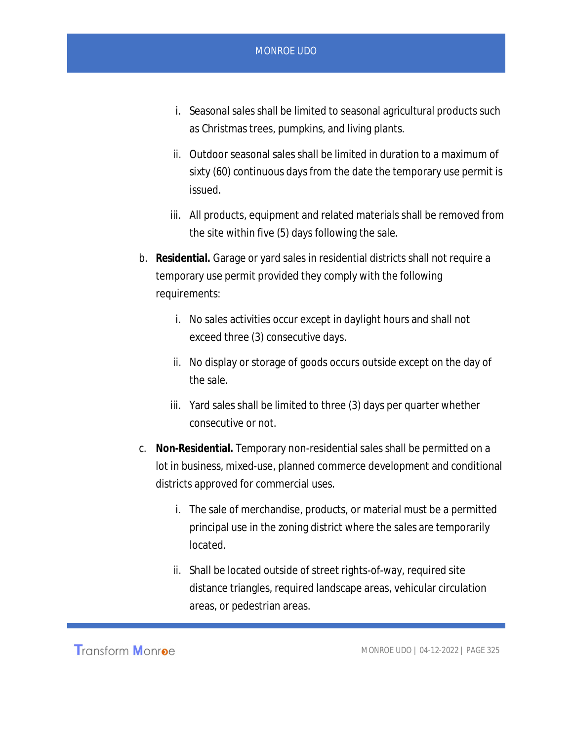i. Seasonal sales shall be limited to seasonal agricultural products such as Christmas trees, pumpkins, and living plants.

   ii. Outdoor seasonal sales shall be limited in duration to a maximum of sixty (60) continuous days from the date the temporary use permit is issued.

   iii. All products, equipment and related materials shall be removed from the site within five (5) days following the sale.

b. **Residential.** Garage or yard sales in residential districts shall not require a temporary use permit provided they comply with the following requirements:

   i. No sales activities occur except in daylight hours and shall not exceed three (3) consecutive days.

   ii. No display or storage of goods occurs outside except on the day of the sale.

   iii. Yard sales shall be limited to three (3) days per quarter whether consecutive or not.

c. **Non-Residential.** Temporary non-residential sales shall be permitted on a lot in business, mixed-use, planned commerce development and conditional districts approved for commercial uses.

   i. The sale of merchandise, products, or material must be a permitted principal use in the zoning district where the sales are temporarily located.

   ii. Shall be located outside of street rights-of-way, required site distance triangles, required landscape areas, vehicular circulation areas, or pedestrian areas.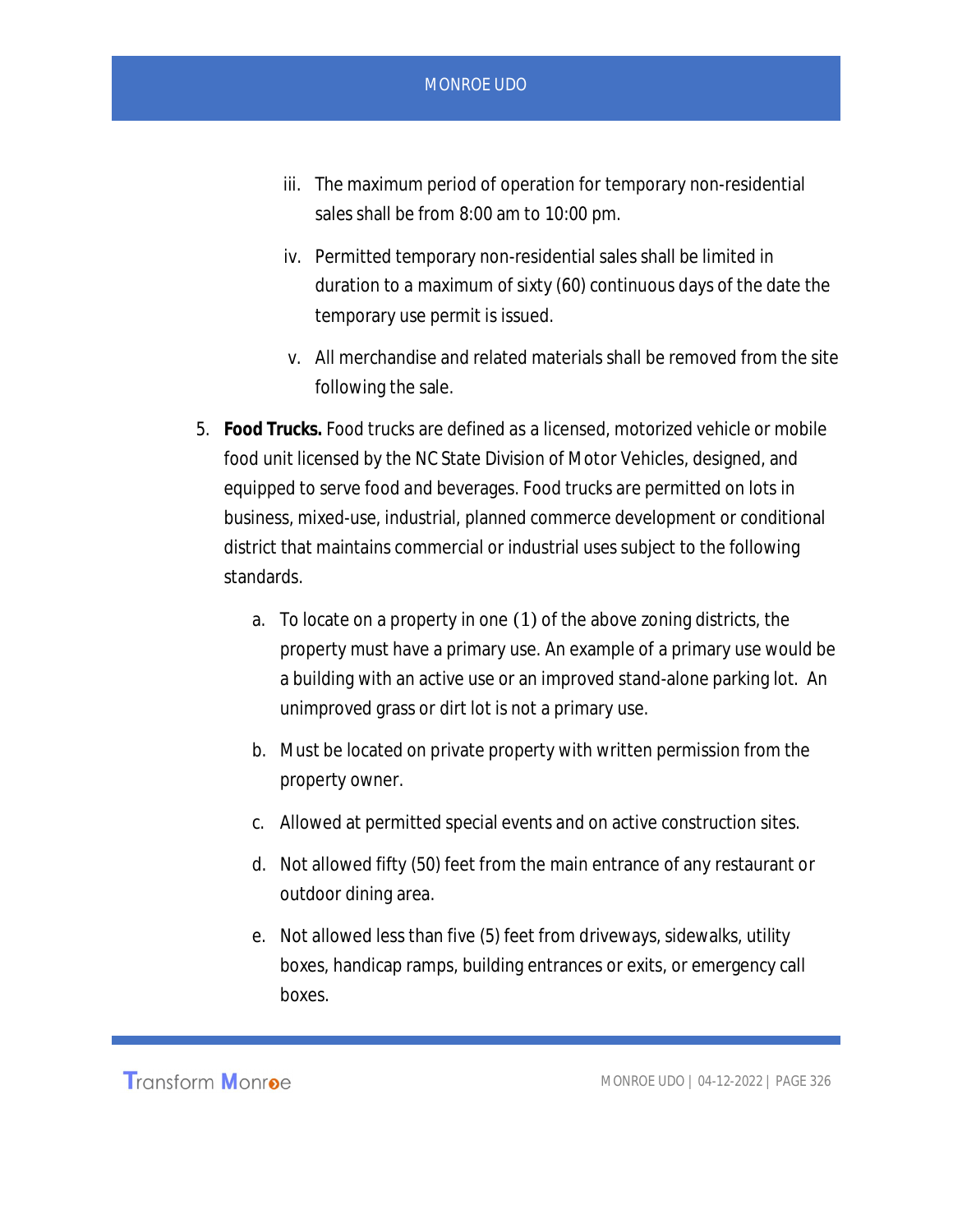iii. The maximum period of operation for temporary non-residential sales shall be from 8:00 am to 10:00 pm.

iv. Permitted temporary non-residential sales shall be limited in duration to a maximum of sixty (60) continuous days of the date the temporary use permit is issued.

v. All merchandise and related materials shall be removed from the site following the sale.

5. **Food Trucks.** Food trucks are defined as a licensed, motorized vehicle or mobile food unit licensed by the NC State Division of Motor Vehicles, designed, and equipped to serve food and beverages. Food trucks are permitted on lots in business, mixed-use, industrial, planned commerce development or conditional district that maintains commercial or industrial uses subject to the following standards.

   a. To locate on a property in one (1) of the above zoning districts, the property must have a primary use. An example of a primary use would be a building with an active use or an improved stand-alone parking lot. An unimproved grass or dirt lot is not a primary use.

   b. Must be located on private property with written permission from the property owner.

   c. Allowed at permitted special events and on active construction sites.

   d. Not allowed fifty (50) feet from the main entrance of any restaurant or outdoor dining area.

   e. Not allowed less than five (5) feet from driveways, sidewalks, utility boxes, handicap ramps, building entrances or exits, or emergency call boxes.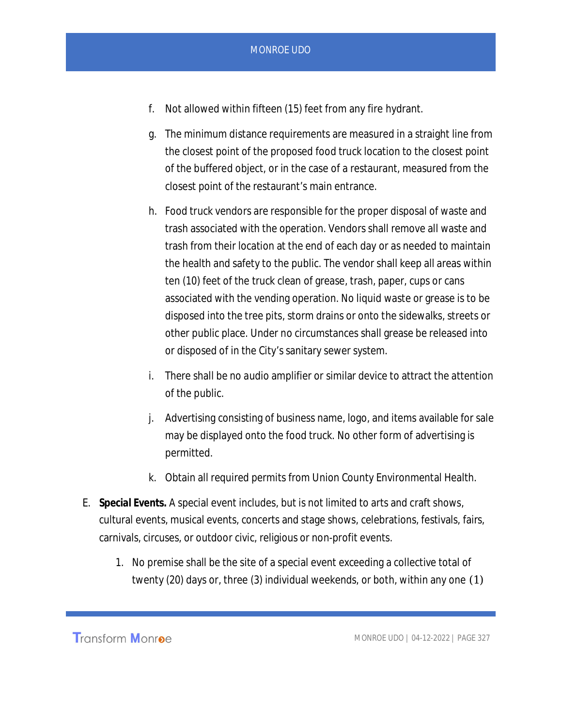f. Not allowed within fifteen (15) feet from any fire hydrant.

g. The minimum distance requirements are measured in a straight line from the closest point of the proposed food truck location to the closest point of the buffered object, or in the case of a restaurant, measured from the closest point of the restaurant's main entrance.

h. Food truck vendors are responsible for the proper disposal of waste and trash associated with the operation. Vendors shall remove all waste and trash from their location at the end of each day or as needed to maintain the health and safety to the public. The vendor shall keep all areas within ten (10) feet of the truck clean of grease, trash, paper, cups or cans associated with the vending operation. No liquid waste or grease is to be disposed into the tree pits, storm drains or onto the sidewalks, streets or other public place. Under no circumstances shall grease be released into or disposed of in the City's sanitary sewer system.

i. There shall be no audio amplifier or similar device to attract the attention of the public.

j. Advertising consisting of business name, logo, and items available for sale may be displayed onto the food truck. No other form of advertising is permitted.

k. Obtain all required permits from Union County Environmental Health.

E. **Special Events.** A special event includes, but is not limited to arts and craft shows, cultural events, musical events, concerts and stage shows, celebrations, festivals, fairs, carnivals, circuses, or outdoor civic, religious or non-profit events.

1. No premise shall be the site of a special event exceeding a collective total of twenty (20) days or, three (3) individual weekends, or both, within any one (1)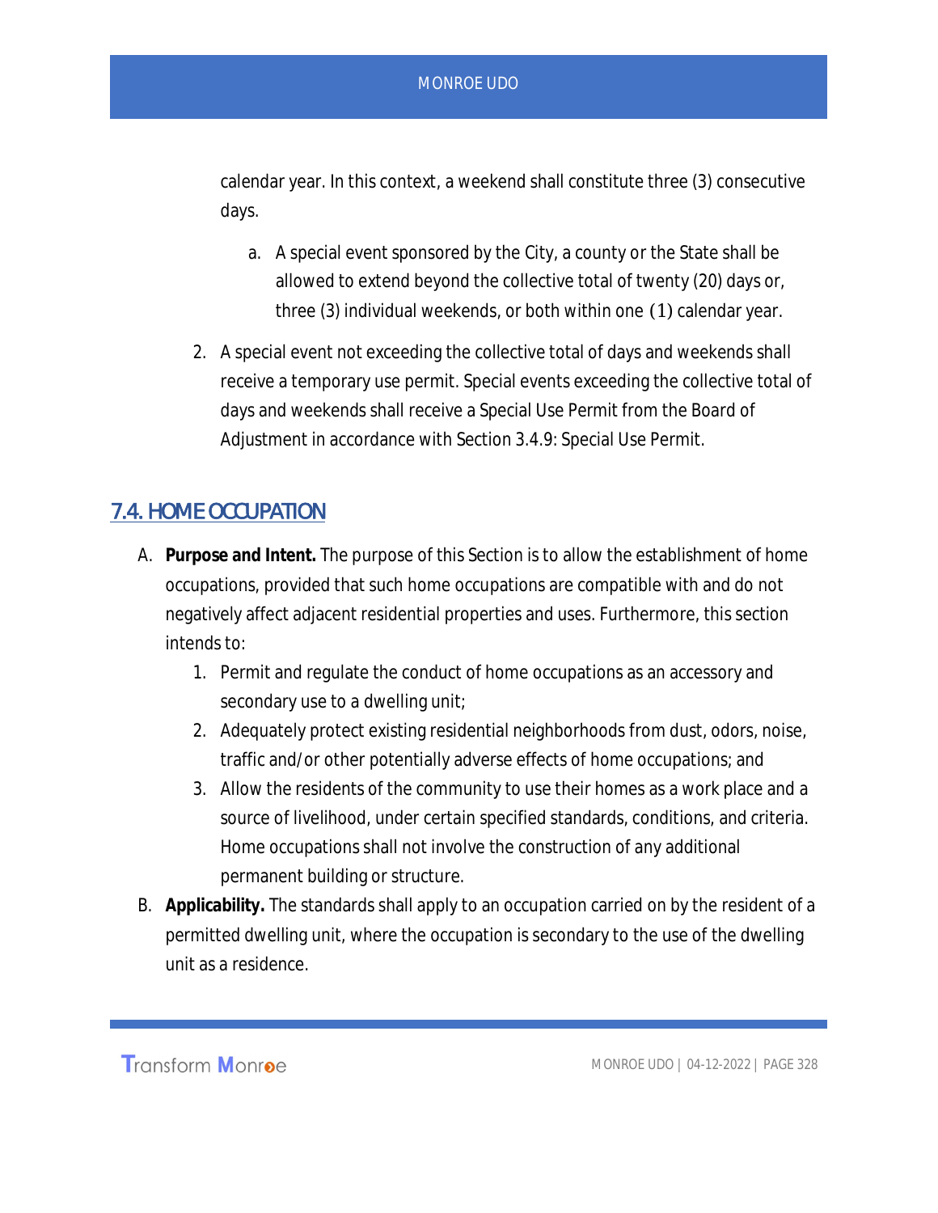calendar year. In this context, a weekend shall constitute three (3) consecutive days.

   a. A special event sponsored by the City, a county or the State shall be allowed to extend beyond the collective total of twenty (20) days or, three (3) individual weekends, or both within one (1) calendar year.

2. A special event not exceeding the collective total of days and weekends shall receive a temporary use permit. Special events exceeding the collective total of days and weekends shall receive a Special Use Permit from the Board of Adjustment in accordance with Section 3.4.9: Special Use Permit.

## 7.4. HOME OCCUPATION

A. **Purpose and Intent.** The purpose of this Section is to allow the establishment of home occupations, provided that such home occupations are compatible with and do not negatively affect adjacent residential properties and uses. Furthermore, this section intends to:

   1. Permit and regulate the conduct of home occupations as an accessory and secondary use to a dwelling unit;
   2. Adequately protect existing residential neighborhoods from dust, odors, noise, traffic and/or other potentially adverse effects of home occupations; and
   3. Allow the residents of the community to use their homes as a work place and a source of livelihood, under certain specified standards, conditions, and criteria. Home occupations shall not involve the construction of any additional permanent building or structure.

B. **Applicability.** The standards shall apply to an occupation carried on by the resident of a permitted dwelling unit, where the occupation is secondary to the use of the dwelling unit as a residence.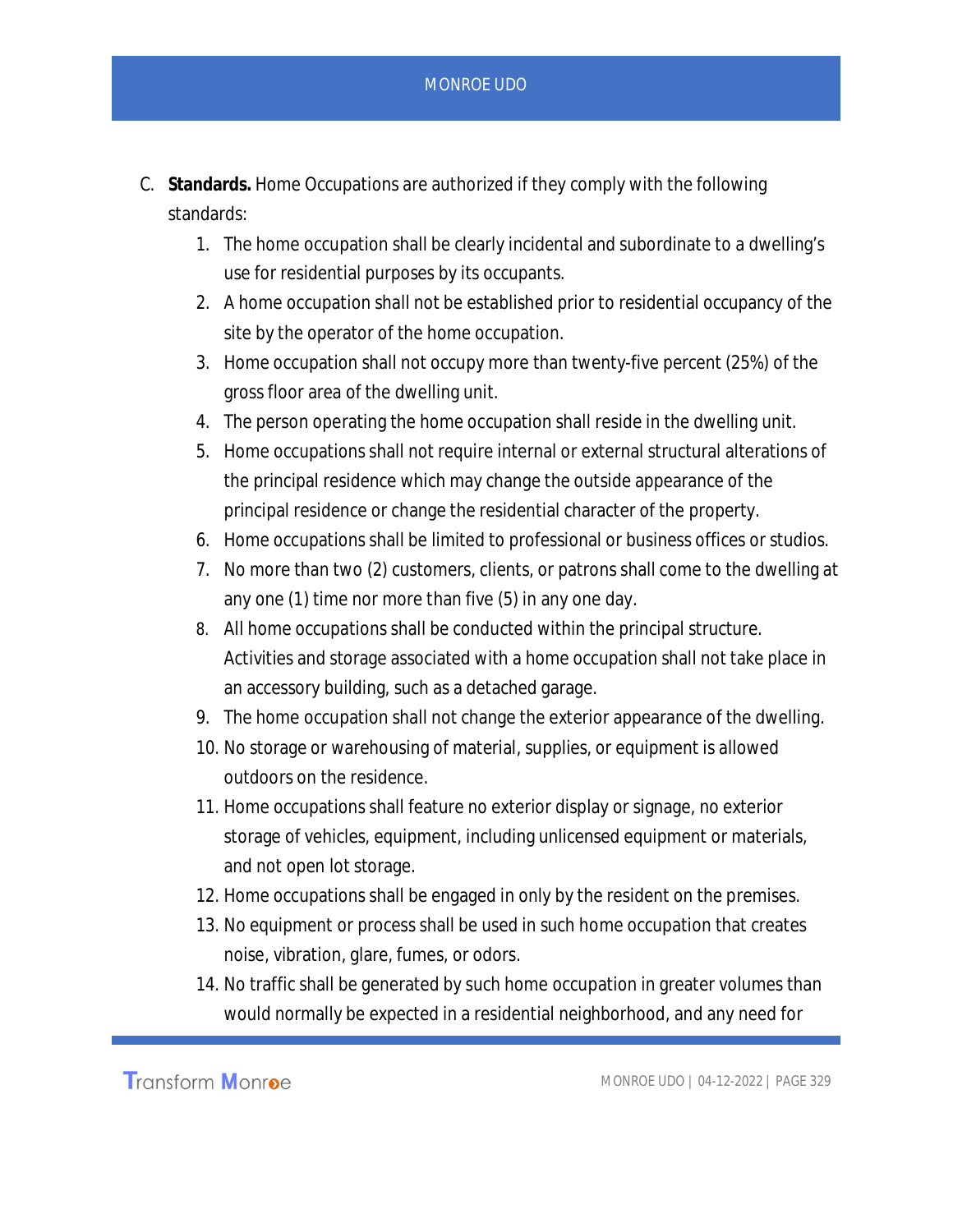C. **Standards.** Home Occupations are authorized if they comply with the following standards:

    1. The home occupation shall be clearly incidental and subordinate to a dwelling's use for residential purposes by its occupants.
    2. A home occupation shall not be established prior to residential occupancy of the site by the operator of the home occupation.
    3. Home occupation shall not occupy more than twenty-five percent (25%) of the gross floor area of the dwelling unit.
    4. The person operating the home occupation shall reside in the dwelling unit.
    5. Home occupations shall not require internal or external structural alterations of the principal residence which may change the outside appearance of the principal residence or change the residential character of the property.
    6. Home occupations shall be limited to professional or business offices or studios.
    7. No more than two (2) customers, clients, or patrons shall come to the dwelling at any one (1) time nor more than five (5) in any one day.
    8. All home occupations shall be conducted within the principal structure. Activities and storage associated with a home occupation shall not take place in an accessory building, such as a detached garage.
    9. The home occupation shall not change the exterior appearance of the dwelling.
    10. No storage or warehousing of material, supplies, or equipment is allowed outdoors on the residence.
    11. Home occupations shall feature no exterior display or signage, no exterior storage of vehicles, equipment, including unlicensed equipment or materials, and not open lot storage.
    12. Home occupations shall be engaged in only by the resident on the premises.
    13. No equipment or process shall be used in such home occupation that creates noise, vibration, glare, fumes, or odors.
    14. No traffic shall be generated by such home occupation in greater volumes than would normally be expected in a residential neighborhood, and any need for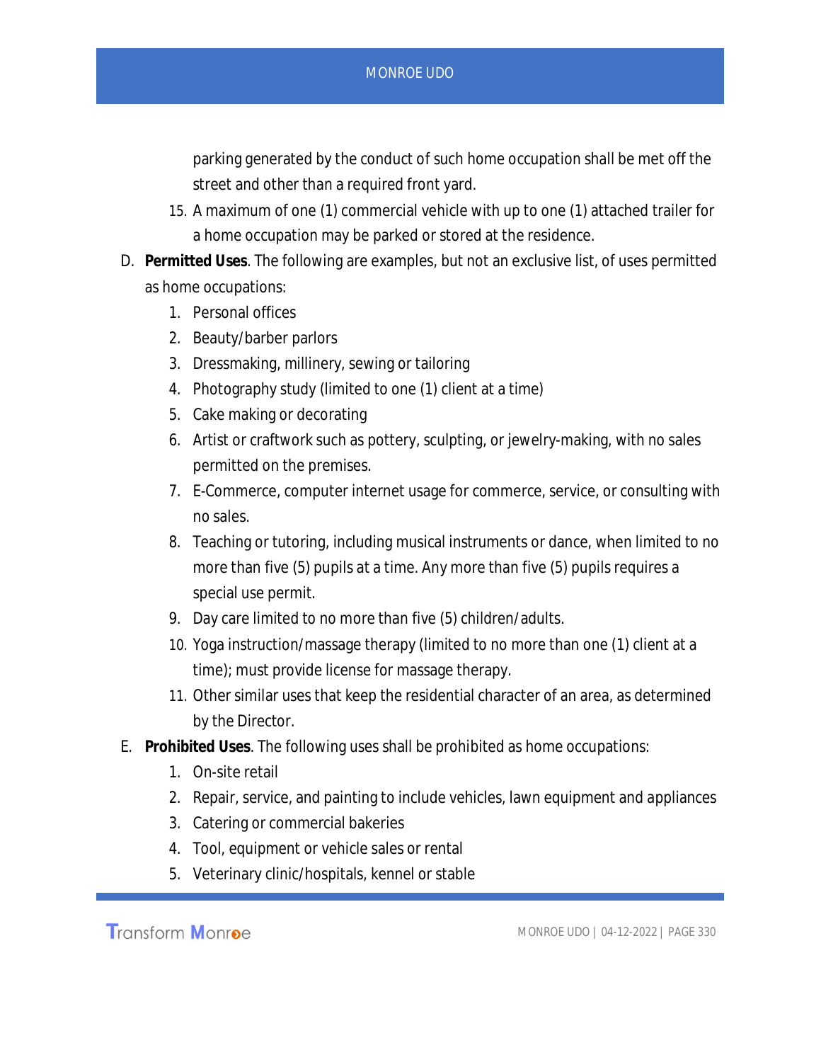parking generated by the conduct of such home occupation shall be met off the street and other than a required front yard.

15. A maximum of one (1) commercial vehicle with up to one (1) attached trailer for a home occupation may be parked or stored at the residence.

D. **Permitted Uses**. The following are examples, but not an exclusive list, of uses permitted as home occupations:

   1. Personal offices
   2. Beauty/barber parlors
   3. Dressmaking, millinery, sewing or tailoring
   4. Photography study (limited to one (1) client at a time)
   5. Cake making or decorating
   6. Artist or craftwork such as pottery, sculpting, or jewelry-making, with no sales permitted on the premises.
   7. E-Commerce, computer internet usage for commerce, service, or consulting with no sales.
   8. Teaching or tutoring, including musical instruments or dance, when limited to no more than five (5) pupils at a time. Any more than five (5) pupils requires a special use permit.
   9. Day care limited to no more than five (5) children/adults.
   10. Yoga instruction/massage therapy (limited to no more than one (1) client at a time); must provide license for massage therapy.
   11. Other similar uses that keep the residential character of an area, as determined by the Director.

E. **Prohibited Uses**. The following uses shall be prohibited as home occupations:

   1. On-site retail
   2. Repair, service, and painting to include vehicles, lawn equipment and appliances
   3. Catering or commercial bakeries
   4. Tool, equipment or vehicle sales or rental
   5. Veterinary clinic/hospitals, kennel or stable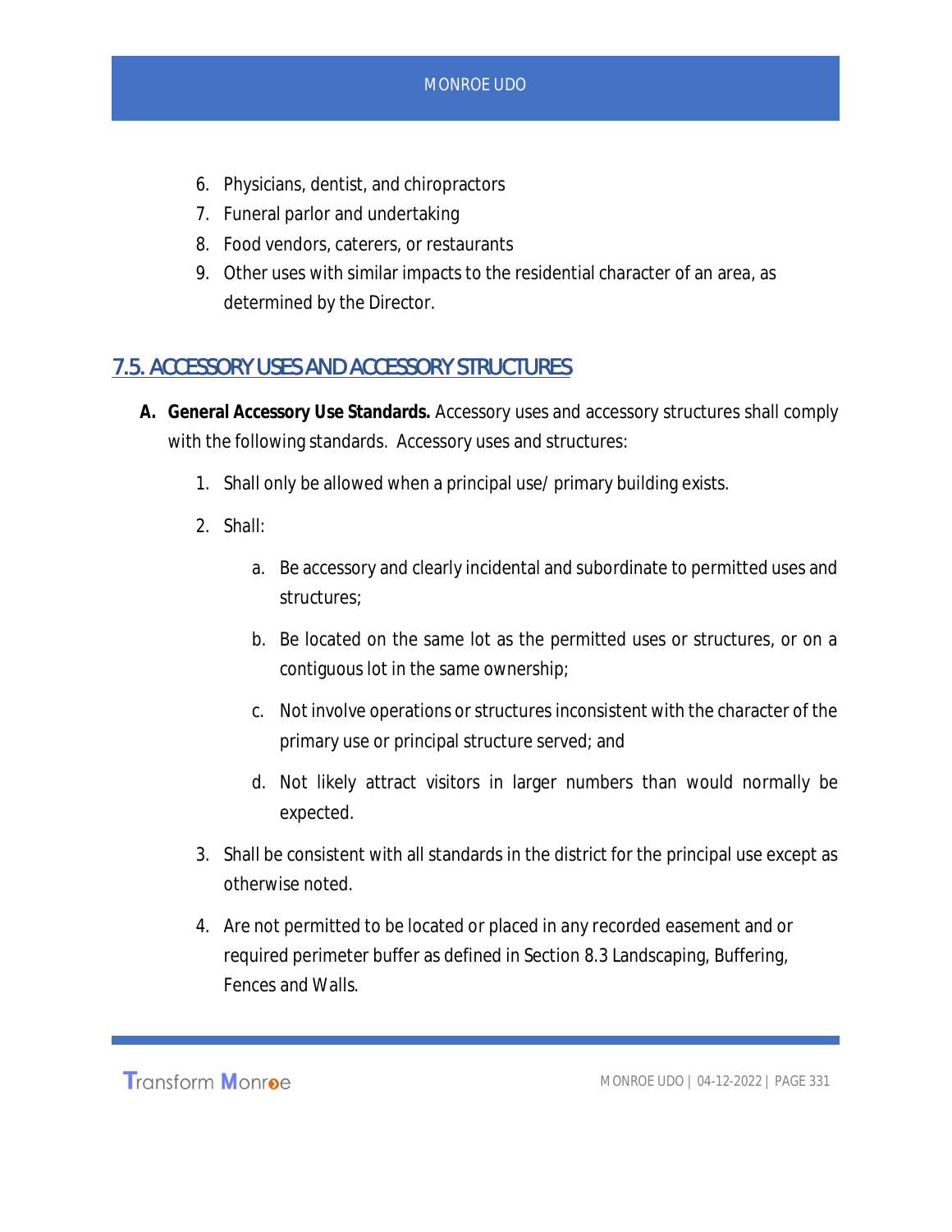6. Physicians, dentist, and chiropractors
7. Funeral parlor and undertaking
8. Food vendors, caterers, or restaurants
9. Other uses with similar impacts to the residential character of an area, as determined by the Director.

## 7.5. ACCESSORY USES AND ACCESSORY STRUCTURES

**A. General Accessory Use Standards.** Accessory uses and accessory structures shall comply with the following standards. Accessory uses and structures:

1. Shall only be allowed when a principal use/ primary building exists.
2. Shall:
   a. Be accessory and clearly incidental and subordinate to permitted uses and structures;
   b. Be located on the same lot as the permitted uses or structures, or on a contiguous lot in the same ownership;
   c. Not involve operations or structures inconsistent with the character of the primary use or principal structure served; and
   d. Not likely attract visitors in larger numbers than would normally be expected.
3. Shall be consistent with all standards in the district for the principal use except as otherwise noted.
4. Are not permitted to be located or placed in any recorded easement and or required perimeter buffer as defined in Section 8.3 Landscaping, Buffering, Fences and Walls.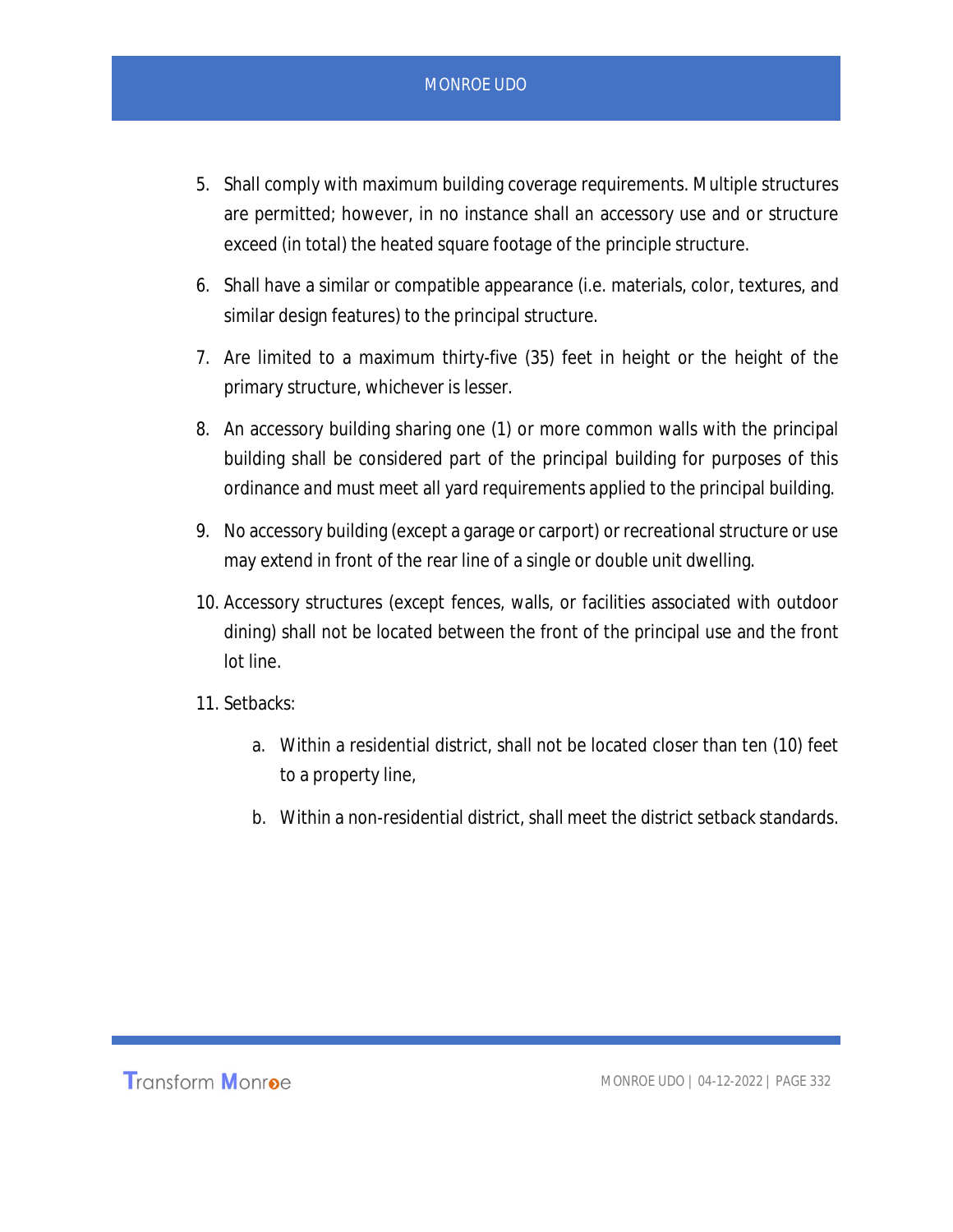5. Shall comply with maximum building coverage requirements. Multiple structures are permitted; however, in no instance shall an accessory use and or structure exceed (in total) the heated square footage of the principle structure.
6. Shall have a similar or compatible appearance (i.e. materials, color, textures, and similar design features) to the principal structure.
7. Are limited to a maximum thirty-five (35) feet in height or the height of the primary structure, whichever is lesser.
8. An accessory building sharing one (1) or more common walls with the principal building shall be considered part of the principal building for purposes of this ordinance and must meet all yard requirements applied to the principal building.
9. No accessory building (except a garage or carport) or recreational structure or use may extend in front of the rear line of a single or double unit dwelling.
10. Accessory structures (except fences, walls, or facilities associated with outdoor dining) shall not be located between the front of the principal use and the front lot line.
11. Setbacks:
    a. Within a residential district, shall not be located closer than ten (10) feet to a property line,
    b. Within a non-residential district, shall meet the district setback standards.